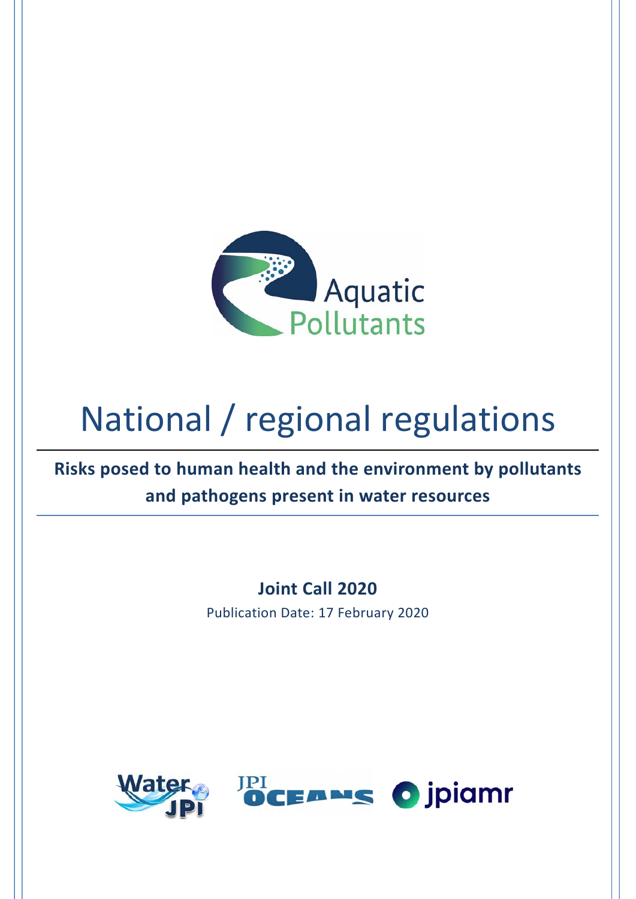Aquatic Pollutants

# National / regional regulations

**Risks posed to human health and the environment by pollutants and pathogens present in water resources**

**Joint Call 2020**

Publication Date: 17 February 2020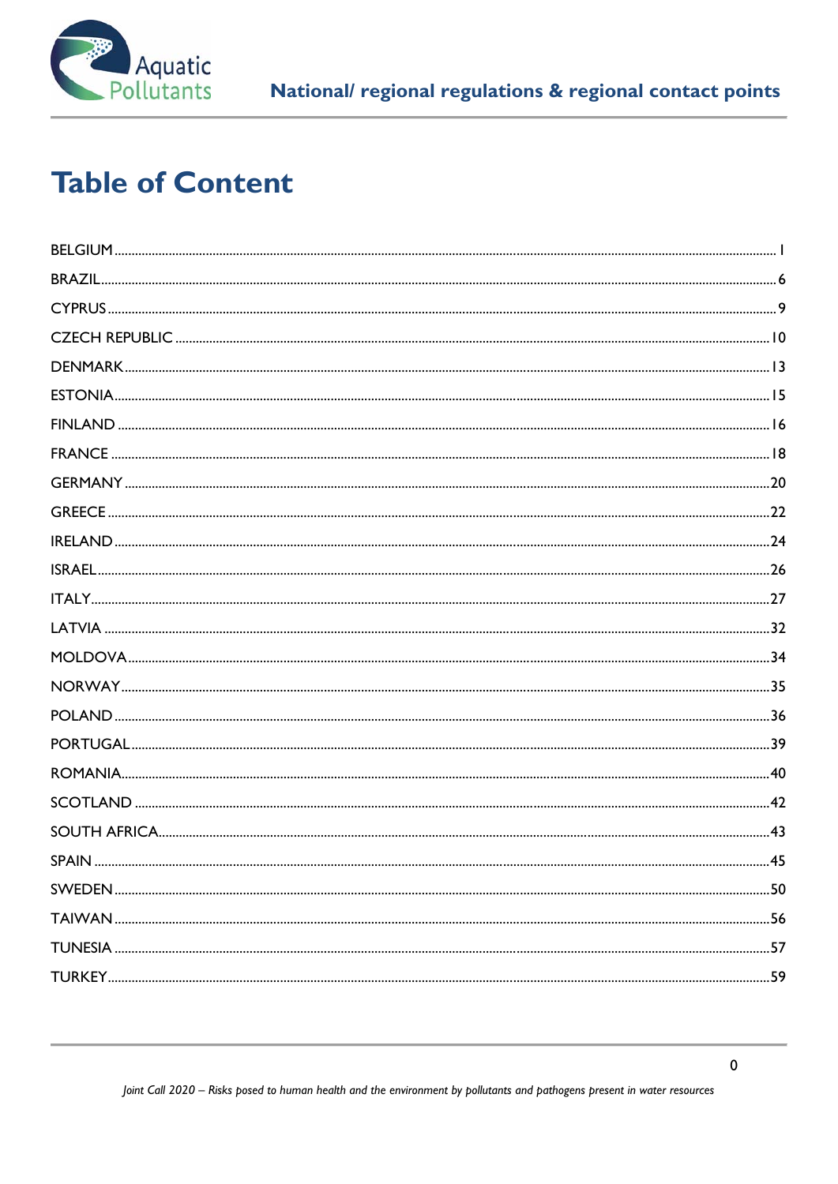# Table of Content

BELGIUM ........................................................................................................................ 1

BRAZIL ........................................................................................................................ 6

CYPRUS ........................................................................................................................ 9

CZECH REPUBLIC ........................................................................................................................ 10

DENMARK ........................................................................................................................ 13

ESTONIA ........................................................................................................................ 15

FINLAND ........................................................................................................................ 16

FRANCE ........................................................................................................................ 18

GERMANY ........................................................................................................................ 20

GREECE ........................................................................................................................ 22

IRELAND ........................................................................................................................ 24

ISRAEL ........................................................................................................................ 26

ITALY ........................................................................................................................ 27

LATVIA ........................................................................................................................ 32

MOLDOVA ........................................................................................................................ 34

NORWAY ........................................................................................................................ 35

POLAND ........................................................................................................................ 36

PORTUGAL ........................................................................................................................ 39

ROMANIA ........................................................................................................................ 40

SCOTLAND ........................................................................................................................ 42

SOUTH AFRICA ........................................................................................................................ 43

SPAIN ........................................................................................................................ 45

SWEDEN ........................................................................................................................ 50

TAIWAN ........................................................................................................................ 56

TUNESIA ........................................................................................................................ 57

TURKEY ........................................................................................................................ 59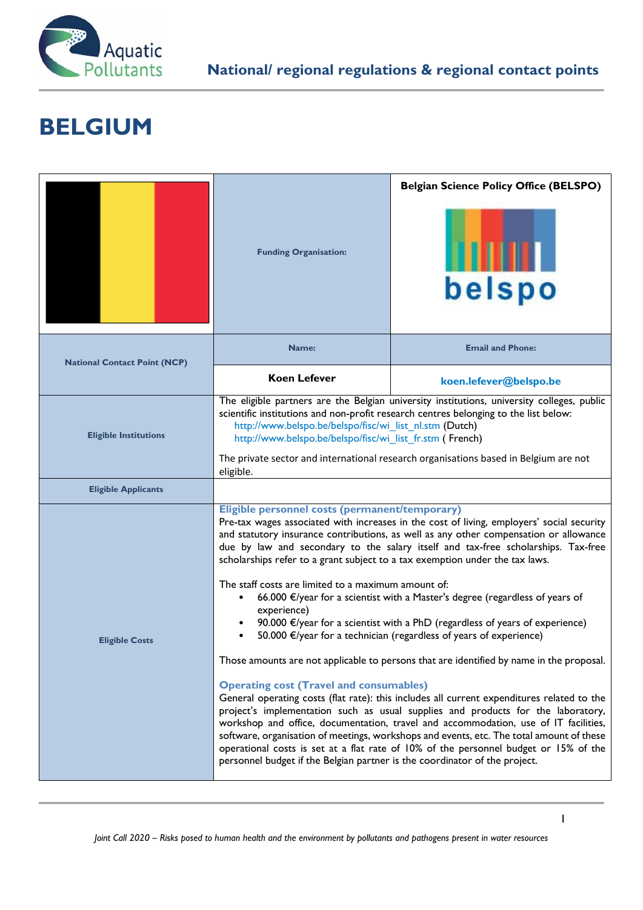# BELGIUM

| | Funding Organisation: | Belgian Science Policy Office (BELSPO) |
|---|---|---|
| National Contact Point (NCP) | Name: | Email and Phone: |
| | **Koen Lefever** | **koen.lefever@belspo.be** |
| Eligible Institutions | The eligible partners are the Belgian university institutions, university colleges, public scientific institutions and non-profit research centres belonging to the list below:<br>http://www.belspo.be/belspo/fisc/wi_list_nl.stm (Dutch)<br>http://www.belspo.be/belspo/fisc/wi_list_fr.stm ( French)<br><br>The private sector and international research organisations based in Belgium are not eligible. | |
| Eligible Applicants | | |
| Eligible Costs | **Eligible personnel costs (permanent/temporary)**<br>Pre-tax wages associated with increases in the cost of living, employers' social security and statutory insurance contributions, as well as any other compensation or allowance due by law and secondary to the salary itself and tax-free scholarships. Tax-free scholarships refer to a grant subject to a tax exemption under the tax laws.<br><br>The staff costs are limited to a maximum amount of:<br>• 66.000 €/year for a scientist with a Master's degree (regardless of years of experience)<br>• 90.000 €/year for a scientist with a PhD (regardless of years of experience)<br>• 50.000 €/year for a technician (regardless of years of experience)<br><br>Those amounts are not applicable to persons that are identified by name in the proposal.<br><br>**Operating cost (Travel and consumables)**<br>General operating costs (flat rate): this includes all current expenditures related to the project's implementation such as usual supplies and products for the laboratory, workshop and office, documentation, travel and accommodation, use of IT facilities, software, organisation of meetings, workshops and events, etc. The total amount of these operational costs is set at a flat rate of 10% of the personnel budget or 15% of the personnel budget if the Belgian partner is the coordinator of the project. | |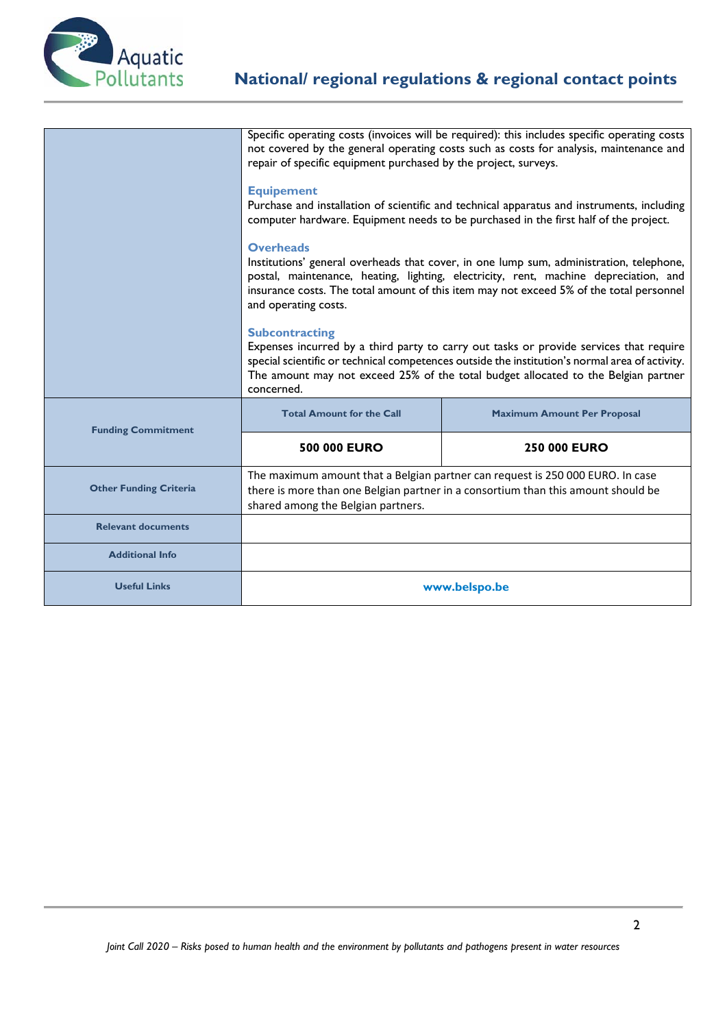| | | |
|---|---|---|
| | Specific operating costs (invoices will be required): this includes specific operating costs not covered by the general operating costs such as costs for analysis, maintenance and repair of specific equipment purchased by the project, surveys.<br><br>**Equipement**<br>Purchase and installation of scientific and technical apparatus and instruments, including computer hardware. Equipment needs to be purchased in the first half of the project.<br><br>**Overheads**<br>Institutions' general overheads that cover, in one lump sum, administration, telephone, postal, maintenance, heating, lighting, electricity, rent, machine depreciation, and insurance costs. The total amount of this item may not exceed 5% of the total personnel and operating costs.<br><br>**Subcontracting**<br>Expenses incurred by a third party to carry out tasks or provide services that require special scientific or technical competences outside the institution's normal area of activity. The amount may not exceed 25% of the total budget allocated to the Belgian partner concerned. | |
| **Funding Commitment** | **Total Amount for the Call** | **Maximum Amount Per Proposal** |
| | **500 000 EURO** | **250 000 EURO** |
| **Other Funding Criteria** | The maximum amount that a Belgian partner can request is 250 000 EURO. In case there is more than one Belgian partner in a consortium than this amount should be shared among the Belgian partners. | |
| **Relevant documents** | | |
| **Additional Info** | | |
| **Useful Links** | www.belspo.be | |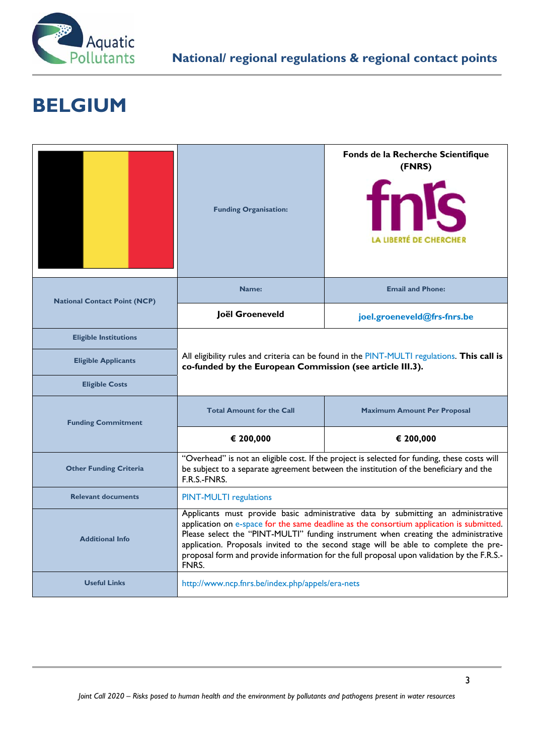# BELGIUM

| | Funding Organisation: | Fonds de la Recherche Scientifique (FNRS) |
|---|---|---|
| National Contact Point (NCP) | Name: | Email and Phone: |
| | Joël Groeneveld | joel.groeneveld@frs-fnrs.be |
| Eligible Institutions | All eligibility rules and criteria can be found in the PINT-MULTI regulations. **This call is co-funded by the European Commission (see article III.3).** | |
| Eligible Applicants | | |
| Eligible Costs | | |
| Funding Commitment | Total Amount for the Call | Maximum Amount Per Proposal |
| | € 200,000 | € 200,000 |
| Other Funding Criteria | "Overhead" is not an eligible cost. If the project is selected for funding, these costs will be subject to a separate agreement between the institution of the beneficiary and the F.R.S.-FNRS. | |
| Relevant documents | PINT-MULTI regulations | |
| Additional Info | Applicants must provide basic administrative data by submitting an administrative application on e-space for the same deadline as the consortium application is submitted. Please select the "PINT-MULTI" funding instrument when creating the administrative application. Proposals invited to the second stage will be able to complete the pre-proposal form and provide information for the full proposal upon validation by the F.R.S.-FNRS. | |
| Useful Links | http://www.ncp.fnrs.be/index.php/appels/era-nets | |

*Joint Call 2020 – Risks posed to human health and the environment by pollutants and pathogens present in water resources*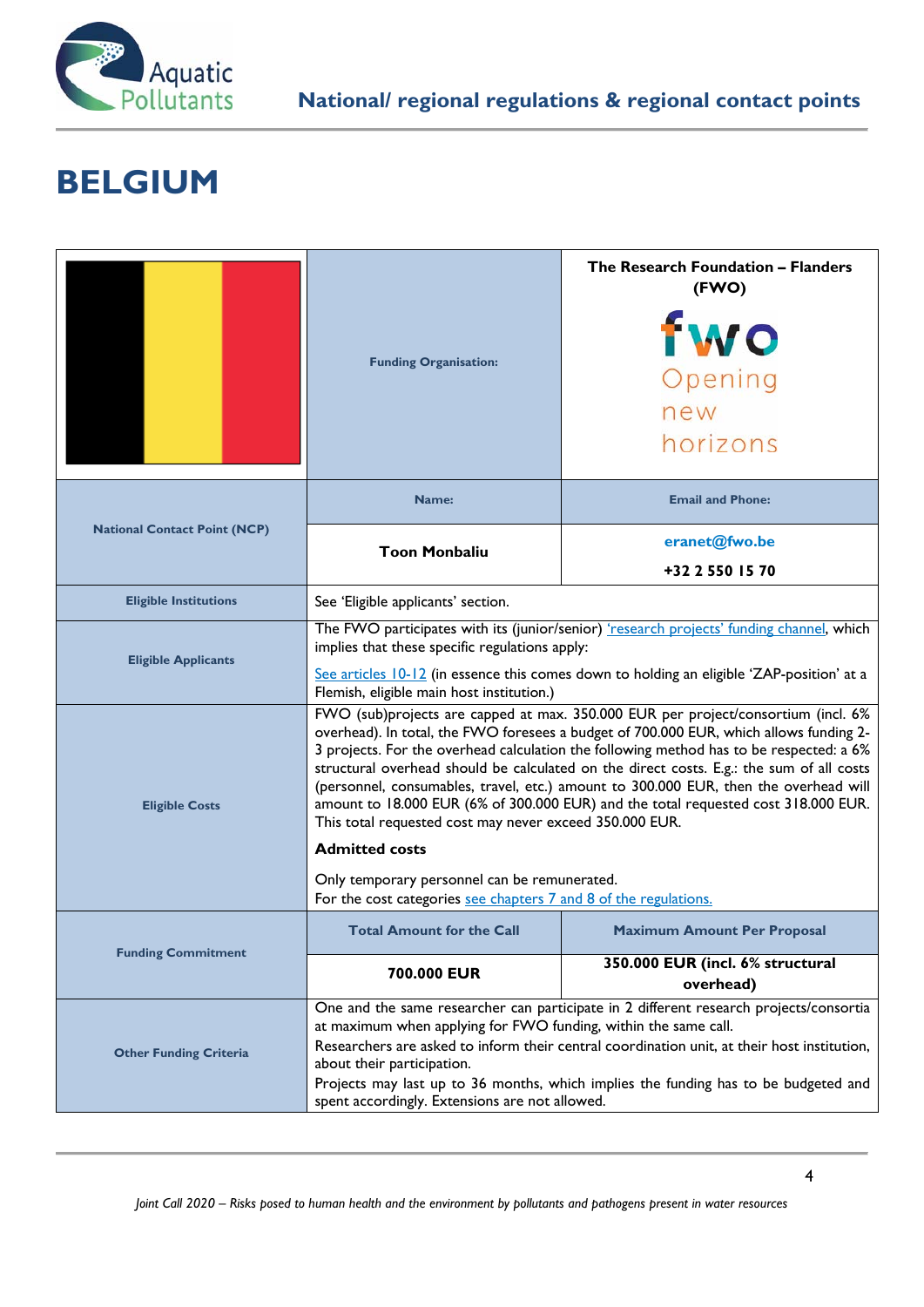# BELGIUM

| | Funding Organisation: | The Research Foundation – Flanders (FWO) fwo Opening new horizons |
|---|---|---|
| National Contact Point (NCP) | Name: | Email and Phone: |
| | **Toon Monbaliu** | eranet@fwo.be **+32 2 550 15 70** |
| Eligible Institutions | See 'Eligible applicants' section. | |
| Eligible Applicants | The FWO participates with its (junior/senior) 'research projects' funding channel, which implies that these specific regulations apply: See articles 10-12 (in essence this comes down to holding an eligible 'ZAP-position' at a Flemish, eligible main host institution.) | |
| Eligible Costs | FWO (sub)projects are capped at max. 350.000 EUR per project/consortium (incl. 6% overhead). In total, the FWO foresees a budget of 700.000 EUR, which allows funding 2-3 projects. For the overhead calculation the following method has to be respected: a 6% structural overhead should be calculated on the direct costs. E.g.: the sum of all costs (personnel, consumables, travel, etc.) amount to 300.000 EUR, then the overhead will amount to 18.000 EUR (6% of 300.000 EUR) and the total requested cost 318.000 EUR. This total requested cost may never exceed 350.000 EUR. **Admitted costs** Only temporary personnel can be remunerated. For the cost categories see chapters 7 and 8 of the regulations. | |
| Funding Commitment | Total Amount for the Call | Maximum Amount Per Proposal |
| | **700.000 EUR** | **350.000 EUR (incl. 6% structural overhead)** |
| Other Funding Criteria | One and the same researcher can participate in 2 different research projects/consortia at maximum when applying for FWO funding, within the same call. Researchers are asked to inform their central coordination unit, at their host institution, about their participation. Projects may last up to 36 months, which implies the funding has to be budgeted and spent accordingly. Extensions are not allowed. | |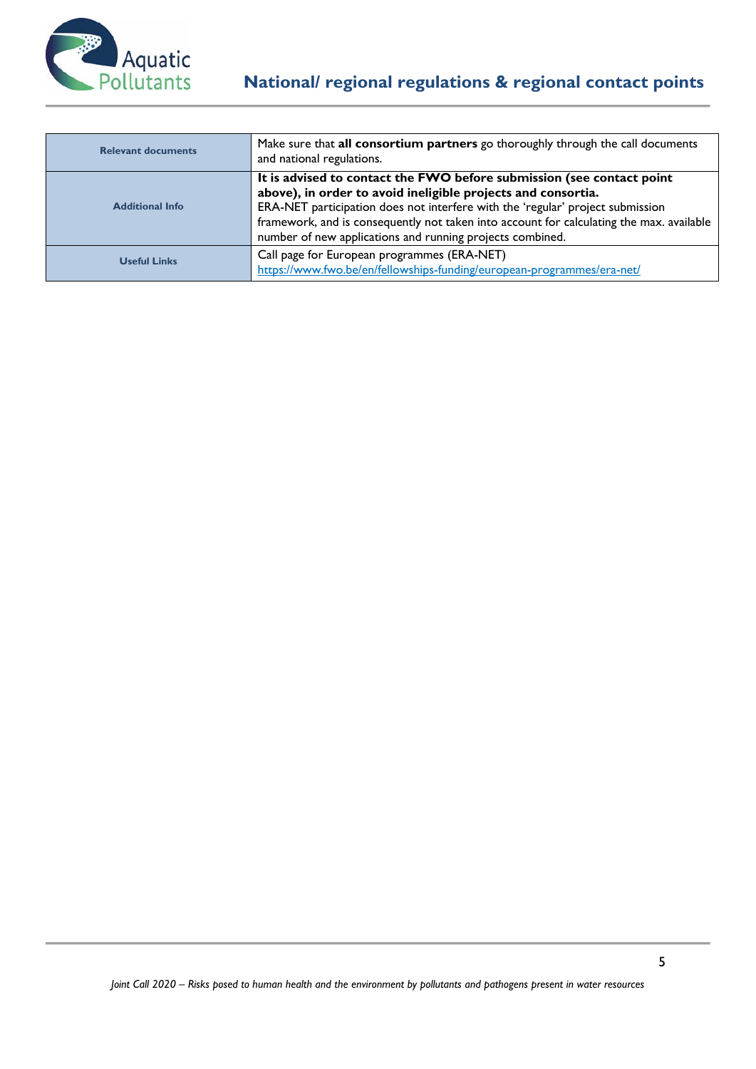| | |
|---|---|
| **Relevant documents** | Make sure that **all consortium partners** go thoroughly through the call documents and national regulations. |
| **Additional Info** | **It is advised to contact the FWO before submission (see contact point above), in order to avoid ineligible projects and consortia.** ERA-NET participation does not interfere with the 'regular' project submission framework, and is consequently not taken into account for calculating the max. available number of new applications and running projects combined. |
| **Useful Links** | Call page for European programmes (ERA-NET) [https://www.fwo.be/en/fellowships-funding/european-programmes/era-net/](https://www.fwo.be/en/fellowships-funding/european-programmes/era-net/) |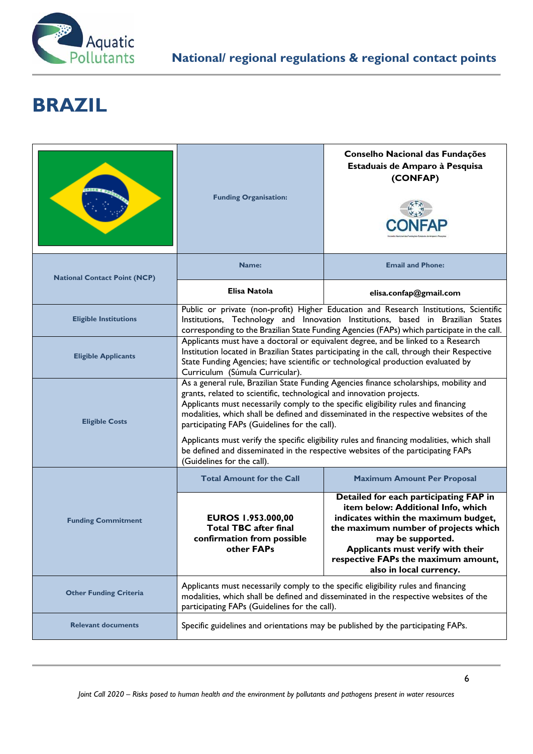# BRAZIL

| | Funding Organisation: | Conselho Nacional das Fundações Estaduais de Amparo à Pesquisa (CONFAP) |
|---|---|---|
| National Contact Point (NCP) | Name: | Email and Phone: |
| | Elisa Natola | elisa.confap@gmail.com |
| Eligible Institutions | Public or private (non-profit) Higher Education and Research Institutions, Scientific Institutions, Technology and Innovation Institutions, based in Brazilian States corresponding to the Brazilian State Funding Agencies (FAPs) which participate in the call. | |
| Eligible Applicants | Applicants must have a doctoral or equivalent degree, and be linked to a Research Institution located in Brazilian States participating in the call, through their Respective State Funding Agencies; have scientific or technological production evaluated by Curriculum (Súmula Curricular). | |
| Eligible Costs | As a general rule, Brazilian State Funding Agencies finance scholarships, mobility and grants, related to scientific, technological and innovation projects.<br>Applicants must necessarily comply to the specific eligibility rules and financing modalities, which shall be defined and disseminated in the respective websites of the participating FAPs (Guidelines for the call).<br><br>Applicants must verify the specific eligibility rules and financing modalities, which shall be defined and disseminated in the respective websites of the participating FAPs (Guidelines for the call). | |
| Funding Commitment | Total Amount for the Call | Maximum Amount Per Proposal |
| | **EUROS 1.953.000,00 Total TBC after final confirmation from possible other FAPs** | **Detailed for each participating FAP in item below: Additional Info, which indicates within the maximum budget, the maximum number of projects which may be supported. Applicants must verify with their respective FAPs the maximum amount, also in local currency.** |
| Other Funding Criteria | Applicants must necessarily comply to the specific eligibility rules and financing modalities, which shall be defined and disseminated in the respective websites of the participating FAPs (Guidelines for the call). | |
| Relevant documents | Specific guidelines and orientations may be published by the participating FAPs. | |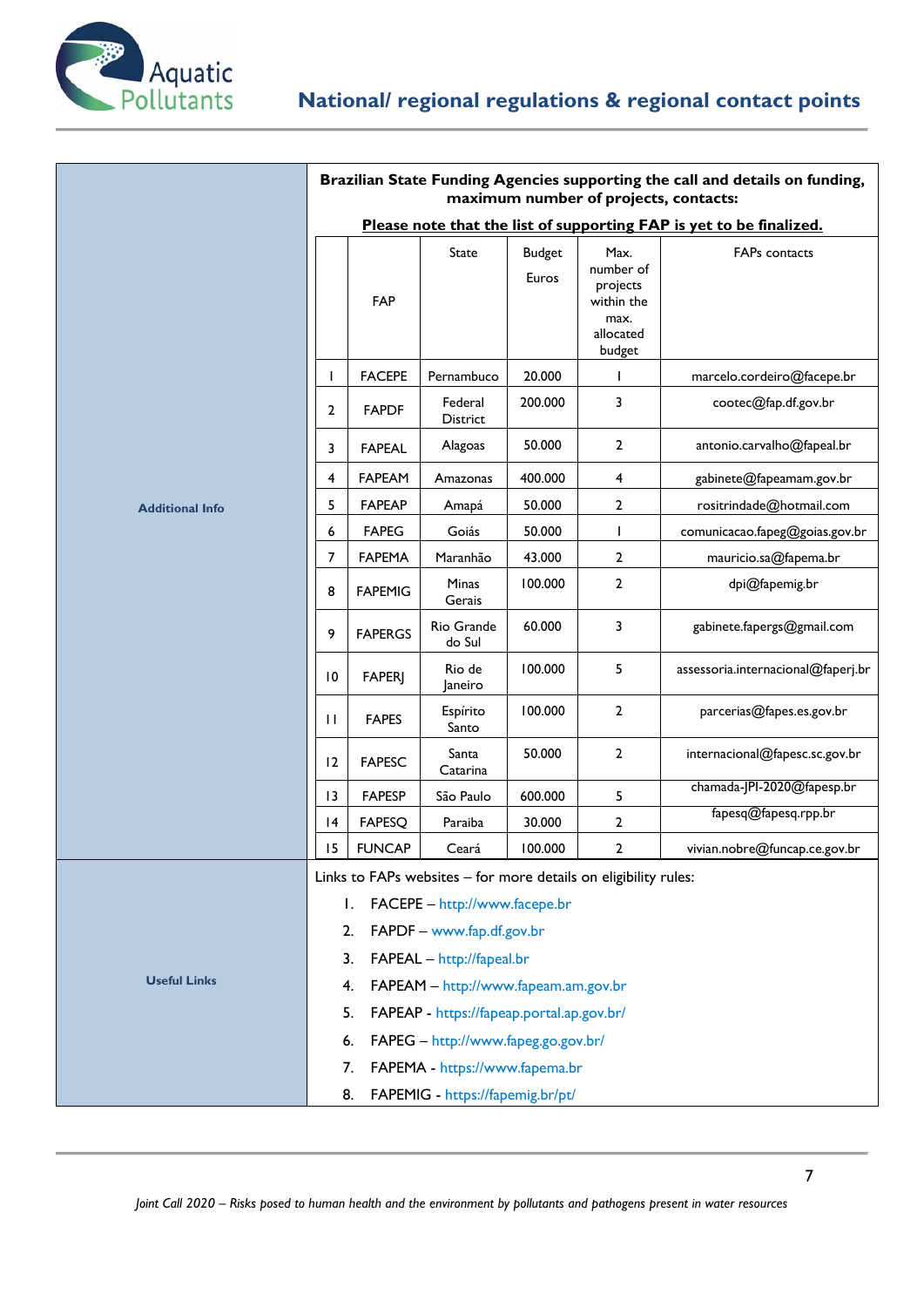## National/ regional regulations & regional contact points

**Additional Info**

**Brazilian State Funding Agencies supporting the call and details on funding, maximum number of projects, contacts:**

**Please note that the list of supporting FAP is yet to be finalized.**

| | FAP | State | Budget Euros | Max. number of projects within the max. allocated budget | FAPs contacts |
|---|---|---|---|---|---|
| 1 | FACEPE | Pernambuco | 20.000 | 1 | marcelo.cordeiro@facepe.br |
| 2 | FAPDF | Federal District | 200.000 | 3 | cootec@fap.df.gov.br |
| 3 | FAPEAL | Alagoas | 50.000 | 2 | antonio.carvalho@fapeal.br |
| 4 | FAPEAM | Amazonas | 400.000 | 4 | gabinete@fapeamam.gov.br |
| 5 | FAPEAP | Amapá | 50.000 | 2 | rositrindade@hotmail.com |
| 6 | FAPEG | Goiás | 50.000 | 1 | comunicacao.fapeg@goias.gov.br |
| 7 | FAPEMA | Maranhão | 43.000 | 2 | mauricio.sa@fapema.br |
| 8 | FAPEMIG | Minas Gerais | 100.000 | 2 | dpi@fapemig.br |
| 9 | FAPERGS | Rio Grande do Sul | 60.000 | 3 | gabinete.fapergs@gmail.com |
| 10 | FAPERJ | Rio de Janeiro | 100.000 | 5 | assessoria.internacional@faperj.br |
| 11 | FAPES | Espírito Santo | 100.000 | 2 | parcerias@fapes.es.gov.br |
| 12 | FAPESC | Santa Catarina | 50.000 | 2 | internacional@fapesc.sc.gov.br |
| 13 | FAPESP | São Paulo | 600.000 | 5 | chamada-JPI-2020@fapesp.br |
| 14 | FAPESQ | Paraiba | 30.000 | 2 | fapesq@fapesq.rpp.br |
| 15 | FUNCAP | Ceará | 100.000 | 2 | vivian.nobre@funcap.ce.gov.br |

**Useful Links**

Links to FAPs websites – for more details on eligibility rules:

1. FACEPE – http://www.facepe.br
2. FAPDF – www.fap.df.gov.br
3. FAPEAL – http://fapeal.br
4. FAPEAM – http://www.fapeam.am.gov.br
5. FAPEAP - https://fapeap.portal.ap.gov.br/
6. FAPEG – http://www.fapeg.go.gov.br/
7. FAPEMA - https://www.fapema.br
8. FAPEMIG - https://fapemig.br/pt/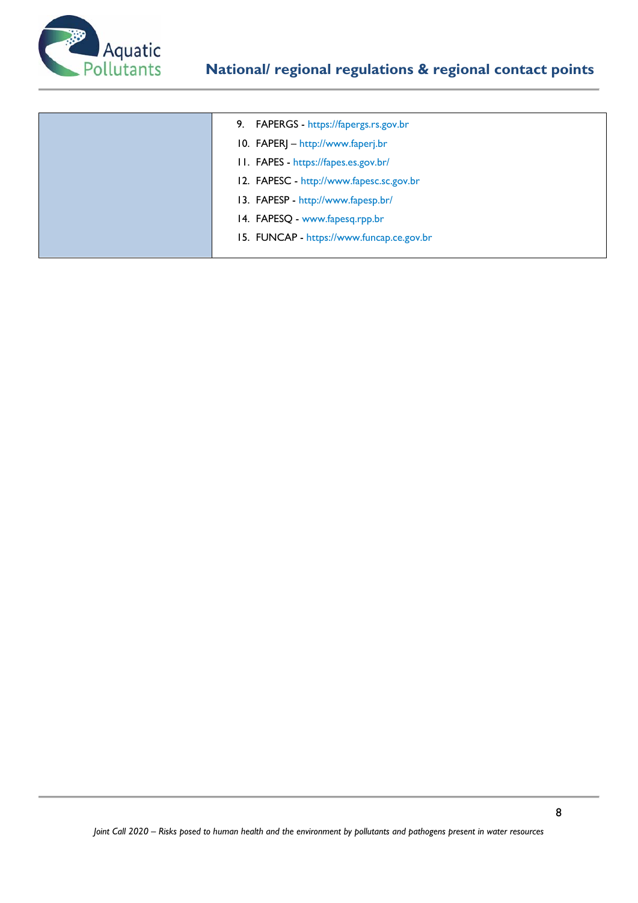| | |
|---|---|
| | 9. FAPERGS - https://fapergs.rs.gov.br<br>10. FAPERJ – http://www.faperj.br<br>11. FAPES - https://fapes.es.gov.br/<br>12. FAPESC - http://www.fapesc.sc.gov.br<br>13. FAPESP - http://www.fapesp.br/<br>14. FAPESQ - www.fapesq.rpp.br<br>15. FUNCAP - https://www.funcap.ce.gov.br |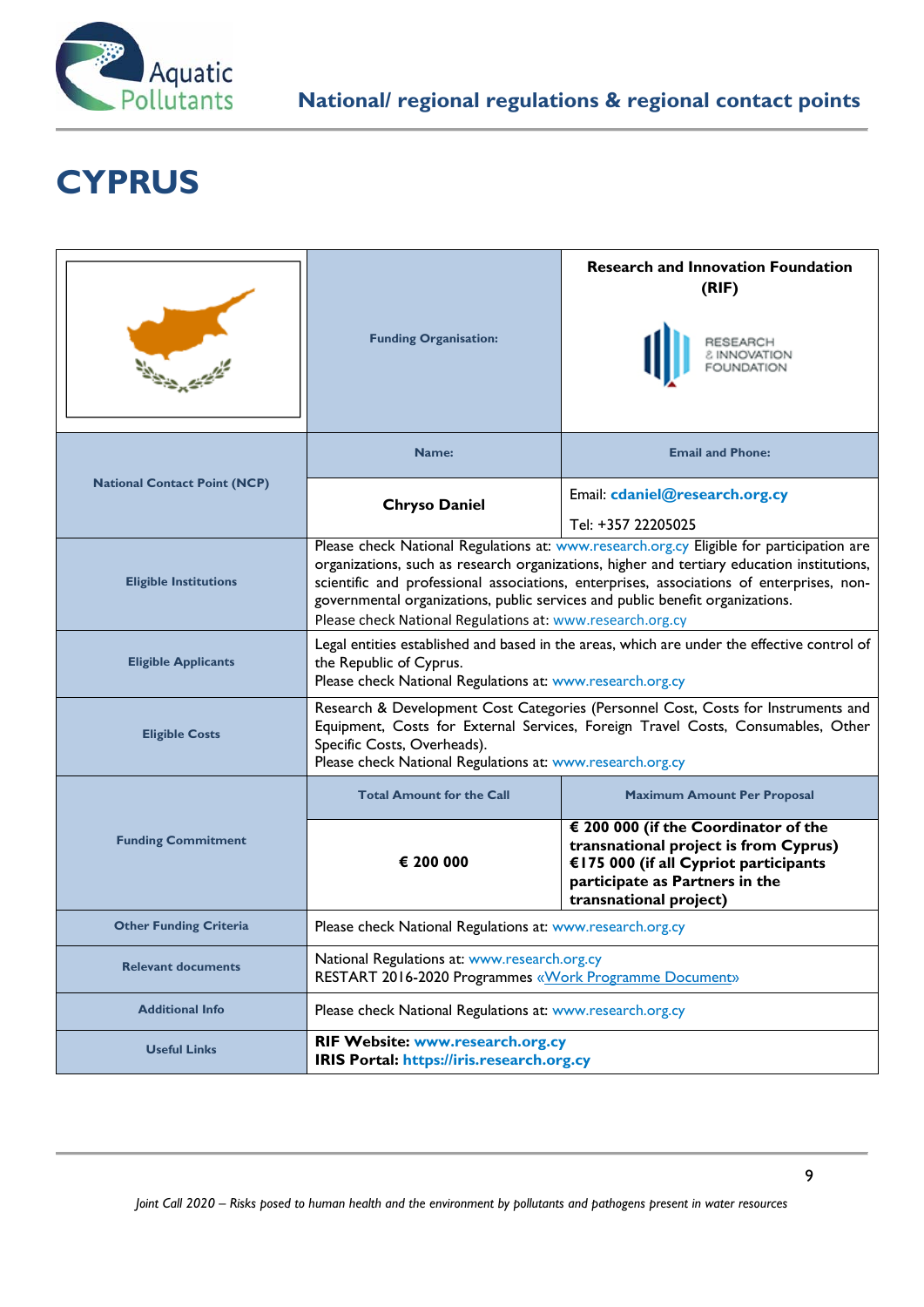# CYPRUS

| | Funding Organisation: | Research and Innovation Foundation (RIF) |
|---|---|---|
| National Contact Point (NCP) | Name: | Email and Phone: |
| | **Chryso Daniel** | Email: **cdaniel@research.org.cy** Tel: +357 22205025 |
| Eligible Institutions | Please check National Regulations at: www.research.org.cy Eligible for participation are organizations, such as research organizations, higher and tertiary education institutions, scientific and professional associations, enterprises, associations of enterprises, non-governmental organizations, public services and public benefit organizations. Please check National Regulations at: www.research.org.cy | |
| Eligible Applicants | Legal entities established and based in the areas, which are under the effective control of the Republic of Cyprus. Please check National Regulations at: www.research.org.cy | |
| Eligible Costs | Research & Development Cost Categories (Personnel Cost, Costs for Instruments and Equipment, Costs for External Services, Foreign Travel Costs, Consumables, Other Specific Costs, Overheads). Please check National Regulations at: www.research.org.cy | |
| Funding Commitment | Total Amount for the Call | Maximum Amount Per Proposal |
| | **€ 200 000** | **€ 200 000 (if the Coordinator of the transnational project is from Cyprus) €175 000 (if all Cypriot participants participate as Partners in the transnational project)** |
| Other Funding Criteria | Please check National Regulations at: www.research.org.cy | |
| Relevant documents | National Regulations at: www.research.org.cy RESTART 2016-2020 Programmes «Work Programme Document» | |
| Additional Info | Please check National Regulations at: www.research.org.cy | |
| Useful Links | **RIF Website: www.research.org.cy** **IRIS Portal: https://iris.research.org.cy** | |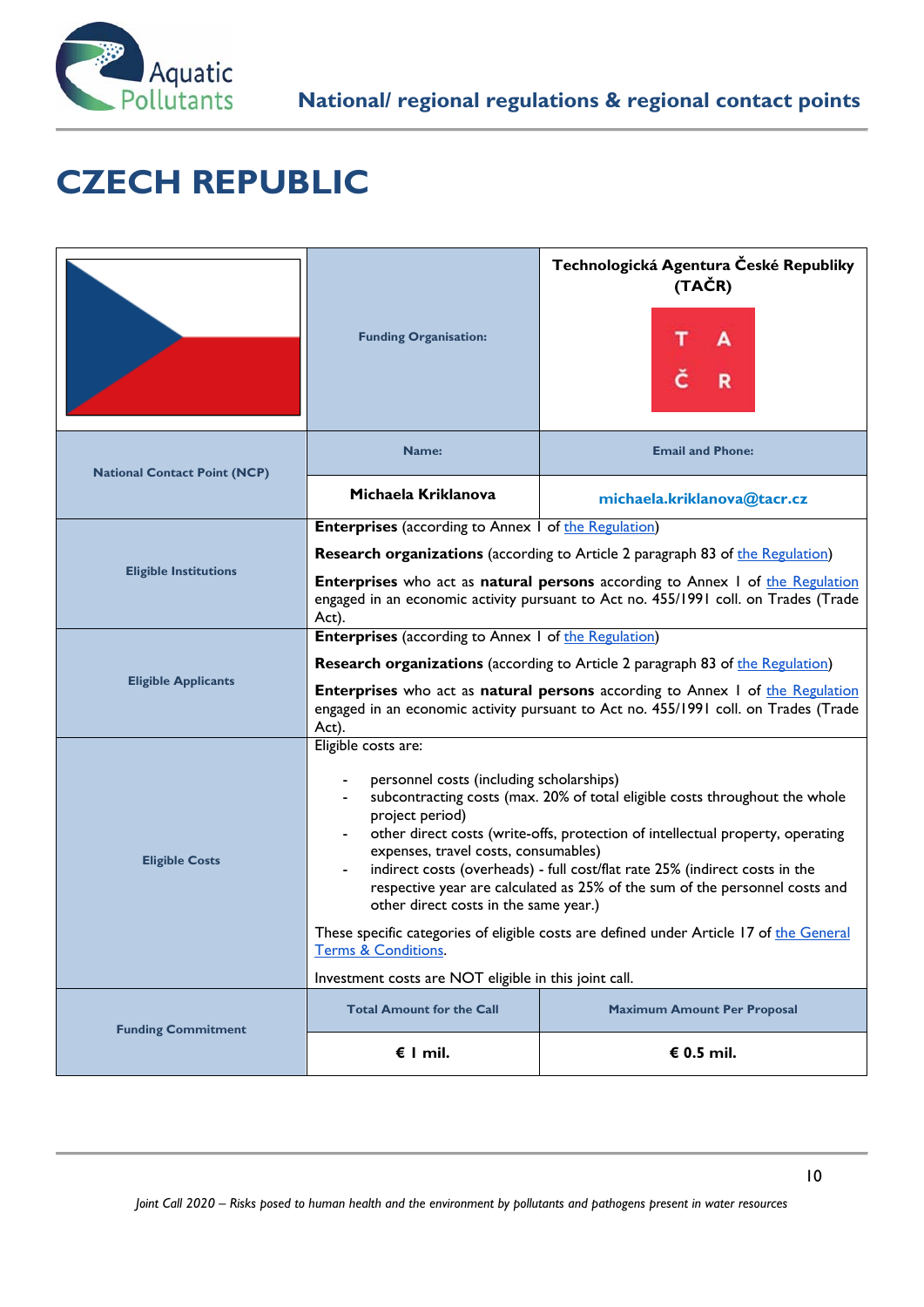# CZECH REPUBLIC

| | Funding Organisation: | Technologická Agentura České Republiky (TAČR) |
|---|---|---|
| National Contact Point (NCP) | Name: | Email and Phone: |
| | Michaela Kriklanova | michaela.kriklanova@tacr.cz |
| Eligible Institutions | **Enterprises** (according to Annex I of the Regulation)<br>**Research organizations** (according to Article 2 paragraph 83 of the Regulation)<br>**Enterprises** who act as **natural persons** according to Annex I of the Regulation engaged in an economic activity pursuant to Act no. 455/1991 coll. on Trades (Trade Act). | |
| Eligible Applicants | **Enterprises** (according to Annex I of the Regulation)<br>**Research organizations** (according to Article 2 paragraph 83 of the Regulation)<br>**Enterprises** who act as **natural persons** according to Annex I of the Regulation engaged in an economic activity pursuant to Act no. 455/1991 coll. on Trades (Trade Act). | |
| Eligible Costs | Eligible costs are:<br>- personnel costs (including scholarships)<br>- subcontracting costs (max. 20% of total eligible costs throughout the whole project period)<br>- other direct costs (write-offs, protection of intellectual property, operating expenses, travel costs, consumables)<br>- indirect costs (overheads) - full cost/flat rate 25% (indirect costs in the respective year are calculated as 25% of the sum of the personnel costs and other direct costs in the same year.)<br>These specific categories of eligible costs are defined under Article 17 of the General Terms & Conditions.<br>Investment costs are NOT eligible in this joint call. | |
| Funding Commitment | Total Amount for the Call | Maximum Amount Per Proposal |
| | **€ 1 mil.** | **€ 0.5 mil.** |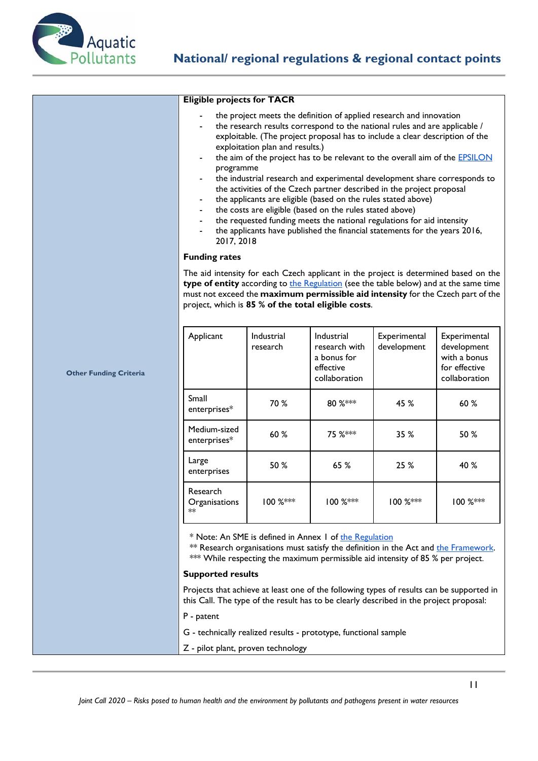**Other Funding Criteria**

**Eligible projects for TACR**

- the project meets the definition of applied research and innovation
- the research results correspond to the national rules and are applicable / exploitable. (The project proposal has to include a clear description of the exploitation plan and results.)
- the aim of the project has to be relevant to the overall aim of the EPSILON programme
- the industrial research and experimental development share corresponds to the activities of the Czech partner described in the project proposal
- the applicants are eligible (based on the rules stated above)
- the costs are eligible (based on the rules stated above)
- the requested funding meets the national regulations for aid intensity
- the applicants have published the financial statements for the years 2016, 2017, 2018

**Funding rates**

The aid intensity for each Czech applicant in the project is determined based on the **type of entity** according to the Regulation (see the table below) and at the same time must not exceed the **maximum permissible aid intensity** for the Czech part of the project, which is **85 % of the total eligible costs**.

| Applicant | Industrial research | Industrial research with a bonus for effective collaboration | Experimental development | Experimental development with a bonus for effective collaboration |
|---|---|---|---|---|
| Small enterprises* | 70 % | 80 %*** | 45 % | 60 % |
| Medium-sized enterprises* | 60 % | 75 %*** | 35 % | 50 % |
| Large enterprises | 50 % | 65 % | 25 % | 40 % |
| Research Organisations ** | 100 %*** | 100 %*** | 100 %*** | 100 %*** |

\* Note: An SME is defined in Annex I of the Regulation
** Research organisations must satisfy the definition in the Act and the Framework.
*** While respecting the maximum permissible aid intensity of 85 % per project.

**Supported results**

Projects that achieve at least one of the following types of results can be supported in this Call. The type of the result has to be clearly described in the project proposal:

P - patent

G - technically realized results - prototype, functional sample

Z - pilot plant, proven technology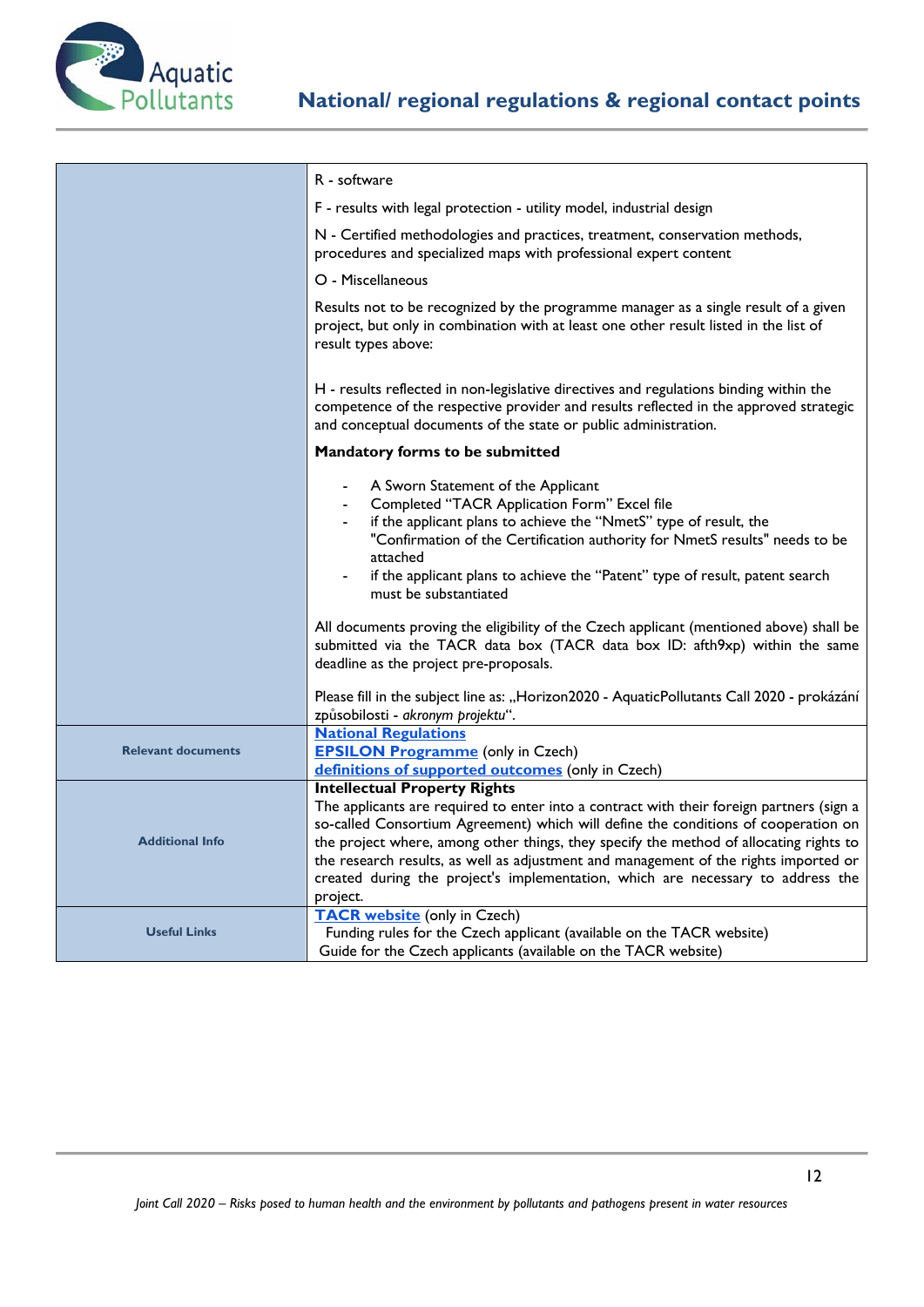| | |
|---|---|
| | R - software<br><br>F - results with legal protection - utility model, industrial design<br><br>N - Certified methodologies and practices, treatment, conservation methods, procedures and specialized maps with professional expert content<br><br>O - Miscellaneous<br><br>Results not to be recognized by the programme manager as a single result of a given project, but only in combination with at least one other result listed in the list of result types above:<br><br>H - results reflected in non-legislative directives and regulations binding within the competence of the respective provider and results reflected in the approved strategic and conceptual documents of the state or public administration.<br><br>**Mandatory forms to be submitted**<br><br>- A Sworn Statement of the Applicant<br>- Completed "TACR Application Form" Excel file<br>- if the applicant plans to achieve the "NmetS" type of result, the "Confirmation of the Certification authority for NmetS results" needs to be attached<br>- if the applicant plans to achieve the "Patent" type of result, patent search must be substantiated<br><br>All documents proving the eligibility of the Czech applicant (mentioned above) shall be submitted via the TACR data box (TACR data box ID: afth9xp) within the same deadline as the project pre-proposals.<br><br>Please fill in the subject line as: „Horizon2020 - AquaticPollutants Call 2020 - prokázání způsobilosti - *akronym projektu*". |
| **Relevant documents** | **National Regulations**<br>**EPSILON Programme** (only in Czech)<br>**definitions of supported outcomes** (only in Czech) |
| **Additional Info** | **Intellectual Property Rights**<br>The applicants are required to enter into a contract with their foreign partners (sign a so-called Consortium Agreement) which will define the conditions of cooperation on the project where, among other things, they specify the method of allocating rights to the research results, as well as adjustment and management of the rights imported or created during the project's implementation, which are necessary to address the project. |
| **Useful Links** | **TACR website** (only in Czech)<br>Funding rules for the Czech applicant (available on the TACR website)<br>Guide for the Czech applicants (available on the TACR website) |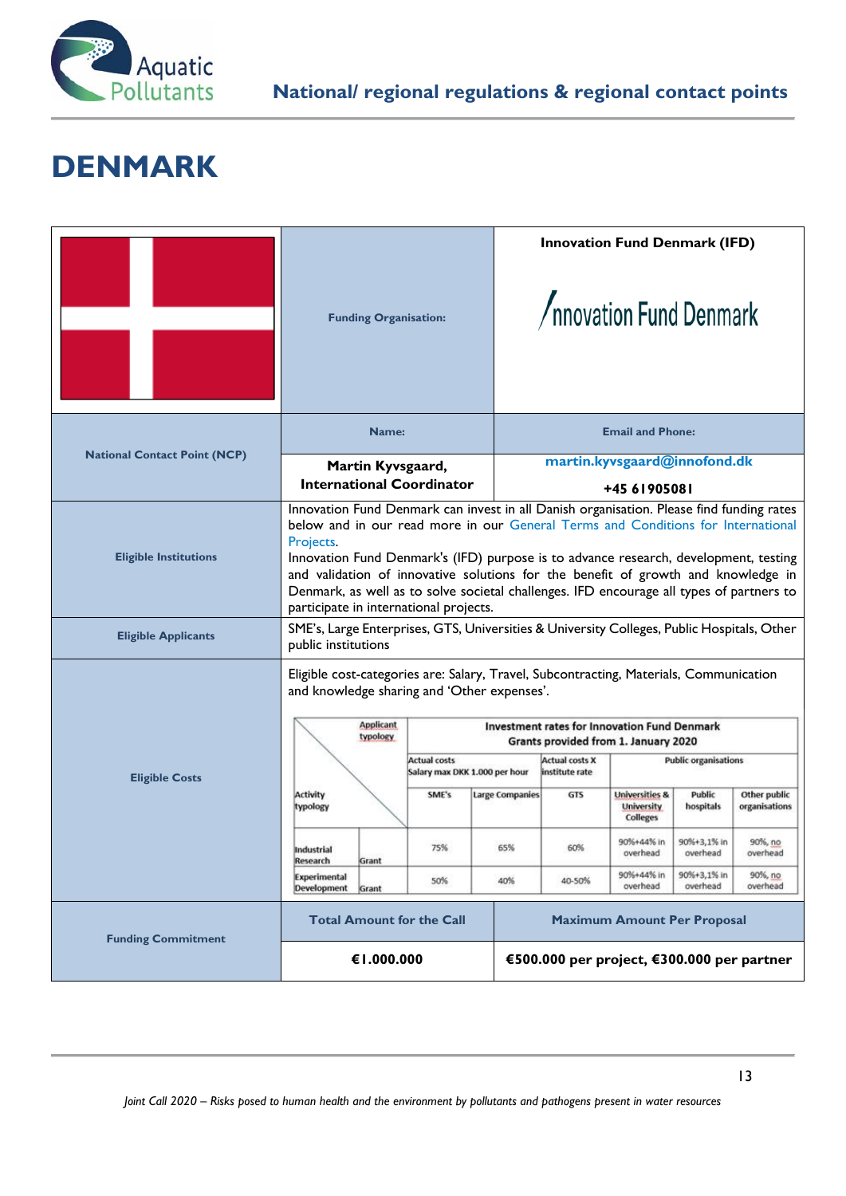# DENMARK

| | Funding Organisation: | Innovation Fund Denmark (IFD) |
|---|---|---|
| National Contact Point (NCP) | Name: | Email and Phone: |
| | Martin Kyvsgaard, International Coordinator | martin.kyvsgaard@innofond.dk<br>+45 61905081 |
| Eligible Institutions | Innovation Fund Denmark can invest in all Danish organisation. Please find funding rates below and in our read more in our General Terms and Conditions for International Projects.<br>Innovation Fund Denmark's (IFD) purpose is to advance research, development, testing and validation of innovative solutions for the benefit of growth and knowledge in Denmark, as well as to solve societal challenges. IFD encourage all types of partners to participate in international projects. | |
| Eligible Applicants | SME's, Large Enterprises, GTS, Universities & University Colleges, Public Hospitals, Other public institutions | |
| Eligible Costs | Eligible cost-categories are: Salary, Travel, Subcontracting, Materials, Communication and knowledge sharing and 'Other expenses'. | |
| Funding Commitment | Total Amount for the Call | Maximum Amount Per Proposal |
| | €1.000.000 | €500.000 per project, €300.000 per partner |

| Activity typology | Applicant typology | Investment rates for Innovation Fund Denmark Grants provided from 1. January 2020 | | | | | |
|---|---|---|---|---|---|---|---|
| | | Actual costs Salary max DKK 1.000 per hour | | Actual costs X institute rate | Public organisations | | |
| | | SME's | Large Companies | GTS | Universities & University Colleges | Public hospitals | Other public organisations |
| Industrial Research | Grant | 75% | 65% | 60% | 90%+44% in overhead | 90%+3,1% in overhead | 90%, no overhead |
| Experimental Development | Grant | 50% | 40% | 40-50% | 90%+44% in overhead | 90%+3,1% in overhead | 90%, no overhead |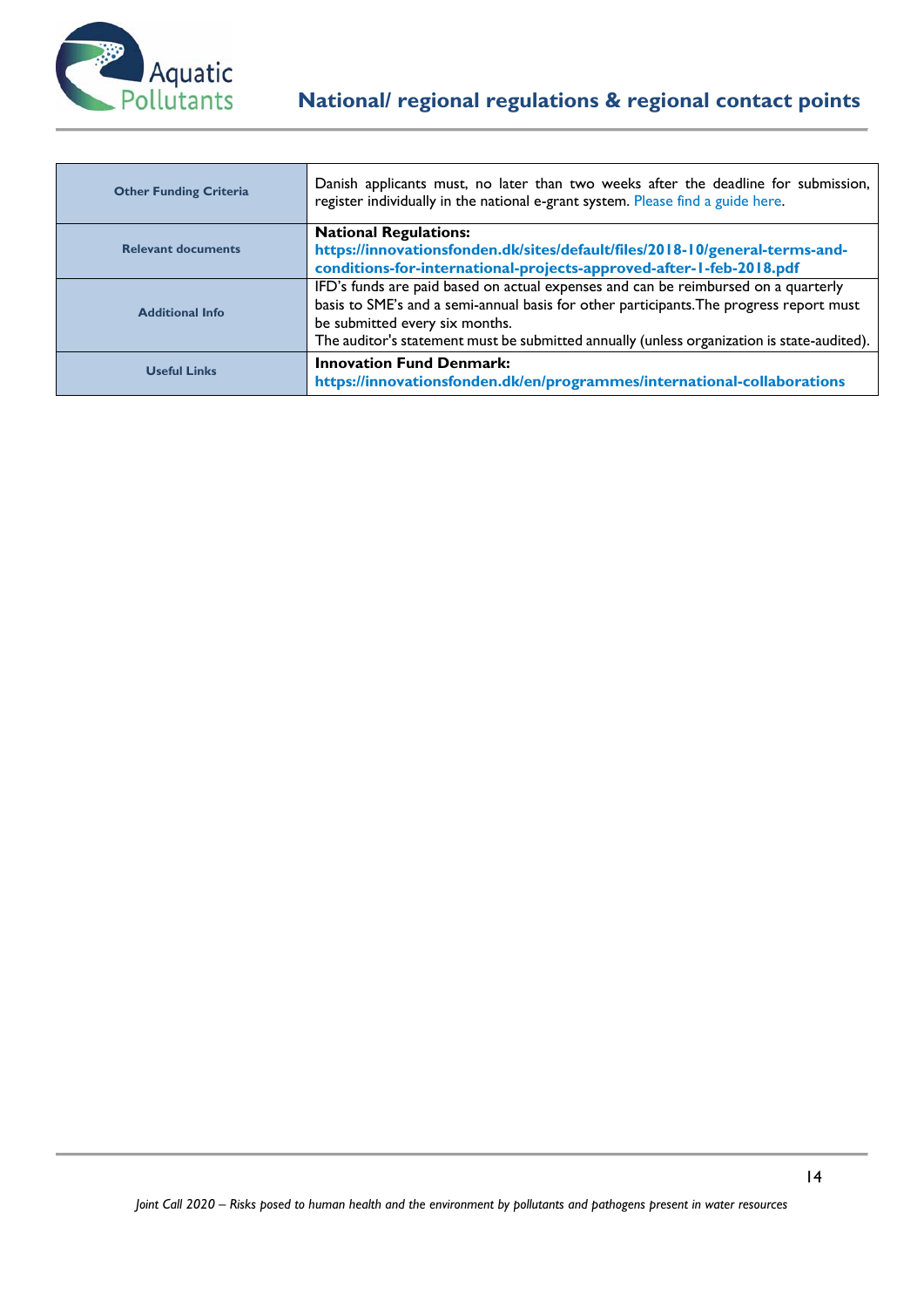| | |
|---|---|
| **Other Funding Criteria** | Danish applicants must, no later than two weeks after the deadline for submission, register individually in the national e-grant system. Please find a guide here. |
| **Relevant documents** | **National Regulations:** **https://innovationsfonden.dk/sites/default/files/2018-10/general-terms-and-conditions-for-international-projects-approved-after-1-feb-2018.pdf** |
| **Additional Info** | IFD's funds are paid based on actual expenses and can be reimbursed on a quarterly basis to SME's and a semi-annual basis for other participants.The progress report must be submitted every six months.<br>The auditor's statement must be submitted annually (unless organization is state-audited). |
| **Useful Links** | **Innovation Fund Denmark:** **https://innovationsfonden.dk/en/programmes/international-collaborations** |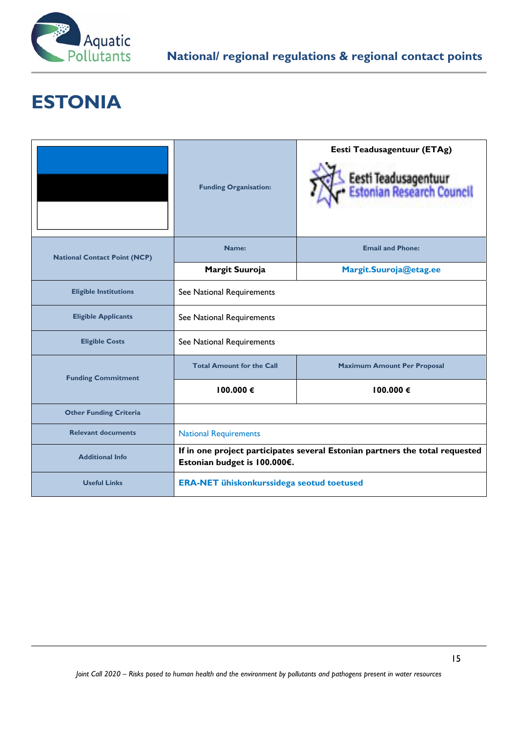# ESTONIA

| | Funding Organisation: | Eesti Teadusagentuur (ETAg) |
|---|---|---|
| National Contact Point (NCP) | Name: | Email and Phone: |
| | Margit Suuroja | Margit.Suuroja@etag.ee |
| Eligible Institutions | See National Requirements | |
| Eligible Applicants | See National Requirements | |
| Eligible Costs | See National Requirements | |
| Funding Commitment | Total Amount for the Call | Maximum Amount Per Proposal |
| | 100.000 € | 100.000 € |
| Other Funding Criteria | | |
| Relevant documents | National Requirements | |
| Additional Info | **If in one project participates several Estonian partners the total requested Estonian budget is 100.000€.** | |
| Useful Links | **ERA-NET ühiskonkurssidega seotud toetused** | |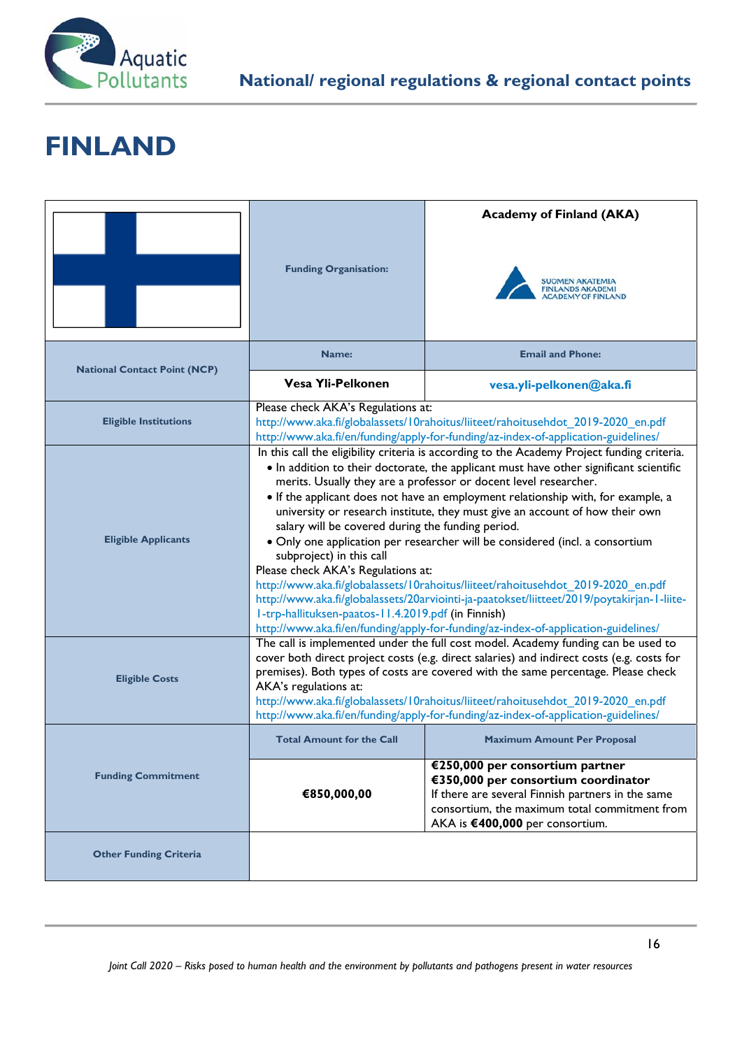# FINLAND

| | Funding Organisation: | Academy of Finland (AKA)<br>SUOMEN AKATEMIA<br>FINLANDS AKADEMI<br>ACADEMY OF FINLAND |
|---|---|---|
| National Contact Point (NCP) | Name: | Email and Phone: |
| | **Vesa Yli-Pelkonen** | **vesa.yli-pelkonen@aka.fi** |
| Eligible Institutions | Please check AKA's Regulations at:<br>http://www.aka.fi/globalassets/10rahoitus/liitteet/rahoitusehdot_2019-2020_en.pdf<br>http://www.aka.fi/en/funding/apply-for-funding/az-index-of-application-guidelines/ | |
| Eligible Applicants | In this call the eligibility criteria is according to the Academy Project funding criteria.<br>• In addition to their doctorate, the applicant must have other significant scientific merits. Usually they are a professor or docent level researcher.<br>• If the applicant does not have an employment relationship with, for example, a university or research institute, they must give an account of how their own salary will be covered during the funding period.<br>• Only one application per researcher will be considered (incl. a consortium subproject) in this call<br>Please check AKA's Regulations at:<br>http://www.aka.fi/globalassets/10rahoitus/liitteet/rahoitusehdot_2019-2020_en.pdf<br>http://www.aka.fi/globalassets/20arviointi-ja-paatokset/liitteet/2019/poytakirjan-1-liite-1-trp-hallituksen-paatos-11.4.2019.pdf (in Finnish)<br>http://www.aka.fi/en/funding/apply-for-funding/az-index-of-application-guidelines/ | |
| Eligible Costs | The call is implemented under the full cost model. Academy funding can be used to cover both direct project costs (e.g. direct salaries) and indirect costs (e.g. costs for premises). Both types of costs are covered with the same percentage. Please check AKA's regulations at:<br>http://www.aka.fi/globalassets/10rahoitus/liitteet/rahoitusehdot_2019-2020_en.pdf<br>http://www.aka.fi/en/funding/apply-for-funding/az-index-of-application-guidelines/ | |
| Funding Commitment | Total Amount for the Call | Maximum Amount Per Proposal |
| | **€850,000,00** | **€250,000 per consortium partner**<br>**€350,000 per consortium coordinator**<br>If there are several Finnish partners in the same consortium, the maximum total commitment from AKA is **€400,000** per consortium. |
| Other Funding Criteria | | |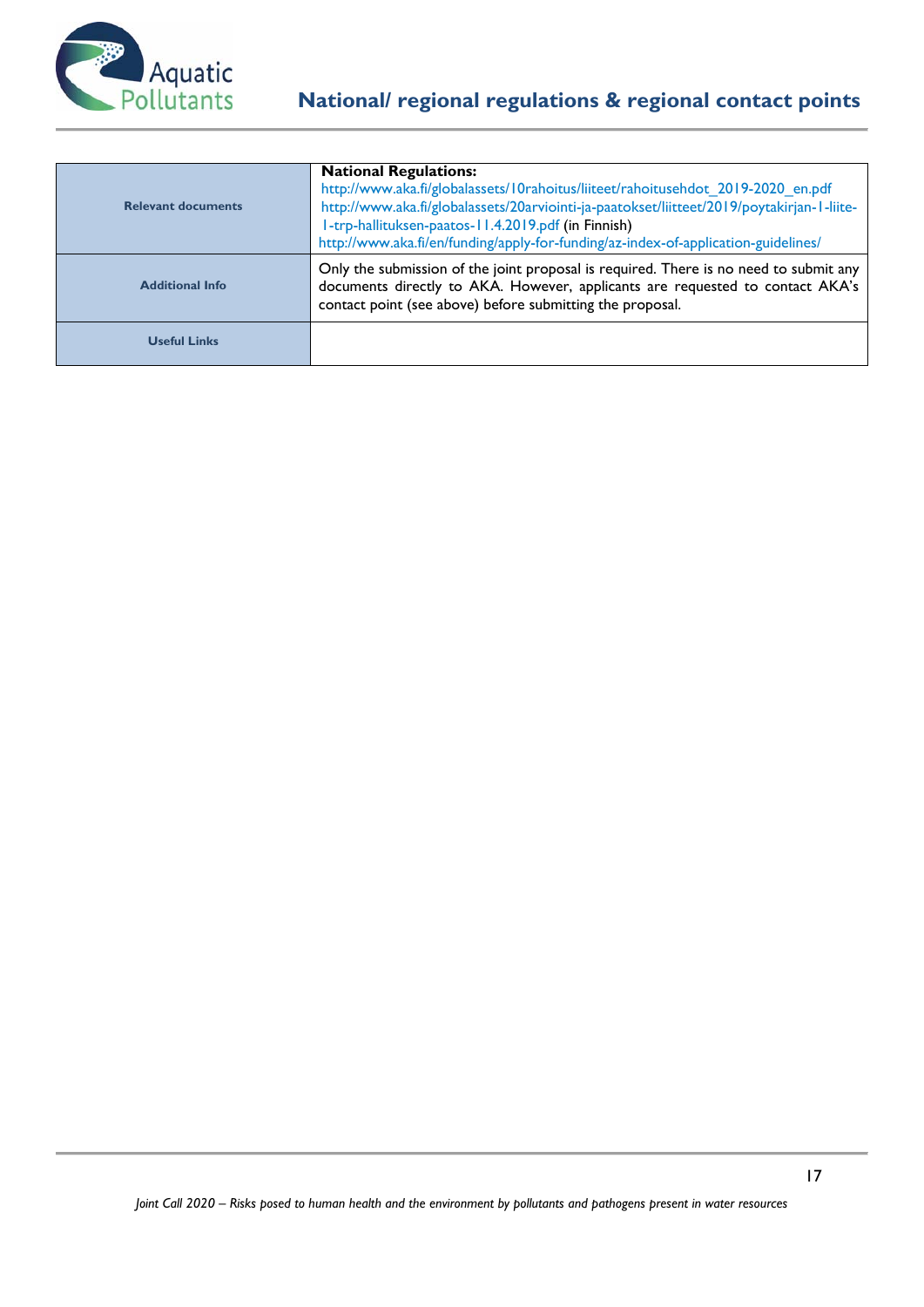| Relevant documents | **National Regulations:**<br>http://www.aka.fi/globalassets/10rahoitus/liiteet/rahoitusehdot_2019-2020_en.pdf<br>http://www.aka.fi/globalassets/20arviointi-ja-paatokset/liitteet/2019/poytakirjan-1-liite-1-trp-hallituksen-paatos-11.4.2019.pdf (in Finnish)<br>http://www.aka.fi/en/funding/apply-for-funding/az-index-of-application-guidelines/ |
|---|---|
| Additional Info | Only the submission of the joint proposal is required. There is no need to submit any documents directly to AKA. However, applicants are requested to contact AKA's contact point (see above) before submitting the proposal. |
| Useful Links | |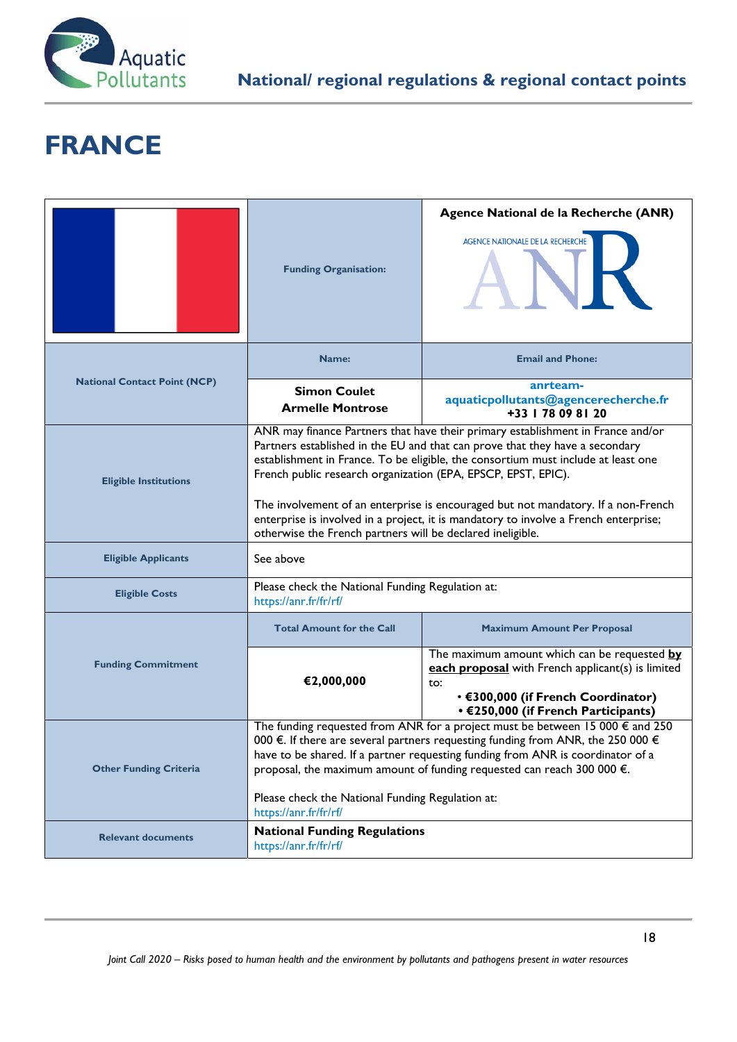# FRANCE

| | | |
|---|---|---|
| | **Funding Organisation:** | **Agence National de la Recherche (ANR)** AGENCE NATIONALE DE LA RECHERCHE ANR |
| **National Contact Point (NCP)** | **Name:** | **Email and Phone:** |
| | **Simon Coulet**<br>**Armelle Montrose** | **anrteam-aquaticpollutants@agencerecherche.fr**<br>**+33 1 78 09 81 20** |
| **Eligible Institutions** | ANR may finance Partners that have their primary establishment in France and/or Partners established in the EU and that can prove that they have a secondary establishment in France. To be eligible, the consortium must include at least one French public research organization (EPA, EPSCP, EPST, EPIC).<br><br>The involvement of an enterprise is encouraged but not mandatory. If a non-French enterprise is involved in a project, it is mandatory to involve a French enterprise; otherwise the French partners will be declared ineligible. | |
| **Eligible Applicants** | See above | |
| **Eligible Costs** | Please check the National Funding Regulation at: https://anr.fr/fr/rf/ | |
| **Funding Commitment** | **Total Amount for the Call** | **Maximum Amount Per Proposal** |
| | **€2,000,000** | The maximum amount which can be requested **by each proposal** with French applicant(s) is limited to:<br>• **€300,000 (if French Coordinator)**<br>• **€250,000 (if French Participants)** |
| **Other Funding Criteria** | The funding requested from ANR for a project must be between 15 000 € and 250 000 €. If there are several partners requesting funding from ANR, the 250 000 € have to be shared. If a partner requesting funding from ANR is coordinator of a proposal, the maximum amount of funding requested can reach 300 000 €.<br><br>Please check the National Funding Regulation at: https://anr.fr/fr/rf/ | |
| **Relevant documents** | **National Funding Regulations**<br>https://anr.fr/fr/rf/ | |

*Joint Call 2020 – Risks posed to human health and the environment by pollutants and pathogens present in water resources*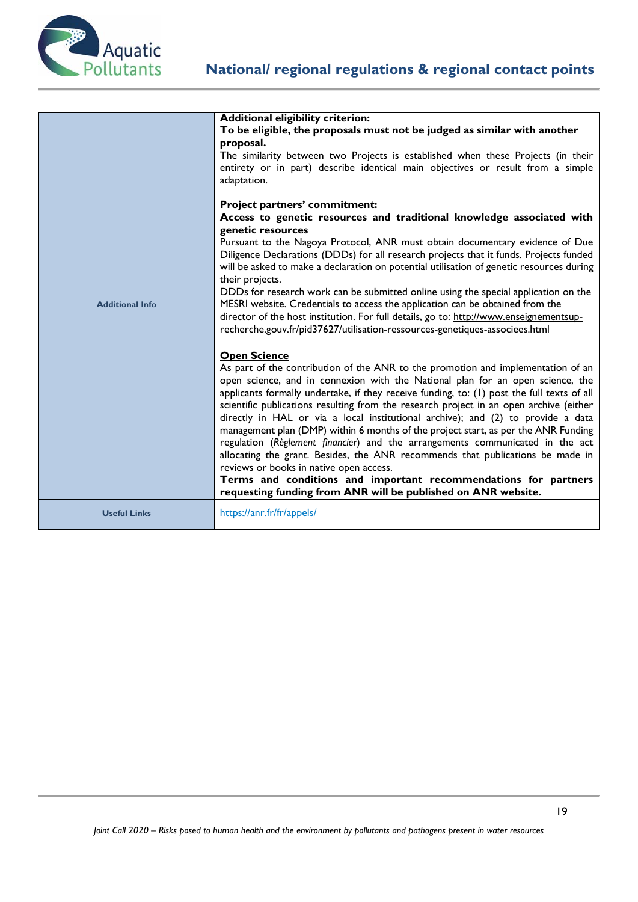| | |
|---|---|
| **Additional Info** | **Additional eligibility criterion:**<br>**To be eligible, the proposals must not be judged as similar with another proposal.**<br>The similarity between two Projects is established when these Projects (in their entirety or in part) describe identical main objectives or result from a simple adaptation.<br><br>**Project partners' commitment:**<br>**Access to genetic resources and traditional knowledge associated with genetic resources**<br>Pursuant to the Nagoya Protocol, ANR must obtain documentary evidence of Due Diligence Declarations (DDDs) for all research projects that it funds. Projects funded will be asked to make a declaration on potential utilisation of genetic resources during their projects.<br>DDDs for research work can be submitted online using the special application on the MESRI website. Credentials to access the application can be obtained from the director of the host institution. For full details, go to: http://www.enseignementsup-recherche.gouv.fr/pid37627/utilisation-ressources-genetiques-associees.html<br><br>**Open Science**<br>As part of the contribution of the ANR to the promotion and implementation of an open science, and in connexion with the National plan for an open science, the applicants formally undertake, if they receive funding, to: (1) post the full texts of all scientific publications resulting from the research project in an open archive (either directly in HAL or via a local institutional archive); and (2) to provide a data management plan (DMP) within 6 months of the project start, as per the ANR Funding regulation (*Règlement financier*) and the arrangements communicated in the act allocating the grant. Besides, the ANR recommends that publications be made in reviews or books in native open access.<br>**Terms and conditions and important recommendations for partners requesting funding from ANR will be published on ANR website.** |
| **Useful Links** | https://anr.fr/fr/appels/ |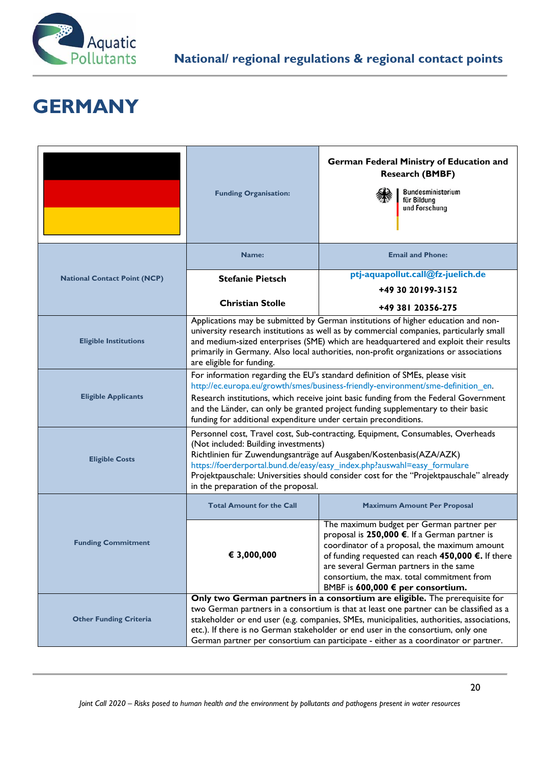# GERMANY

| | Funding Organisation: | German Federal Ministry of Education and Research (BMBF) |
|---|---|---|
| **National Contact Point (NCP)** | **Name:** | **Email and Phone:** |
| | **Stefanie Pietsch**<br><br>**Christian Stolle** | ptj-aquapollut.call@fz-juelich.de<br>**+49 30 20199-3152**<br>**+49 381 20356-275** |
| **Eligible Institutions** | Applications may be submitted by German institutions of higher education and non-university research institutions as well as by commercial companies, particularly small and medium-sized enterprises (SME) which are headquartered and exploit their results primarily in Germany. Also local authorities, non-profit organizations or associations are eligible for funding. | |
| **Eligible Applicants** | For information regarding the EU's standard definition of SMEs, please visit http://ec.europa.eu/growth/smes/business-friendly-environment/sme-definition_en.<br>Research institutions, which receive joint basic funding from the Federal Government and the Länder, can only be granted project funding supplementary to their basic funding for additional expenditure under certain preconditions. | |
| **Eligible Costs** | Personnel cost, Travel cost, Sub-contracting, Equipment, Consumables, Overheads (Not included: Building investments)<br>Richtlinien für Zuwendungsanträge auf Ausgaben/Kostenbasis(AZA/AZK)<br>https://foerderportal.bund.de/easy/easy_index.php?auswahl=easy_formulare<br>Projektpauschale: Universities should consider cost for the "Projektpauschale" already in the preparation of the proposal. | |
| **Funding Commitment** | **Total Amount for the Call** | **Maximum Amount Per Proposal** |
| | **€ 3,000,000** | The maximum budget per German partner per proposal is **250,000 €**. If a German partner is coordinator of a proposal, the maximum amount of funding requested can reach **450,000 €.** If there are several German partners in the same consortium, the max. total commitment from BMBF is **600,000 € per consortium.** |
| **Other Funding Criteria** | **Only two German partners in a consortium are eligible.** The prerequisite for two German partners in a consortium is that at least one partner can be classified as a stakeholder or end user (e.g. companies, SMEs, municipalities, authorities, associations, etc.). If there is no German stakeholder or end user in the consortium, only one German partner per consortium can participate - either as a coordinator or partner. | |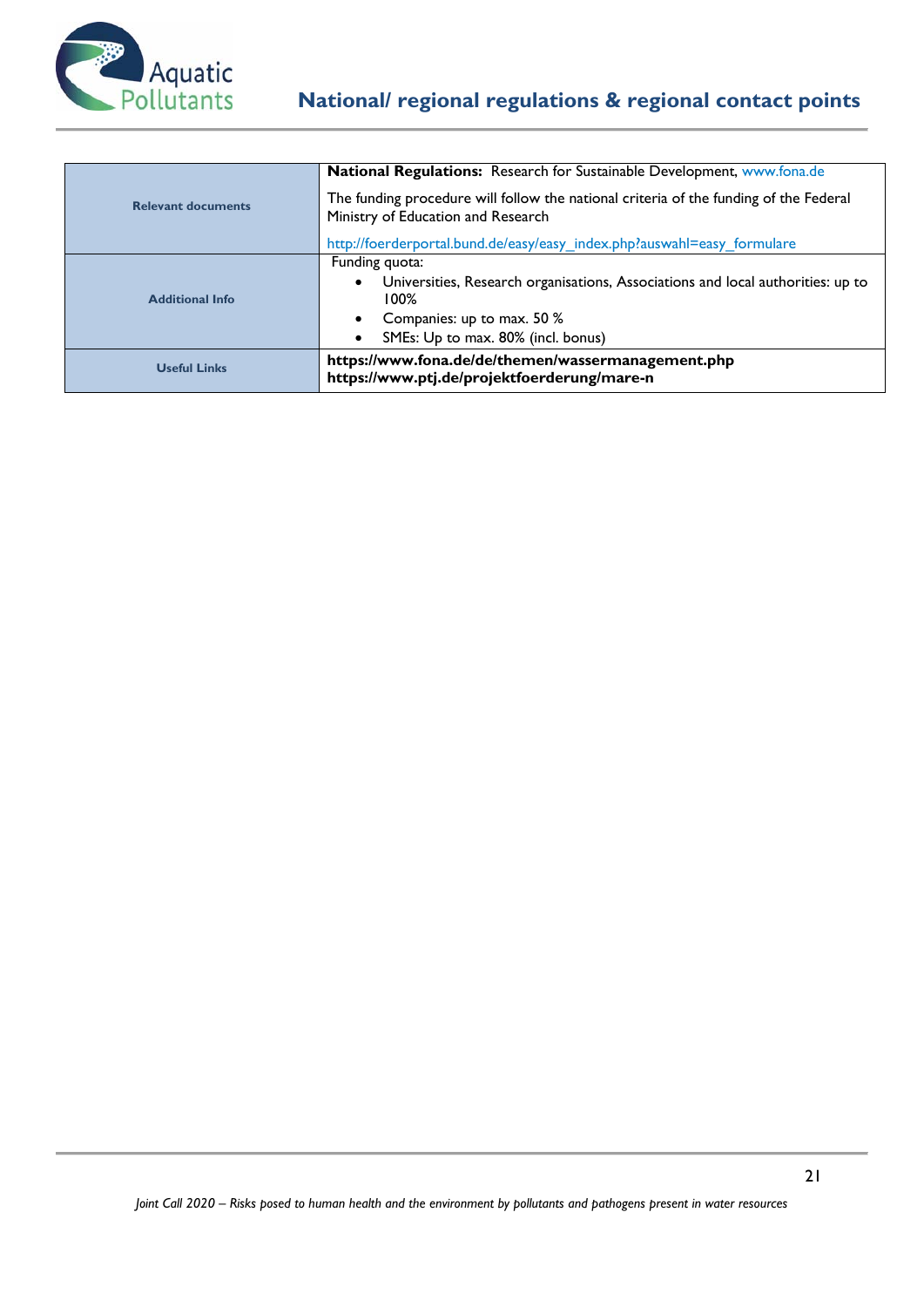| | |
|---|---|
| **Relevant documents** | **National Regulations:** Research for Sustainable Development, www.fona.de<br><br>The funding procedure will follow the national criteria of the funding of the Federal Ministry of Education and Research<br><br>http://foerderportal.bund.de/easy/easy_index.php?auswahl=easy_formulare |
| **Additional Info** | Funding quota:<br>• Universities, Research organisations, Associations and local authorities: up to 100%<br>• Companies: up to max. 50 %<br>• SMEs: Up to max. 80% (incl. bonus) |
| **Useful Links** | **https://www.fona.de/de/themen/wassermanagement.php**<br>**https://www.ptj.de/projektfoerderung/mare-n** |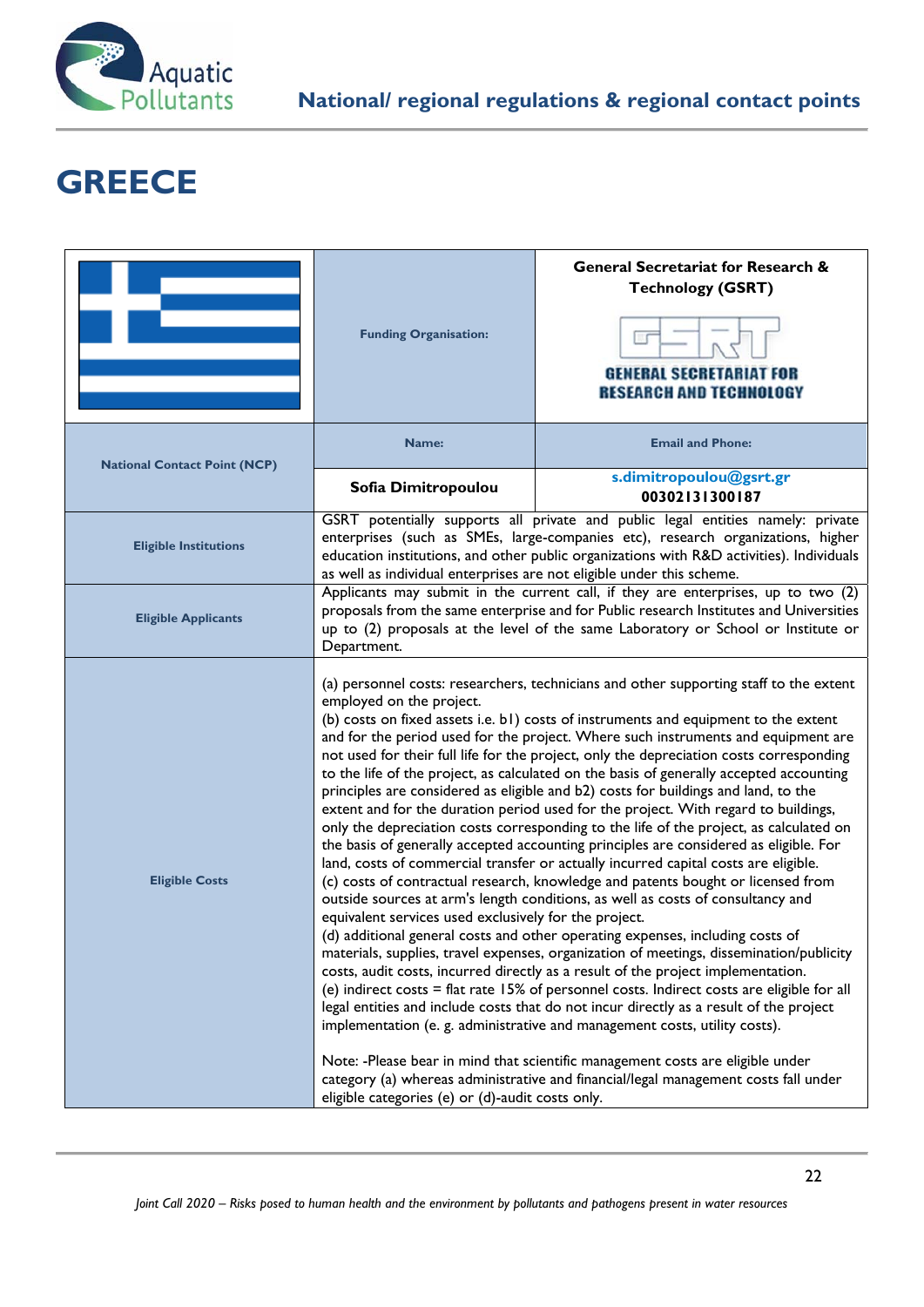# GREECE

| | | |
|---|---|---|
| | **Funding Organisation:** | **General Secretariat for Research & Technology (GSRT)** GENERAL SECRETARIAT FOR RESEARCH AND TECHNOLOGY |
| **National Contact Point (NCP)** | **Name:** | **Email and Phone:** |
| | **Sofia Dimitropoulou** | s.dimitropoulou@gsrt.gr **00302131300187** |
| **Eligible Institutions** | GSRT potentially supports all private and public legal entities namely: private enterprises (such as SMEs, large-companies etc), research organizations, higher education institutions, and other public organizations with R&D activities). Individuals as well as individual enterprises are not eligible under this scheme. | |
| **Eligible Applicants** | Applicants may submit in the current call, if they are enterprises, up to two (2) proposals from the same enterprise and for Public research Institutes and Universities up to (2) proposals at the level of the same Laboratory or School or Institute or Department. | |
| **Eligible Costs** | (a) personnel costs: researchers, technicians and other supporting staff to the extent employed on the project.<br>(b) costs on fixed assets i.e. b1) costs of instruments and equipment to the extent and for the period used for the project. Where such instruments and equipment are not used for their full life for the project, only the depreciation costs corresponding to the life of the project, as calculated on the basis of generally accepted accounting principles are considered as eligible and b2) costs for buildings and land, to the extent and for the duration period used for the project. With regard to buildings, only the depreciation costs corresponding to the life of the project, as calculated on the basis of generally accepted accounting principles are considered as eligible. For land, costs of commercial transfer or actually incurred capital costs are eligible.<br>(c) costs of contractual research, knowledge and patents bought or licensed from outside sources at arm's length conditions, as well as costs of consultancy and equivalent services used exclusively for the project.<br>(d) additional general costs and other operating expenses, including costs of materials, supplies, travel expenses, organization of meetings, dissemination/publicity costs, audit costs, incurred directly as a result of the project implementation.<br>(e) indirect costs = flat rate 15% of personnel costs. Indirect costs are eligible for all legal entities and include costs that do not incur directly as a result of the project implementation (e. g. administrative and management costs, utility costs).<br><br>Note: -Please bear in mind that scientific management costs are eligible under category (a) whereas administrative and financial/legal management costs fall under eligible categories (e) or (d)-audit costs only. | |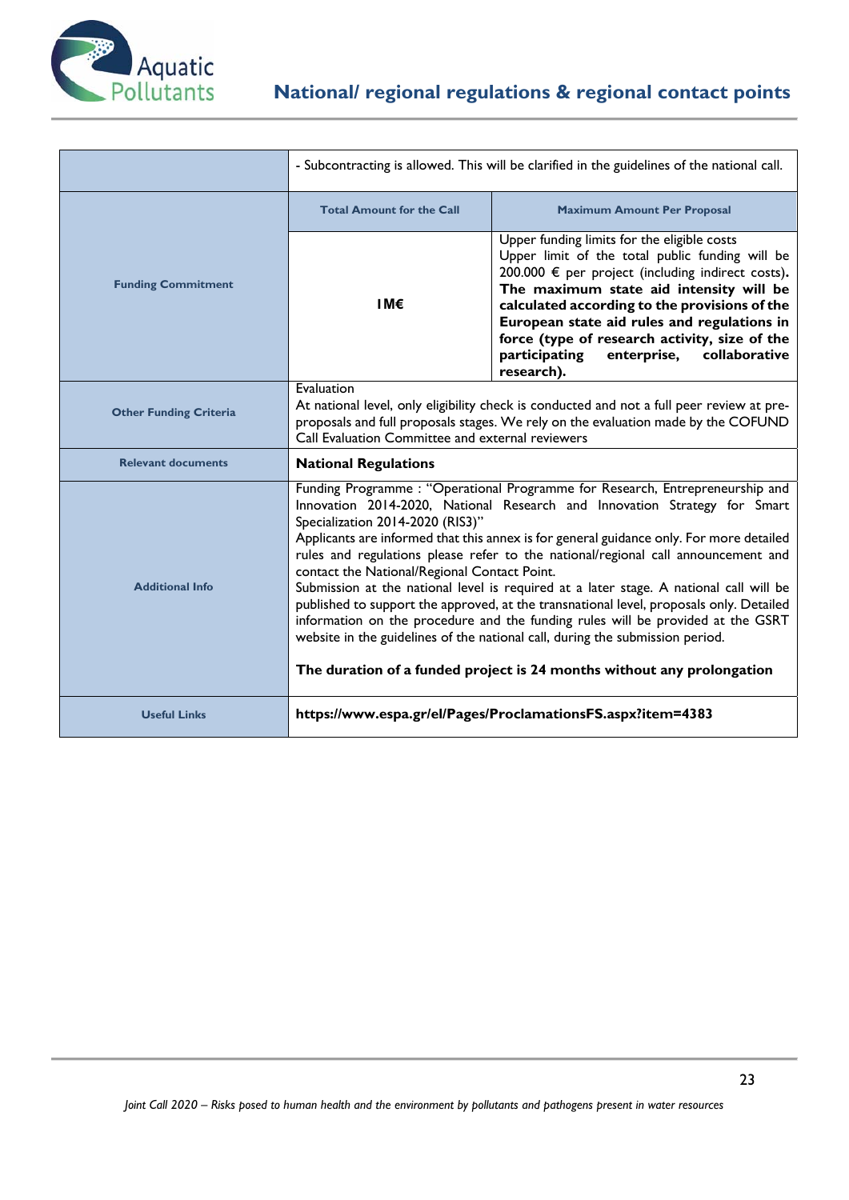| | | |
|---|---|---|
| | - Subcontracting is allowed. This will be clarified in the guidelines of the national call. | |
| **Funding Commitment** | **Total Amount for the Call** | **Maximum Amount Per Proposal** |
| | **1M€** | Upper funding limits for the eligible costs<br>Upper limit of the total public funding will be 200.000 € per project (including indirect costs)**.** **The maximum state aid intensity will be calculated according to the provisions of the European state aid rules and regulations in force (type of research activity, size of the participating enterprise, collaborative research).** |
| **Other Funding Criteria** | Evaluation<br>At national level, only eligibility check is conducted and not a full peer review at pre-proposals and full proposals stages. We rely on the evaluation made by the COFUND Call Evaluation Committee and external reviewers | |
| **Relevant documents** | **National Regulations** | |
| **Additional Info** | Funding Programme : "Operational Programme for Research, Entrepreneurship and Innovation 2014-2020, National Research and Innovation Strategy for Smart Specialization 2014-2020 (RIS3)"<br>Applicants are informed that this annex is for general guidance only. For more detailed rules and regulations please refer to the national/regional call announcement and contact the National/Regional Contact Point.<br>Submission at the national level is required at a later stage. A national call will be published to support the approved, at the transnational level, proposals only. Detailed information on the procedure and the funding rules will be provided at the GSRT website in the guidelines of the national call, during the submission period.<br><br>**The duration of a funded project is 24 months without any prolongation** | |
| **Useful Links** | **https://www.espa.gr/el/Pages/ProclamationsFS.aspx?item=4383** | |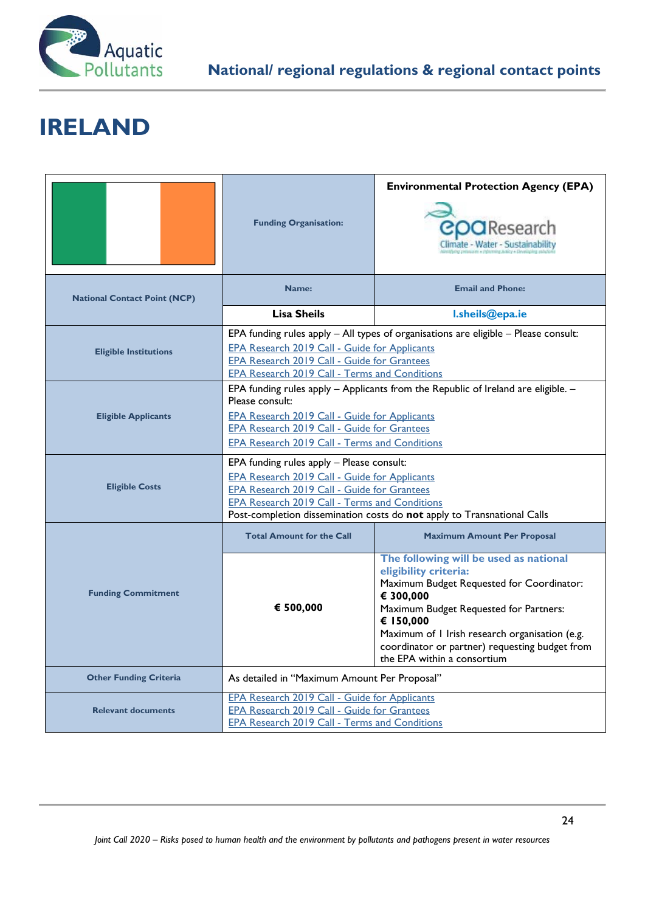# IRELAND

| | Funding Organisation: | Environmental Protection Agency (EPA) |
|---|---|---|
| National Contact Point (NCP) | Name: | Email and Phone: |
| | **Lisa Sheils** | **l.sheils@epa.ie** |
| Eligible Institutions | EPA funding rules apply – All types of organisations are eligible – Please consult:<br>EPA Research 2019 Call - Guide for Applicants<br>EPA Research 2019 Call - Guide for Grantees<br>EPA Research 2019 Call - Terms and Conditions | |
| Eligible Applicants | EPA funding rules apply – Applicants from the Republic of Ireland are eligible. – Please consult:<br>EPA Research 2019 Call - Guide for Applicants<br>EPA Research 2019 Call - Guide for Grantees<br>EPA Research 2019 Call - Terms and Conditions | |
| Eligible Costs | EPA funding rules apply – Please consult:<br>EPA Research 2019 Call - Guide for Applicants<br>EPA Research 2019 Call - Guide for Grantees<br>EPA Research 2019 Call - Terms and Conditions<br>Post-completion dissemination costs do **not** apply to Transnational Calls | |
| Funding Commitment | Total Amount for the Call | Maximum Amount Per Proposal |
| | **€ 500,000** | **The following will be used as national eligibility criteria:**<br>Maximum Budget Requested for Coordinator: **€ 300,000**<br>Maximum Budget Requested for Partners: **€ 150,000**<br>Maximum of 1 Irish research organisation (e.g. coordinator or partner) requesting budget from the EPA within a consortium |
| Other Funding Criteria | As detailed in "Maximum Amount Per Proposal" | |
| Relevant documents | EPA Research 2019 Call - Guide for Applicants<br>EPA Research 2019 Call - Guide for Grantees<br>EPA Research 2019 Call - Terms and Conditions | |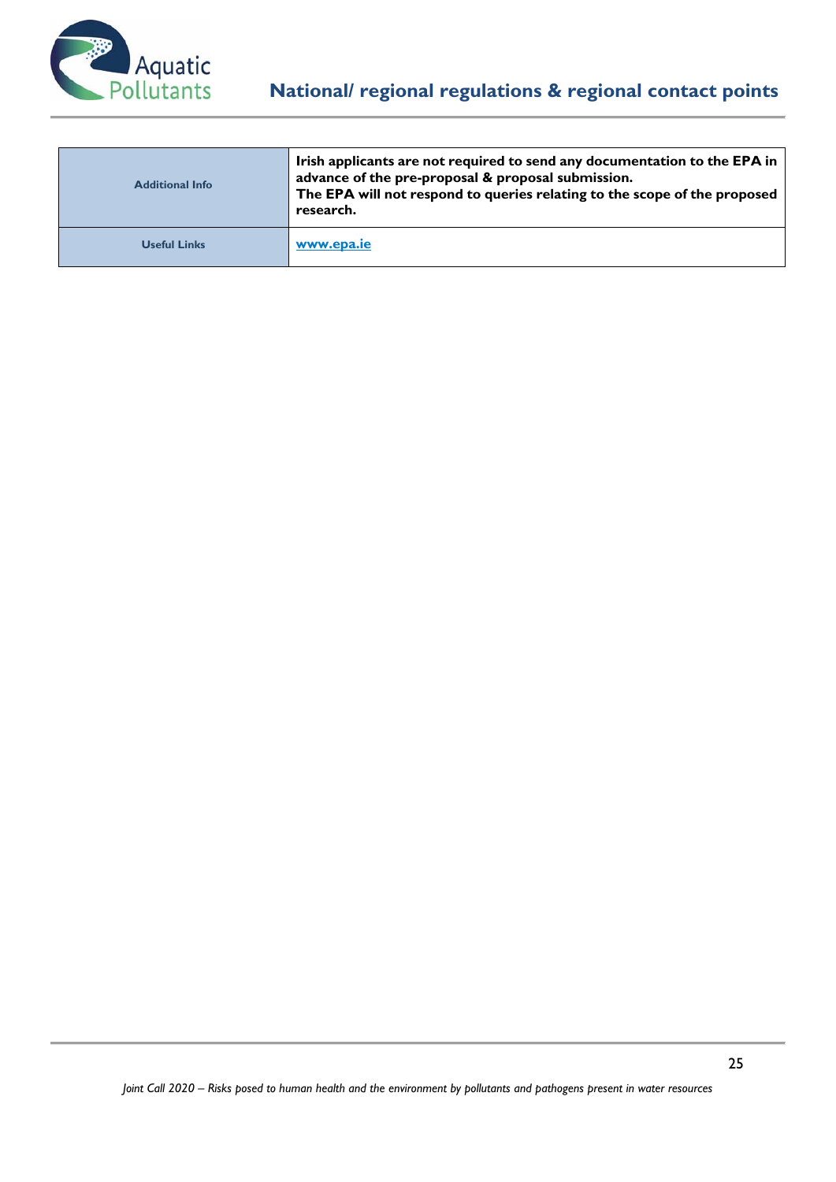| Additional Info | **Irish applicants are not required to send any documentation to the EPA in advance of the pre-proposal & proposal submission.**<br>**The EPA will not respond to queries relating to the scope of the proposed research.** |
|---|---|
| Useful Links | **www.epa.ie** |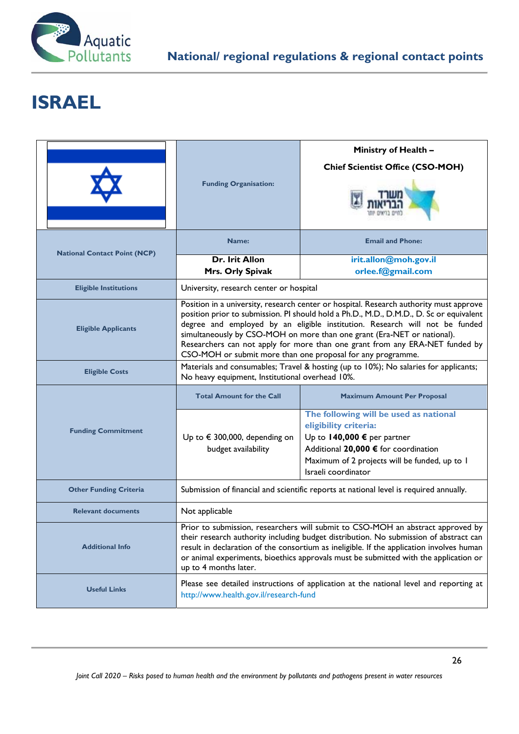# ISRAEL

| | | |
|---|---|---|
| | **Funding Organisation:** | **Ministry of Health – Chief Scientist Office (CSO-MOH)** |
| **National Contact Point (NCP)** | **Name:** | **Email and Phone:** |
| | **Dr. Irit Allon**<br>**Mrs. Orly Spivak** | **irit.allon@moh.gov.il**<br>**orlee.f@gmail.com** |
| **Eligible Institutions** | University, research center or hospital | |
| **Eligible Applicants** | Position in a university, research center or hospital. Research authority must approve position prior to submission. PI should hold a Ph.D., M.D., D.M.D., D. Sc or equivalent degree and employed by an eligible institution. Research will not be funded simultaneously by CSO-MOH on more than one grant (Era-NET or national). Researchers can not apply for more than one grant from any ERA-NET funded by CSO-MOH or submit more than one proposal for any programme. | |
| **Eligible Costs** | Materials and consumables; Travel & hosting (up to 10%); No salaries for applicants; No heavy equipment, Institutional overhead 10%. | |
| **Funding Commitment** | **Total Amount for the Call** | **Maximum Amount Per Proposal** |
| | Up to € 300,000, depending on budget availability | **The following will be used as national eligibility criteria:**<br>Up to **140,000 €** per partner<br>Additional **20,000 €** for coordination<br>Maximum of 2 projects will be funded, up to 1 Israeli coordinator |
| **Other Funding Criteria** | Submission of financial and scientific reports at national level is required annually. | |
| **Relevant documents** | Not applicable | |
| **Additional Info** | Prior to submission, researchers will submit to CSO-MOH an abstract approved by their research authority including budget distribution. No submission of abstract can result in declaration of the consortium as ineligible. If the application involves human or animal experiments, bioethics approvals must be submitted with the application or up to 4 months later. | |
| **Useful Links** | Please see detailed instructions of application at the national level and reporting at http://www.health.gov.il/research-fund | |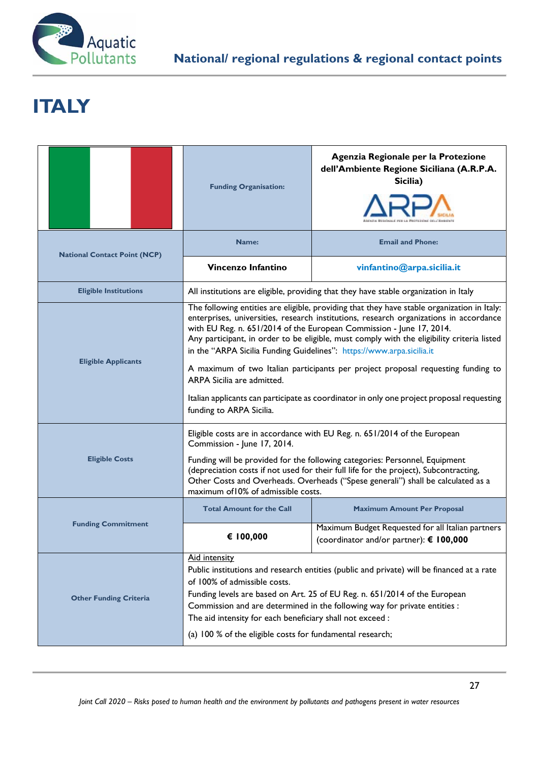// ITALY

| | Funding Organisation: | Agenzia Regionale per la Protezione dell'Ambiente Regione Siciliana (A.R.P.A. Sicilia) |
|---|---|---|
| National Contact Point (NCP) | Name: | Email and Phone: |
| | **Vincenzo Infantino** | **vinfantino@arpa.sicilia.it** |
| Eligible Institutions | All institutions are eligible, providing that they have stable organization in Italy | |
| Eligible Applicants | The following entities are eligible, providing that they have stable organization in Italy: enterprises, universities, research institutions, research organizations in accordance with EU Reg. n. 651/2014 of the European Commission - June 17, 2014.<br>Any participant, in order to be eligible, must comply with the eligibility criteria listed in the "ARPA Sicilia Funding Guidelines": https://www.arpa.sicilia.it<br><br>A maximum of two Italian participants per project proposal requesting funding to ARPA Sicilia are admitted.<br><br>Italian applicants can participate as coordinator in only one project proposal requesting funding to ARPA Sicilia. | |
| Eligible Costs | Eligible costs are in accordance with EU Reg. n. 651/2014 of the European Commission - June 17, 2014.<br><br>Funding will be provided for the following categories: Personnel, Equipment (depreciation costs if not used for their full life for the project), Subcontracting, Other Costs and Overheads. Overheads ("Spese generali") shall be calculated as a maximum of10% of admissible costs. | |
| Funding Commitment | Total Amount for the Call | Maximum Amount Per Proposal |
| | **€ 100,000** | Maximum Budget Requested for all Italian partners (coordinator and/or partner): **€ 100,000** |
| Other Funding Criteria | Aid intensity<br>Public institutions and research entities (public and private) will be financed at a rate of 100% of admissible costs.<br>Funding levels are based on Art. 25 of EU Reg. n. 651/2014 of the European Commission and are determined in the following way for private entities :<br>The aid intensity for each beneficiary shall not exceed :<br><br>(a) 100 % of the eligible costs for fundamental research; | |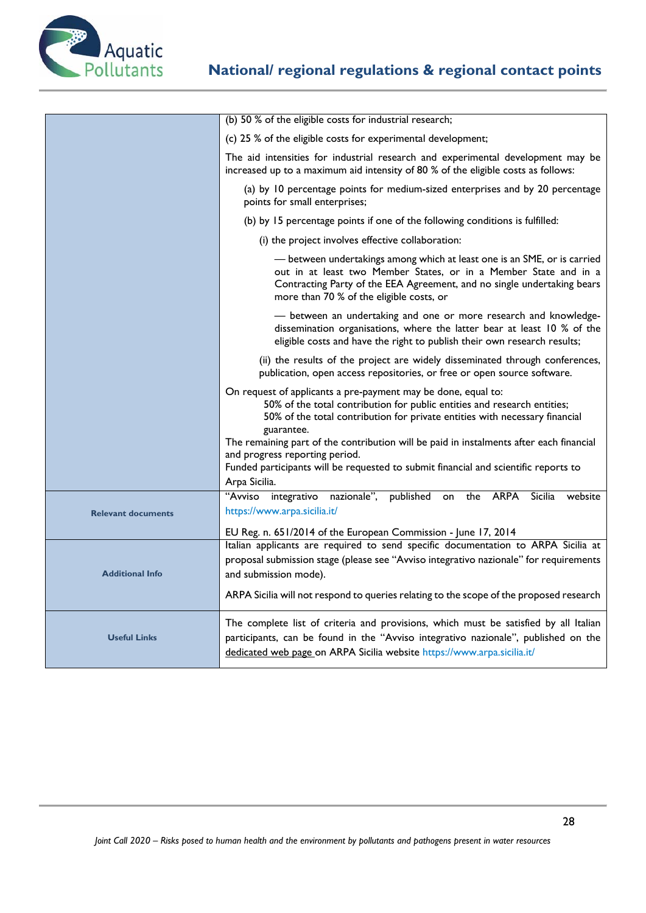| | |
|---|---|
| | (b) 50 % of the eligible costs for industrial research;<br><br>(c) 25 % of the eligible costs for experimental development;<br><br>The aid intensities for industrial research and experimental development may be increased up to a maximum aid intensity of 80 % of the eligible costs as follows:<br><br>(a) by 10 percentage points for medium-sized enterprises and by 20 percentage points for small enterprises;<br><br>(b) by 15 percentage points if one of the following conditions is fulfilled:<br><br>(i) the project involves effective collaboration:<br><br>— between undertakings among which at least one is an SME, or is carried out in at least two Member States, or in a Member State and in a Contracting Party of the EEA Agreement, and no single undertaking bears more than 70 % of the eligible costs, or<br><br>— between an undertaking and one or more research and knowledge-dissemination organisations, where the latter bear at least 10 % of the eligible costs and have the right to publish their own research results;<br><br>(ii) the results of the project are widely disseminated through conferences, publication, open access repositories, or free or open source software.<br><br>On request of applicants a pre-payment may be done, equal to:<br>50% of the total contribution for public entities and research entities;<br>50% of the total contribution for private entities with necessary financial guarantee.<br>The remaining part of the contribution will be paid in instalments after each financial and progress reporting period.<br>Funded participants will be requested to submit financial and scientific reports to Arpa Sicilia. |
| **Relevant documents** | "Avviso integrativo nazionale", published on the ARPA Sicilia website https://www.arpa.sicilia.it/<br><br>EU Reg. n. 651/2014 of the European Commission - June 17, 2014 |
| **Additional Info** | Italian applicants are required to send specific documentation to ARPA Sicilia at proposal submission stage (please see "Avviso integrativo nazionale" for requirements and submission mode).<br><br>ARPA Sicilia will not respond to queries relating to the scope of the proposed research |
| **Useful Links** | The complete list of criteria and provisions, which must be satisfied by all Italian participants, can be found in the "Avviso integrativo nazionale", published on the dedicated web page on ARPA Sicilia website https://www.arpa.sicilia.it/ |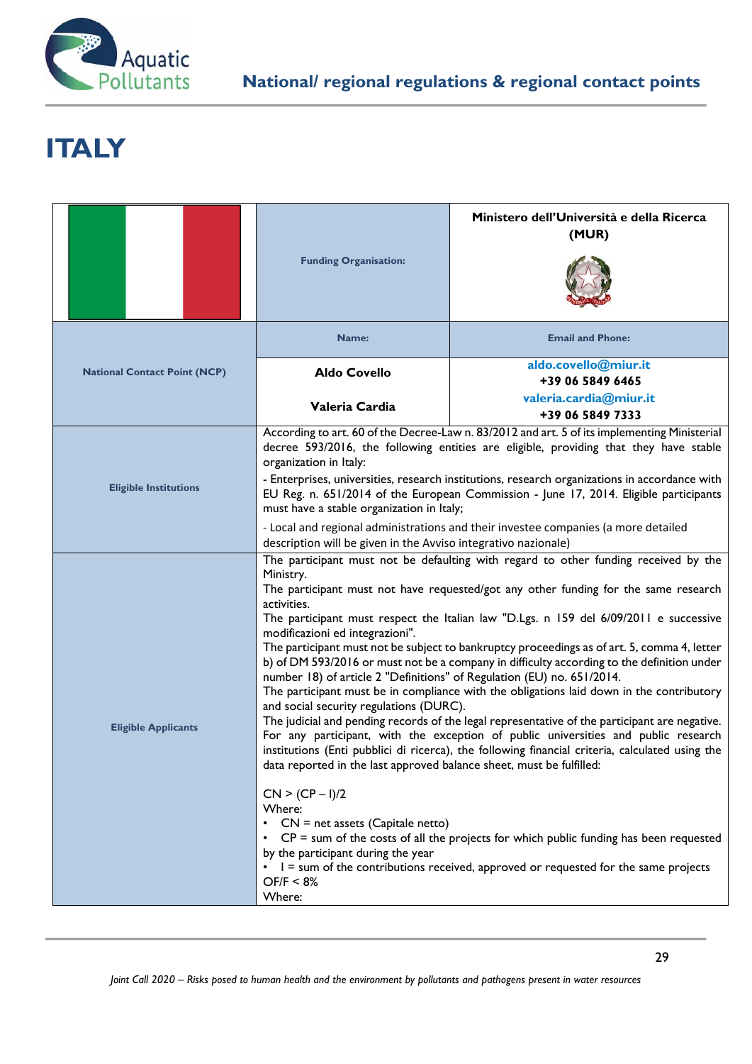# ITALY

| | Funding Organisation: | Ministero dell'Università e della Ricerca (MUR) |
|---|---|---|
| National Contact Point (NCP) | Name: | Email and Phone: |
| | Aldo Covello | aldo.covello@miur.it<br>+39 06 5849 6465 |
| | Valeria Cardia | valeria.cardia@miur.it<br>+39 06 5849 7333 |
| Eligible Institutions | According to art. 60 of the Decree-Law n. 83/2012 and art. 5 of its implementing Ministerial decree 593/2016, the following entities are eligible, providing that they have stable organization in Italy:<br>- Enterprises, universities, research institutions, research organizations in accordance with EU Reg. n. 651/2014 of the European Commission - June 17, 2014. Eligible participants must have a stable organization in Italy;<br>- Local and regional administrations and their investee companies (a more detailed description will be given in the Avviso integrativo nazionale) | |
| Eligible Applicants | The participant must not be defaulting with regard to other funding received by the Ministry.<br>The participant must not have requested/got any other funding for the same research activities.<br>The participant must respect the Italian law "D.Lgs. n 159 del 6/09/2011 e successive modificazioni ed integrazioni".<br>The participant must not be subject to bankruptcy proceedings as of art. 5, comma 4, letter b) of DM 593/2016 or must not be a company in difficulty according to the definition under number 18) of article 2 "Definitions" of Regulation (EU) no. 651/2014.<br>The participant must be in compliance with the obligations laid down in the contributory and social security regulations (DURC).<br>The judicial and pending records of the legal representative of the participant are negative.<br>For any participant, with the exception of public universities and public research institutions (Enti pubblici di ricerca), the following financial criteria, calculated using the data reported in the last approved balance sheet, must be fulfilled:<br><br>$CN > (CP - I)/2$<br>Where:<br>• CN = net assets (Capitale netto)<br>• CP = sum of the costs of all the projects for which public funding has been requested by the participant during the year<br>• I = sum of the contributions received, approved or requested for the same projects<br>$OF/F < 8\%$<br>Where: | |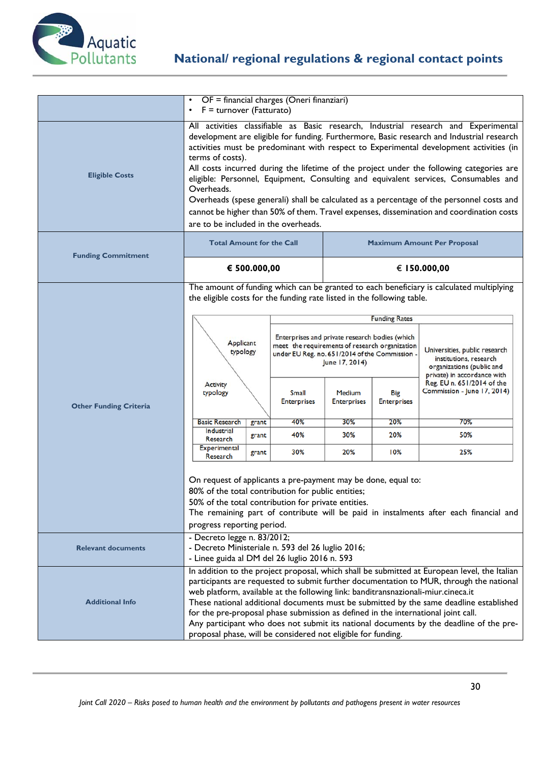| | |
|---|---|
| | • OF = financial charges (Oneri finanziari)<br>• F = turnover (Fatturato) |
| **Eligible Costs** | All activities classifiable as Basic research, Industrial research and Experimental development are eligible for funding. Furthermore, Basic research and Industrial research activities must be predominant with respect to Experimental development activities (in terms of costs).<br>All costs incurred during the lifetime of the project under the following categories are eligible: Personnel, Equipment, Consulting and equivalent services, Consumables and Overheads.<br>Overheads (spese generali) shall be calculated as a percentage of the personnel costs and cannot be higher than 50% of them. Travel expenses, dissemination and coordination costs are to be included in the overheads. |
| **Funding Commitment** | **Total Amount for the Call**: **€ 500.000,00**<br>**Maximum Amount Per Proposal**: **€ 150.000,00** |
| **Other Funding Criteria** | The amount of funding which can be granted to each beneficiary is calculated multiplying the eligible costs for the funding rate listed in the following table. (see table below)<br><br>On request of applicants a pre-payment may be done, equal to:<br>80% of the total contribution for public entities;<br>50% of the total contribution for private entities.<br>The remaining part of contribute will be paid in instalments after each financial and progress reporting period. |
| **Relevant documents** | - Decreto legge n. 83/2012;<br>- Decreto Ministeriale n. 593 del 26 luglio 2016;<br>- Linee guida al DM del 26 luglio 2016 n. 593 |
| **Additional Info** | In addition to the project proposal, which shall be submitted at European level, the Italian participants are requested to submit further documentation to MUR, through the national web platform, available at the following link: banditransnazionali-miur.cineca.it<br>These national additional documents must be submitted by the same deadline established for the pre-proposal phase submission as defined in the international joint call.<br>Any participant who does not submit its national documents by the deadline of the pre-proposal phase, will be considered not eligible for funding. |

**Funding Rates**

| Activity typology \ Applicant typology | | Enterprises and private research bodies (which meet the requirements of research organization under EU Reg. no. 651/2014 of the Commission - June 17, 2014): Small Enterprises | Medium Enterprises | Big Enterprises | Universities, public research institutions, research organizations (public and private) in accordance with Reg. EU n. 651/2014 of the Commission - June 17, 2014) |
|---|---|---|---|---|---|
| Basic Research | grant | 40% | 30% | 20% | 70% |
| Industrial Research | grant | 40% | 30% | 20% | 50% |
| Experimental Research | grant | 30% | 20% | 10% | 25% |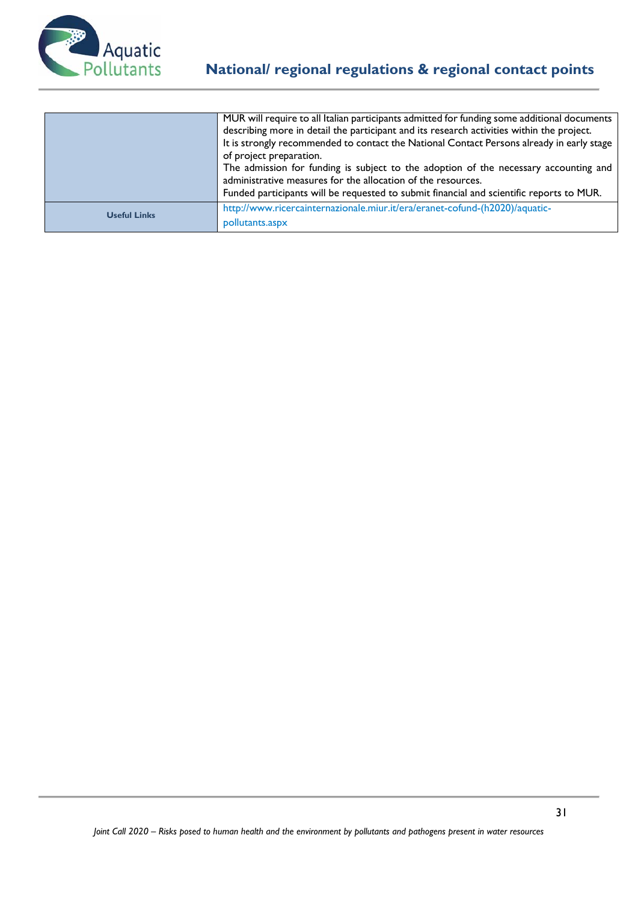|  |  |
|---|---|
|  | MUR will require to all Italian participants admitted for funding some additional documents describing more in detail the participant and its research activities within the project.<br>It is strongly recommended to contact the National Contact Persons already in early stage of project preparation.<br>The admission for funding is subject to the adoption of the necessary accounting and administrative measures for the allocation of the resources.<br>Funded participants will be requested to submit financial and scientific reports to MUR. |
| **Useful Links** | http://www.ricercainternazionale.miur.it/era/eranet-cofund-(h2020)/aquatic-pollutants.aspx |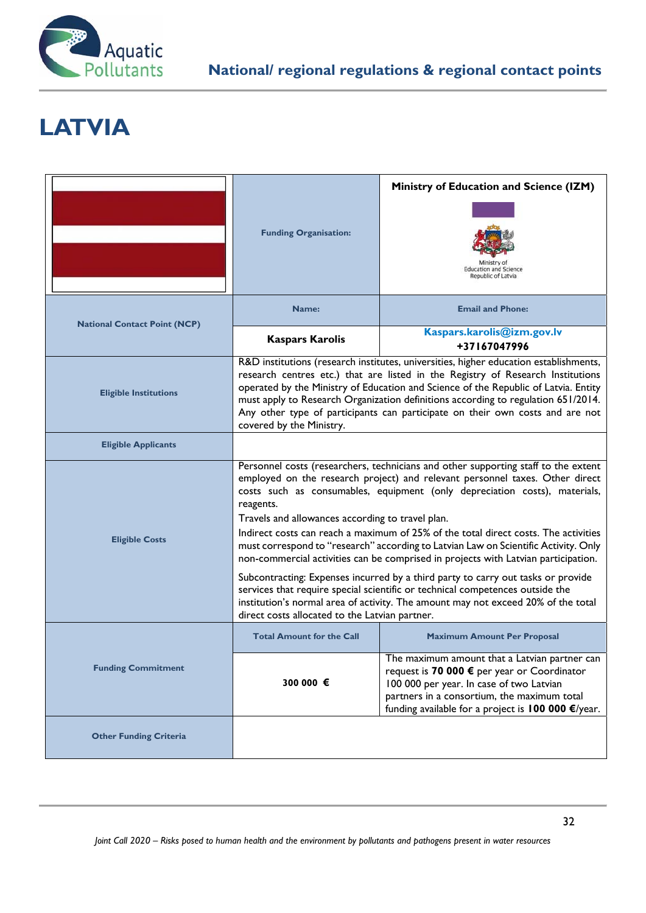# LATVIA

| | | |
|---|---|---|
| | **Funding Organisation:** | **Ministry of Education and Science (IZM)** Ministry of Education and Science Republic of Latvia |
| **National Contact Point (NCP)** | **Name:** | **Email and Phone:** |
| | **Kaspars Karolis** | **Kaspars.karolis@izm.gov.lv** **+37167047996** |
| **Eligible Institutions** | R&D institutions (research institutes, universities, higher education establishments, research centres etc.) that are listed in the Registry of Research Institutions operated by the Ministry of Education and Science of the Republic of Latvia. Entity must apply to Research Organization definitions according to regulation 651/2014. Any other type of participants can participate on their own costs and are not covered by the Ministry. | |
| **Eligible Applicants** | | |
| **Eligible Costs** | Personnel costs (researchers, technicians and other supporting staff to the extent employed on the research project) and relevant personnel taxes. Other direct costs such as consumables, equipment (only depreciation costs), materials, reagents.<br>Travels and allowances according to travel plan.<br>Indirect costs can reach a maximum of 25% of the total direct costs. The activities must correspond to "research" according to Latvian Law on Scientific Activity. Only non-commercial activities can be comprised in projects with Latvian participation.<br>Subcontracting: Expenses incurred by a third party to carry out tasks or provide services that require special scientific or technical competences outside the institution's normal area of activity. The amount may not exceed 20% of the total direct costs allocated to the Latvian partner. | |
| **Funding Commitment** | **Total Amount for the Call** | **Maximum Amount Per Proposal** |
| | **300 000 €** | The maximum amount that a Latvian partner can request is **70 000 €** per year or Coordinator 100 000 per year. In case of two Latvian partners in a consortium, the maximum total funding available for a project is **100 000 €**/year. |
| **Other Funding Criteria** | | |

*Joint Call 2020 – Risks posed to human health and the environment by pollutants and pathogens present in water resources*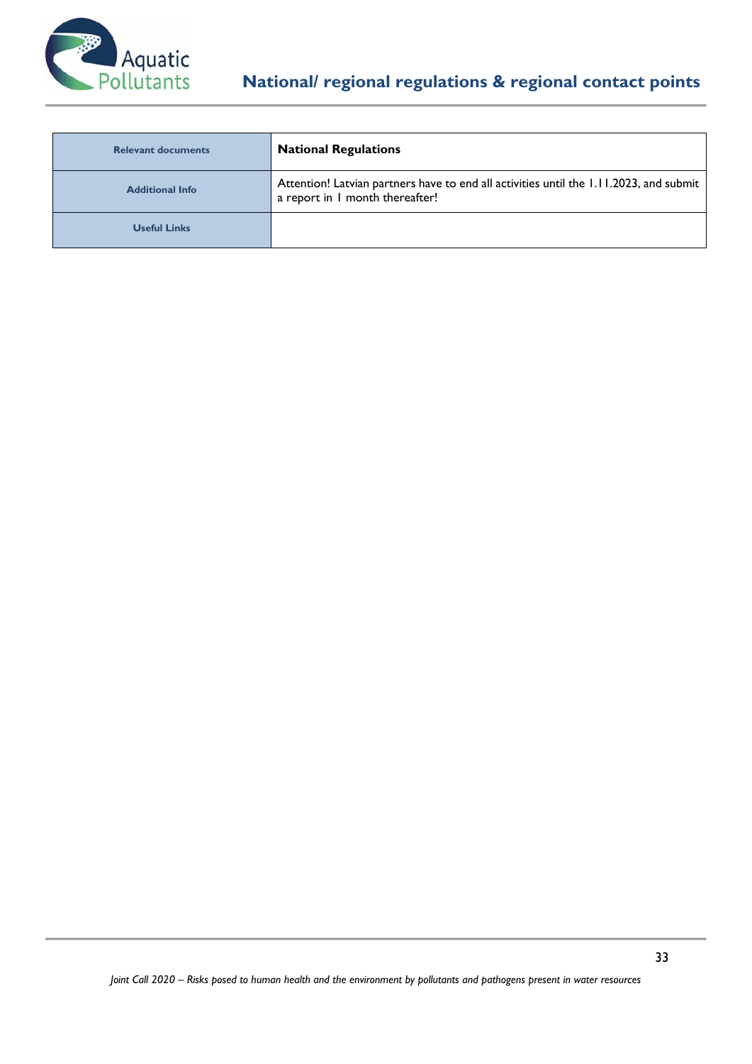| Relevant documents | **National Regulations** |
|---|---|
| Additional Info | Attention! Latvian partners have to end all activities until the 1.11.2023, and submit a report in 1 month thereafter! |
| Useful Links | |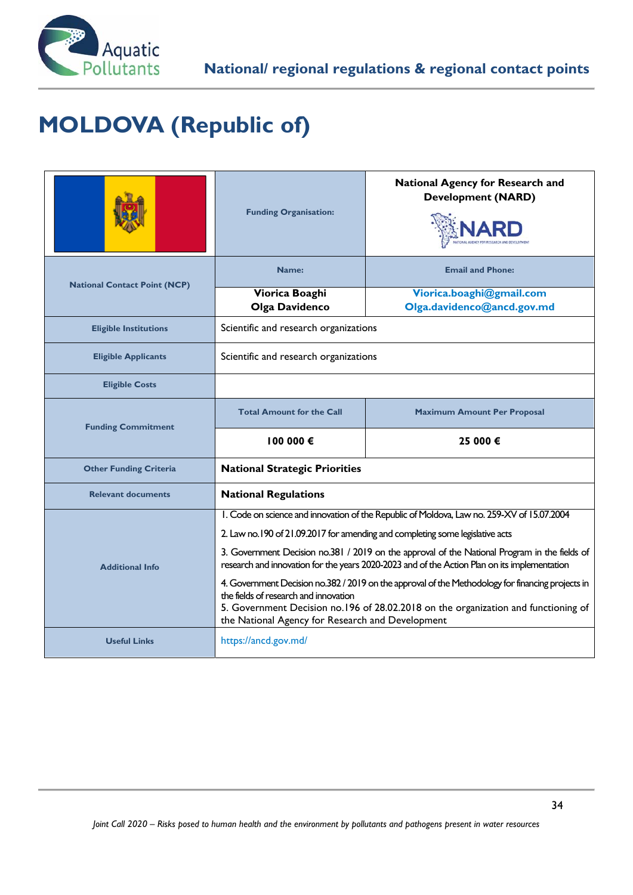# MOLDOVA (Republic of)

| | Funding Organisation: | National Agency for Research and Development (NARD) |
|---|---|---|
| National Contact Point (NCP) | Name: | Email and Phone: |
| | Viorica Boaghi<br>Olga Davidenco | Viorica.boaghi@gmail.com<br>Olga.davidenco@ancd.gov.md |
| Eligible Institutions | Scientific and research organizations | |
| Eligible Applicants | Scientific and research organizations | |
| Eligible Costs | | |
| Funding Commitment | Total Amount for the Call | Maximum Amount Per Proposal |
| | 100 000 € | 25 000 € |
| Other Funding Criteria | **National Strategic Priorities** | |
| Relevant documents | **National Regulations** | |
| Additional Info | 1. Code on science and innovation of the Republic of Moldova, Law no. 259-XV of 15.07.2004<br>2. Law no.190 of 21.09.2017 for amending and completing some legislative acts<br>3. Government Decision no.381 / 2019 on the approval of the National Program in the fields of research and innovation for the years 2020-2023 and of the Action Plan on its implementation<br>4. Government Decision no.382 / 2019 on the approval of the Methodology for financing projects in the fields of research and innovation<br>5. Government Decision no.196 of 28.02.2018 on the organization and functioning of the National Agency for Research and Development | |
| Useful Links | https://ancd.gov.md/ | |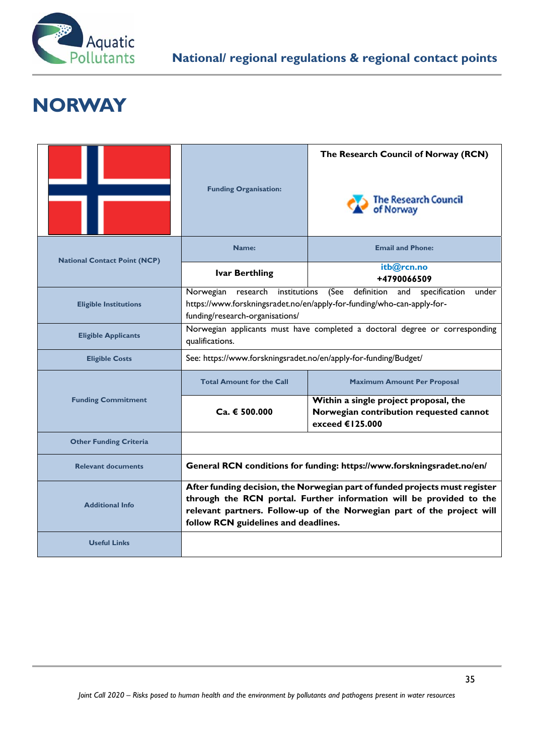# NORWAY

| | Funding Organisation: | The Research Council of Norway (RCN) |
|---|---|---|
| National Contact Point (NCP) | Name: | Email and Phone: |
| | **Ivar Berthling** | itb@rcn.no<br>**+4790066509** |
| Eligible Institutions | Norwegian research institutions (See definition and specification under https://www.forskningsradet.no/en/apply-for-funding/who-can-apply-for-funding/research-organisations/ | |
| Eligible Applicants | Norwegian applicants must have completed a doctoral degree or corresponding qualifications. | |
| Eligible Costs | See: https://www.forskningsradet.no/en/apply-for-funding/Budget/ | |
| Funding Commitment | Total Amount for the Call | Maximum Amount Per Proposal |
| | **Ca. € 500.000** | **Within a single project proposal, the Norwegian contribution requested cannot exceed €125.000** |
| Other Funding Criteria | | |
| Relevant documents | **General RCN conditions for funding: https://www.forskningsradet.no/en/** | |
| Additional Info | **After funding decision, the Norwegian part of funded projects must register through the RCN portal. Further information will be provided to the relevant partners. Follow-up of the Norwegian part of the project will follow RCN guidelines and deadlines.** | |
| Useful Links | | |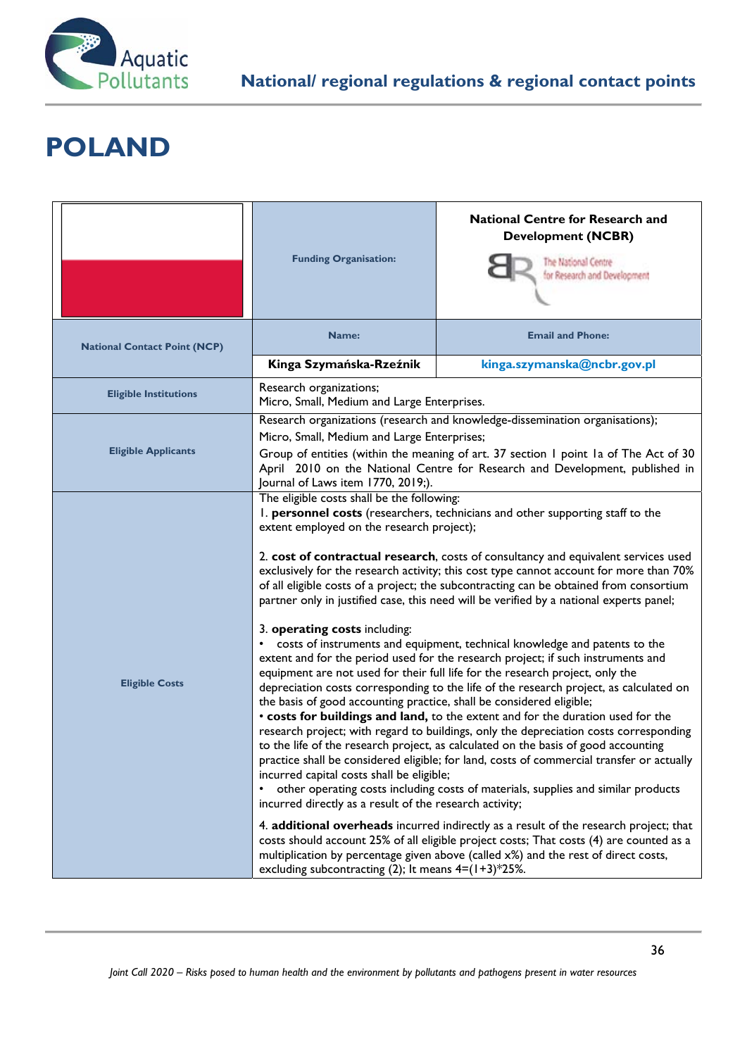# POLAND

| | Funding Organisation: | National Centre for Research and Development (NCBR) |
|---|---|---|
| National Contact Point (NCP) | Name: | Email and Phone: |
| | **Kinga Szymańska-Rzeźnik** | **kinga.szymanska@ncbr.gov.pl** |
| Eligible Institutions | Research organizations;<br>Micro, Small, Medium and Large Enterprises. | |
| Eligible Applicants | Research organizations (research and knowledge-dissemination organisations);<br>Micro, Small, Medium and Large Enterprises;<br>Group of entities (within the meaning of art. 37 section 1 point 1a of The Act of 30 April 2010 on the National Centre for Research and Development, published in Journal of Laws item 1770, 2019;). | |
| Eligible Costs | The eligible costs shall be the following:<br>1. **personnel costs** (researchers, technicians and other supporting staff to the extent employed on the research project);<br><br>2. **cost of contractual research**, costs of consultancy and equivalent services used exclusively for the research activity; this cost type cannot account for more than 70% of all eligible costs of a project; the subcontracting can be obtained from consortium partner only in justified case, this need will be verified by a national experts panel;<br><br>3. **operating costs** including:<br>• costs of instruments and equipment, technical knowledge and patents to the extent and for the period used for the research project; if such instruments and equipment are not used for their full life for the research project, only the depreciation costs corresponding to the life of the research project, as calculated on the basis of good accounting practice, shall be considered eligible;<br>• **costs for buildings and land,** to the extent and for the duration used for the research project; with regard to buildings, only the depreciation costs corresponding to the life of the research project, as calculated on the basis of good accounting practice shall be considered eligible; for land, costs of commercial transfer or actually incurred capital costs shall be eligible;<br>• other operating costs including costs of materials, supplies and similar products incurred directly as a result of the research activity;<br><br>4. **additional overheads** incurred indirectly as a result of the research project; that costs should account 25% of all eligible project costs; That costs (4) are counted as a multiplication by percentage given above (called x%) and the rest of direct costs, excluding subcontracting (2); It means 4=(1+3)*25%. | |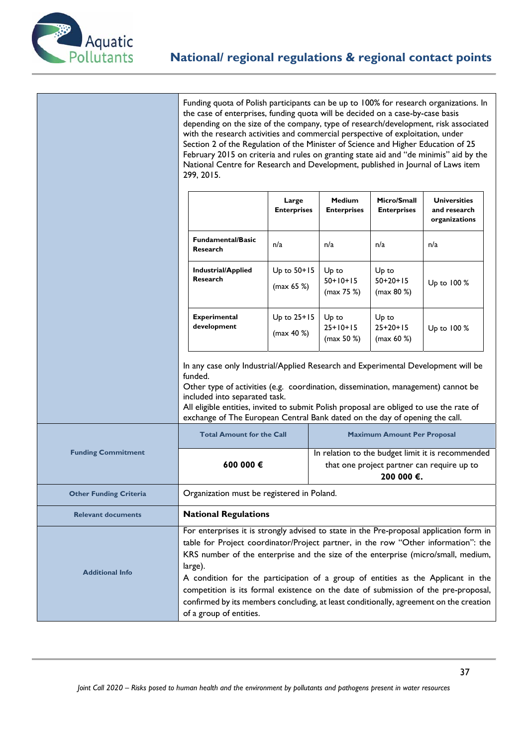| | |
|---|---|
| | Funding quota of Polish participants can be up to 100% for research organizations. In the case of enterprises, funding quota will be decided on a case-by-case basis depending on the size of the company, type of research/development, risk associated with the research activities and commercial perspective of exploitation, under Section 2 of the Regulation of the Minister of Science and Higher Education of 25 February 2015 on criteria and rules on granting state aid and "de minimis" aid by the National Centre for Research and Development, published in Journal of Laws item 299, 2015. |

| | Large Enterprises | Medium Enterprises | Micro/Small Enterprises | Universities and research organizations |
|---|---|---|---|---|
| **Fundamental/Basic Research** | n/a | n/a | n/a | n/a |
| **Industrial/Applied Research** | Up to 50+15 (max 65 %) | Up to 50+10+15 (max 75 %) | Up to 50+20+15 (max 80 %) | Up to 100 % |
| **Experimental development** | Up to 25+15 (max 40 %) | Up to 25+10+15 (max 50 %) | Up to 25+20+15 (max 60 %) | Up to 100 % |

In any case only Industrial/Applied Research and Experimental Development will be funded.
Other type of activities (e.g. coordination, dissemination, management) cannot be included into separated task.
All eligible entities, invited to submit Polish proposal are obliged to use the rate of exchange of The European Central Bank dated on the day of opening the call.

| | Total Amount for the Call | Maximum Amount Per Proposal |
|---|---|---|
| **Funding Commitment** | **600 000 €** | In relation to the budget limit it is recommended that one project partner can require up to **200 000 €.** |
| **Other Funding Criteria** | Organization must be registered in Poland. | |
| **Relevant documents** | **National Regulations** | |
| **Additional Info** | For enterprises it is strongly advised to state in the Pre-proposal application form in table for Project coordinator/Project partner, in the row "Other information": the KRS number of the enterprise and the size of the enterprise (micro/small, medium, large).<br>A condition for the participation of a group of entities as the Applicant in the competition is its formal existence on the date of submission of the pre-proposal, confirmed by its members concluding, at least conditionally, agreement on the creation of a group of entities. | |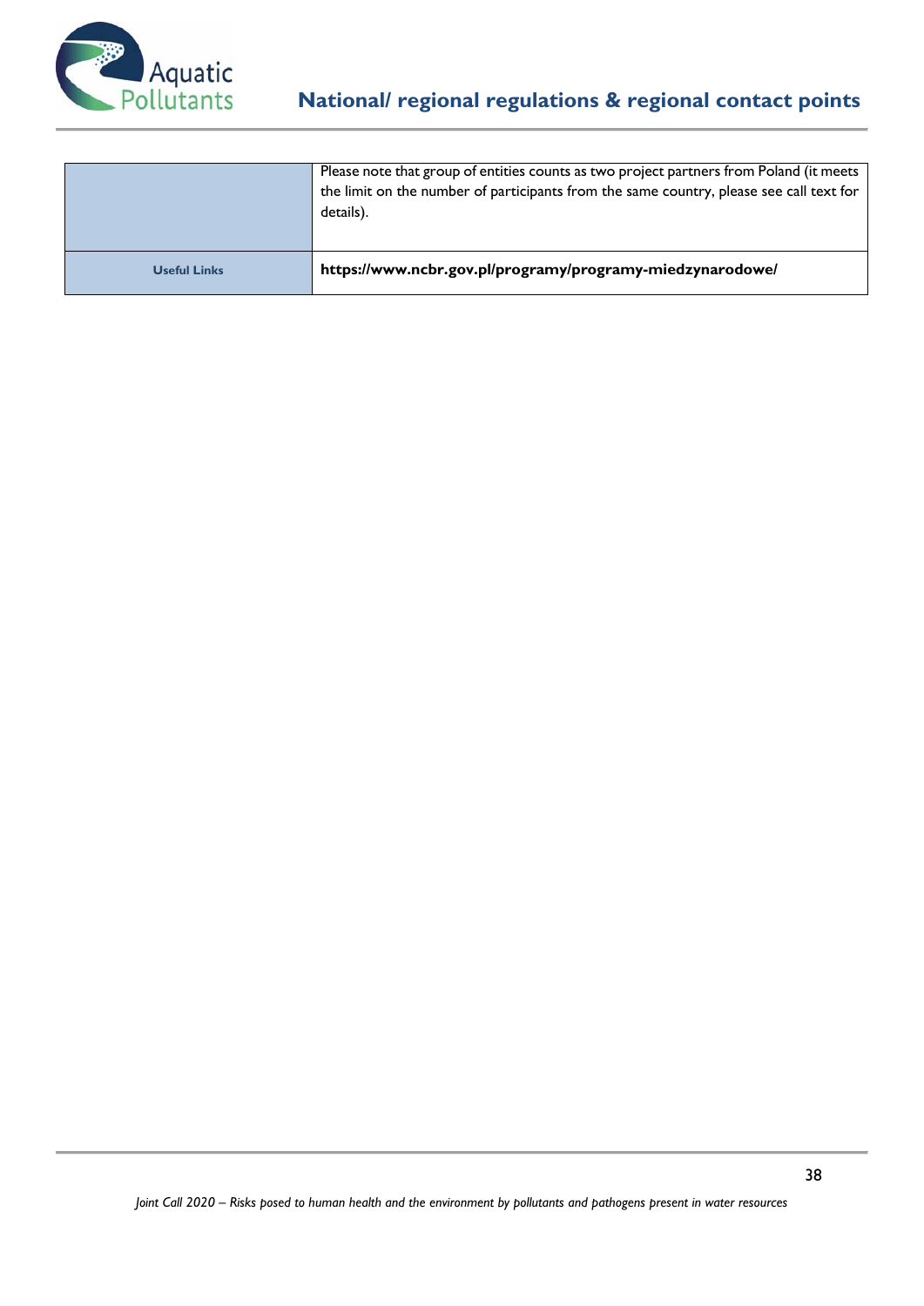| | |
|---|---|
| | Please note that group of entities counts as two project partners from Poland (it meets the limit on the number of participants from the same country, please see call text for details). |
| **Useful Links** | **https://www.ncbr.gov.pl/programy/programy-miedzynarodowe/** |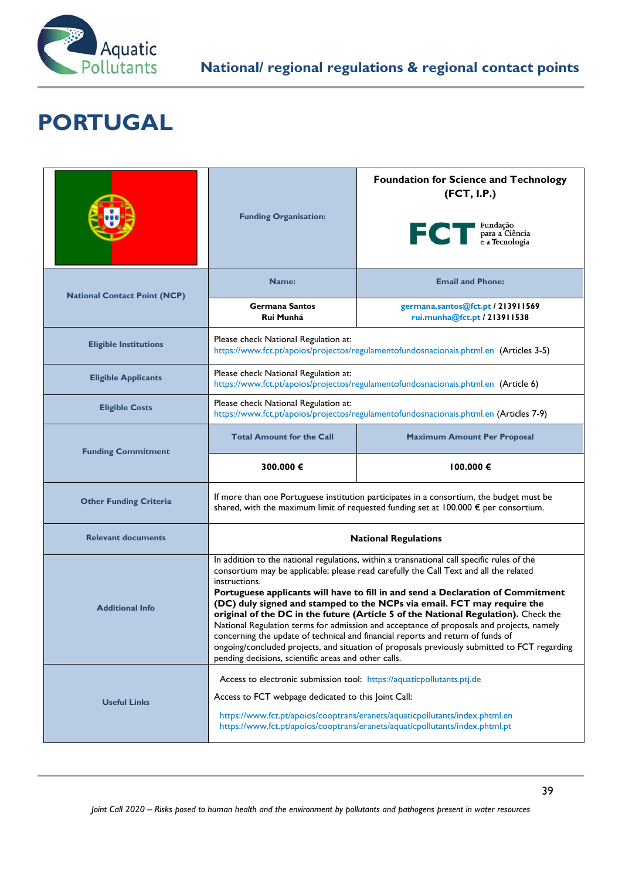# PORTUGAL

| | Funding Organisation: | Foundation for Science and Technology (FCT, I.P.) |
|---|---|---|
| National Contact Point (NCP) | Name: | Email and Phone: |
| | Germana Santos<br>Rui Munhá | germana.santos@fct.pt / 213911569<br>rui.munha@fct.pt / 213911538 |
| Eligible Institutions | Please check National Regulation at: https://www.fct.pt/apoios/projectos/regulamentofundosnacionais.phtml.en (Articles 3-5) | |
| Eligible Applicants | Please check National Regulation at: https://www.fct.pt/apoios/projectos/regulamentofundosnacionais.phtml.en (Article 6) | |
| Eligible Costs | Please check National Regulation at: https://www.fct.pt/apoios/projectos/regulamentofundosnacionais.phtml.en (Articles 7-9) | |
| Funding Commitment | Total Amount for the Call | Maximum Amount Per Proposal |
| | 300.000 € | 100.000 € |
| Other Funding Criteria | If more than one Portuguese institution participates in a consortium, the budget must be shared, with the maximum limit of requested funding set at 100.000 € per consortium. | |
| Relevant documents | **National Regulations** | |
| Additional Info | In addition to the national regulations, within a transnational call specific rules of the consortium may be applicable; please read carefully the Call Text and all the related instructions. **Portuguese applicants will have to fill in and send a Declaration of Commitment (DC) duly signed and stamped to the NCPs via email. FCT may require the original of the DC in the future (Article 5 of the National Regulation).** Check the National Regulation terms for admission and acceptance of proposals and projects, namely concerning the update of technical and financial reports and return of funds of ongoing/concluded projects, and situation of proposals previously submitted to FCT regarding pending decisions, scientific areas and other calls. | |
| Useful Links | Access to electronic submission tool: https://aquaticpollutants.ptj.de<br>Access to FCT webpage dedicated to this Joint Call:<br>https://www.fct.pt/apoios/cooptrans/eranets/aquaticpollutants/index.phtml.en<br>https://www.fct.pt/apoios/cooptrans/eranets/aquaticpollutants/index.phtml.pt | |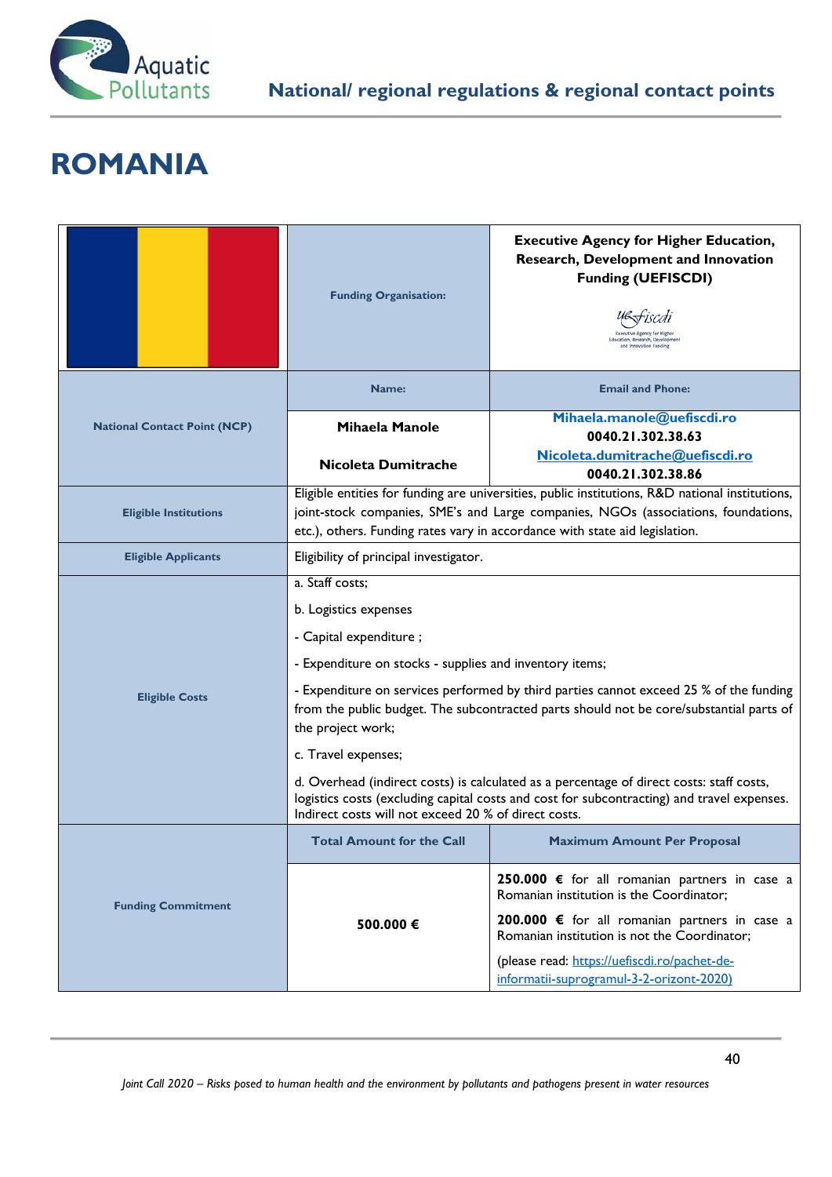# ROMANIA

| | Funding Organisation: | Executive Agency for Higher Education, Research, Development and Innovation Funding (UEFISCDI) |
|---|---|---|
| National Contact Point (NCP) | Name: | Email and Phone: |
| | Mihaela Manole | Mihaela.manole@uefiscdi.ro 0040.21.302.38.63 |
| | Nicoleta Dumitrache | Nicoleta.dumitrache@uefiscdi.ro 0040.21.302.38.86 |
| Eligible Institutions | Eligible entities for funding are universities, public institutions, R&D national institutions, joint-stock companies, SME's and Large companies, NGOs (associations, foundations, etc.), others. Funding rates vary in accordance with state aid legislation. | |
| Eligible Applicants | Eligibility of principal investigator. | |
| Eligible Costs | a. Staff costs;<br>b. Logistics expenses<br>- Capital expenditure ;<br>- Expenditure on stocks - supplies and inventory items;<br>- Expenditure on services performed by third parties cannot exceed 25 % of the funding from the public budget. The subcontracted parts should not be core/substantial parts of the project work;<br>c. Travel expenses;<br>d. Overhead (indirect costs) is calculated as a percentage of direct costs: staff costs, logistics costs (excluding capital costs and cost for subcontracting) and travel expenses. Indirect costs will not exceed 20 % of direct costs. | |
| Funding Commitment | Total Amount for the Call | Maximum Amount Per Proposal |
| | 500.000 € | **250.000 €** for all romanian partners in case a Romanian institution is the Coordinator;<br>**200.000 €** for all romanian partners in case a Romanian institution is not the Coordinator;<br>(please read: https://uefiscdi.ro/pachet-de-informatii-suprogramul-3-2-orizont-2020) |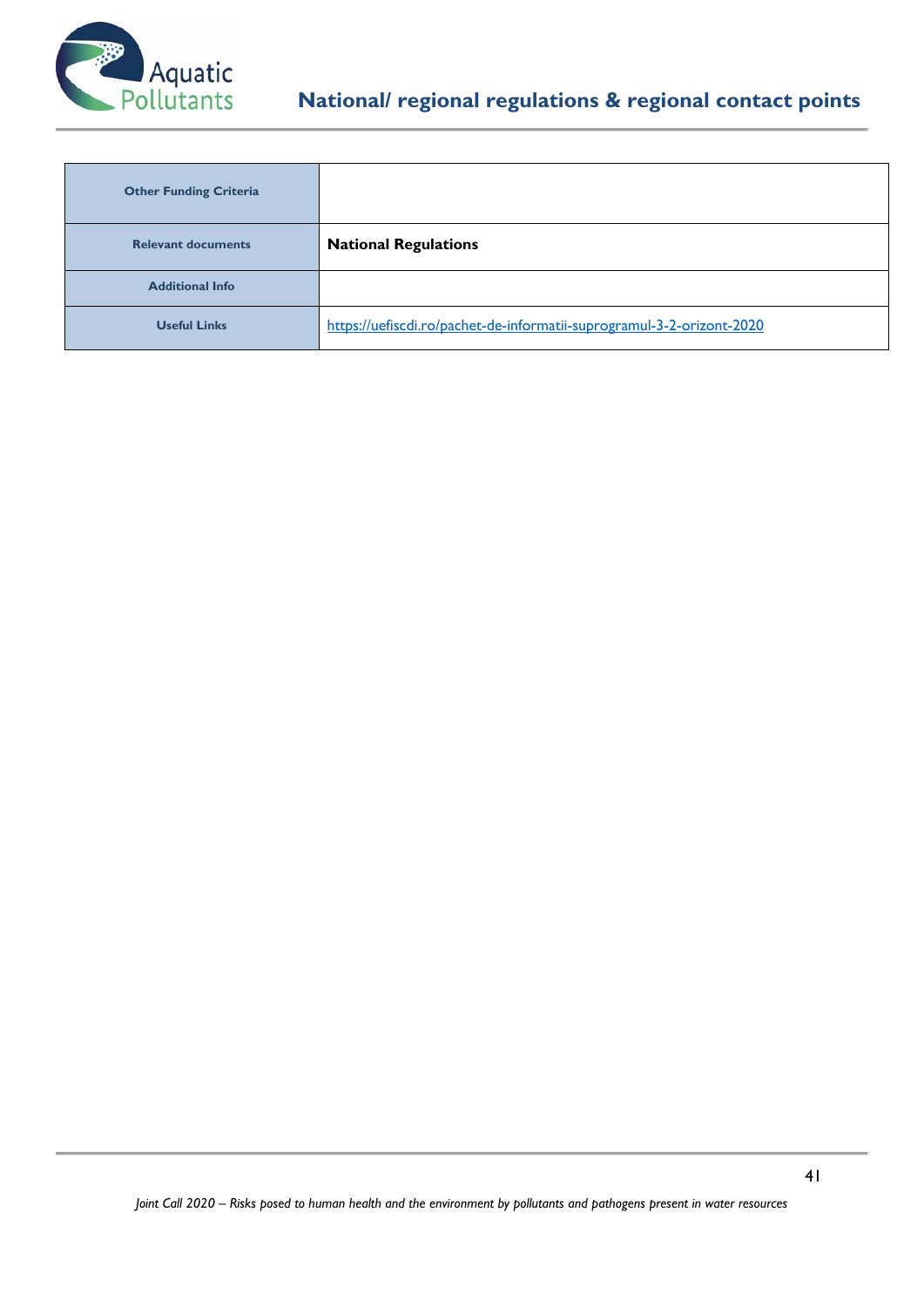| Other Funding Criteria | |
|---|---|
| Relevant documents | **National Regulations** |
| Additional Info | |
| Useful Links | https://uefiscdi.ro/pachet-de-informatii-suprogramul-3-2-orizont-2020 |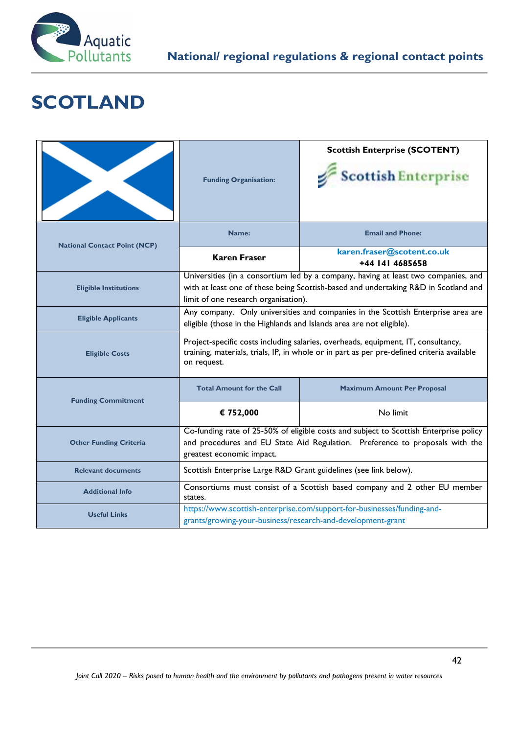# SCOTLAND

| | Funding Organisation: | Scottish Enterprise (SCOTENT) |
|---|---|---|
| National Contact Point (NCP) | Name: | Email and Phone: |
| | **Karen Fraser** | **karen.fraser@scotent.co.uk** **+44 141 4685658** |
| Eligible Institutions | Universities (in a consortium led by a company, having at least two companies, and with at least one of these being Scottish-based and undertaking R&D in Scotland and limit of one research organisation). | |
| Eligible Applicants | Any company. Only universities and companies in the Scottish Enterprise area are eligible (those in the Highlands and Islands area are not eligible). | |
| Eligible Costs | Project-specific costs including salaries, overheads, equipment, IT, consultancy, training, materials, trials, IP, in whole or in part as per pre-defined criteria available on request. | |
| Funding Commitment | Total Amount for the Call | Maximum Amount Per Proposal |
| | **€ 752,000** | No limit |
| Other Funding Criteria | Co-funding rate of 25-50% of eligible costs and subject to Scottish Enterprise policy and procedures and EU State Aid Regulation. Preference to proposals with the greatest economic impact. | |
| Relevant documents | Scottish Enterprise Large R&D Grant guidelines (see link below). | |
| Additional Info | Consortiums must consist of a Scottish based company and 2 other EU member states. | |
| Useful Links | https://www.scottish-enterprise.com/support-for-businesses/funding-and-grants/growing-your-business/research-and-development-grant | |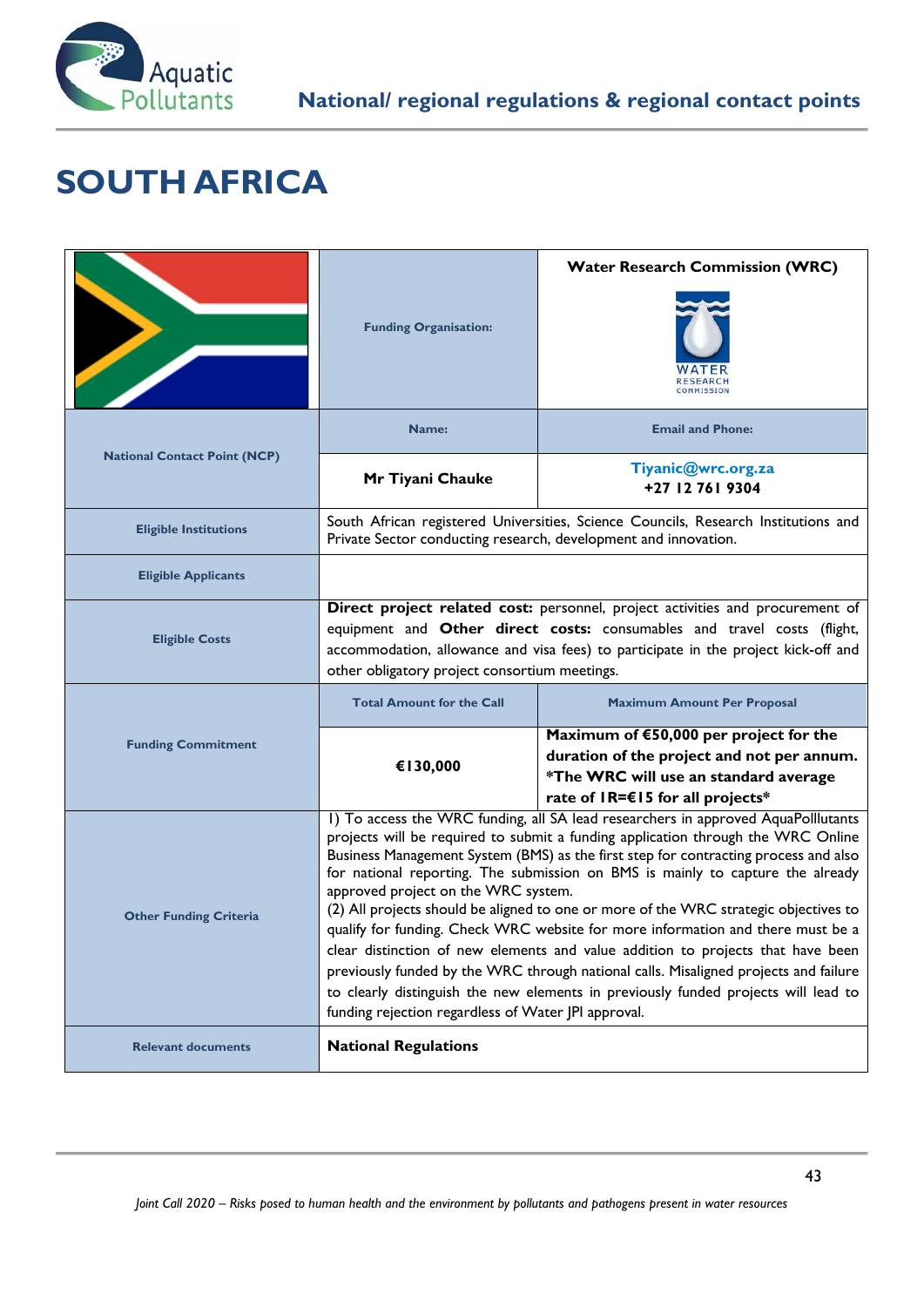# SOUTH AFRICA

| | | |
|---|---|---|
| | **Funding Organisation:** | **Water Research Commission (WRC)** |
| **National Contact Point (NCP)** | **Name:** | **Email and Phone:** |
| | **Mr Tiyani Chauke** | **Tiyanic@wrc.org.za** <br> **+27 12 761 9304** |
| **Eligible Institutions** | South African registered Universities, Science Councils, Research Institutions and Private Sector conducting research, development and innovation. | |
| **Eligible Applicants** | | |
| **Eligible Costs** | **Direct project related cost:** personnel, project activities and procurement of equipment and **Other direct costs:** consumables and travel costs (flight, accommodation, allowance and visa fees) to participate in the project kick-off and other obligatory project consortium meetings. | |
| **Funding Commitment** | **Total Amount for the Call** | **Maximum Amount Per Proposal** |
| | **€130,000** | **Maximum of €50,000 per project for the duration of the project and not per annum. *The WRC will use an standard average rate of 1R=€15 for all projects*** |
| **Other Funding Criteria** | 1) To access the WRC funding, all SA lead researchers in approved AquaPolllutants projects will be required to submit a funding application through the WRC Online Business Management System (BMS) as the first step for contracting process and also for national reporting. The submission on BMS is mainly to capture the already approved project on the WRC system. <br> (2) All projects should be aligned to one or more of the WRC strategic objectives to qualify for funding. Check WRC website for more information and there must be a clear distinction of new elements and value addition to projects that have been previously funded by the WRC through national calls. Misaligned projects and failure to clearly distinguish the new elements in previously funded projects will lead to funding rejection regardless of Water JPI approval. | |
| **Relevant documents** | **National Regulations** | |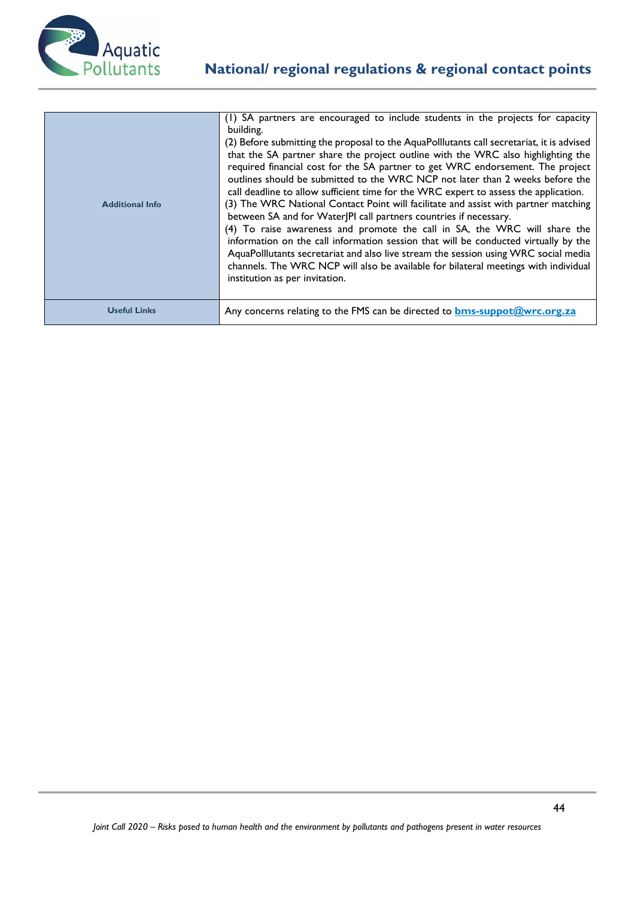| | |
|---|---|
| **Additional Info** | (1) SA partners are encouraged to include students in the projects for capacity building.<br>(2) Before submitting the proposal to the AquaPolllutants call secretariat, it is advised that the SA partner share the project outline with the WRC also highlighting the required financial cost for the SA partner to get WRC endorsement. The project outlines should be submitted to the WRC NCP not later than 2 weeks before the call deadline to allow sufficient time for the WRC expert to assess the application.<br>(3) The WRC National Contact Point will facilitate and assist with partner matching between SA and for WaterJPI call partners countries if necessary.<br>(4) To raise awareness and promote the call in SA, the WRC will share the information on the call information session that will be conducted virtually by the AquaPolllutants secretariat and also live stream the session using WRC social media channels. The WRC NCP will also be available for bilateral meetings with individual institution as per invitation. |
| **Useful Links** | Any concerns relating to the FMS can be directed to **bms-suppot@wrc.org.za** |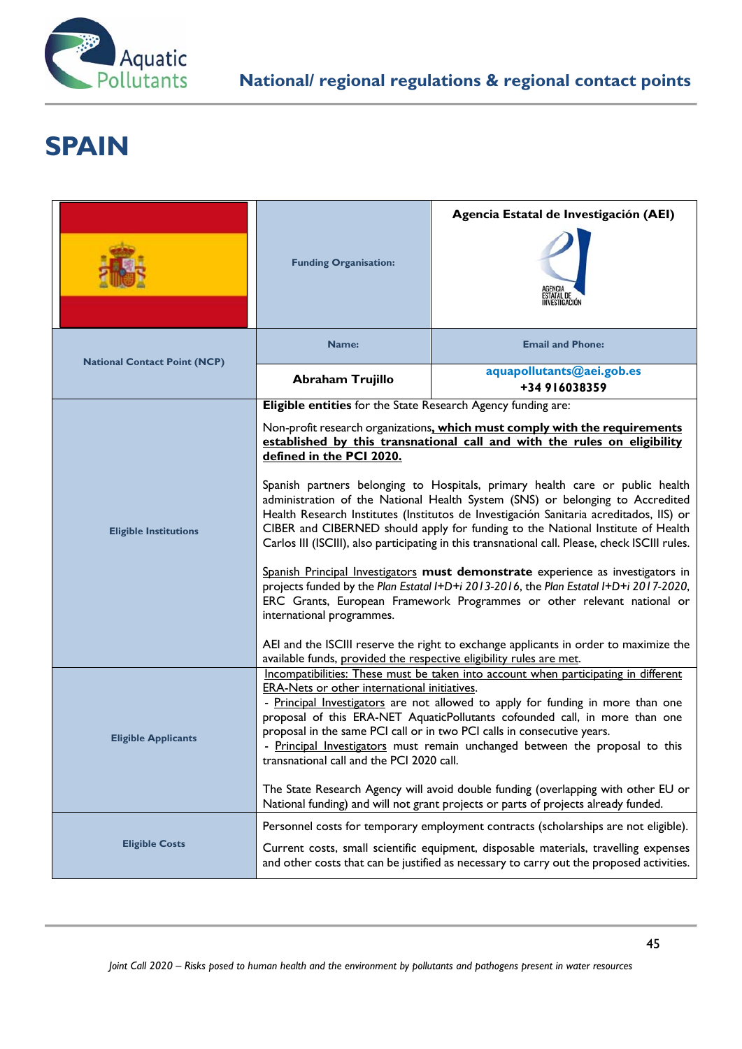# SPAIN

| | | |
|---|---|---|
| | **Funding Organisation:** | **Agencia Estatal de Investigación (AEI)** AGENCIA ESTATAL DE INVESTIGACIÓN |
| **National Contact Point (NCP)** | **Name:** | **Email and Phone:** |
| | **Abraham Trujillo** | **aquapollutants@aei.gob.es** **+34 916038359** |
| **Eligible Institutions** | **Eligible entities** for the State Research Agency funding are:<br><br>Non-profit research organizations**, which must comply with the requirements established by this transnational call and with the rules on eligibility defined in the PCI 2020.**<br><br>Spanish partners belonging to Hospitals, primary health care or public health administration of the National Health System (SNS) or belonging to Accredited Health Research Institutes (Institutos de Investigación Sanitaria acreditados, IIS) or CIBER and CIBERNED should apply for funding to the National Institute of Health Carlos III (ISCIII), also participating in this transnational call. Please, check ISCIII rules.<br><br>Spanish Principal Investigators **must demonstrate** experience as investigators in projects funded by the *Plan Estatal I+D+i 2013-2016*, the *Plan Estatal I+D+i 2017-2020*, ERC Grants, European Framework Programmes or other relevant national or international programmes.<br><br>AEI and the ISCIII reserve the right to exchange applicants in order to maximize the available funds, provided the respective eligibility rules are met. | |
| **Eligible Applicants** | Incompatibilities: These must be taken into account when participating in different ERA-Nets or other international initiatives.<br>- Principal Investigators are not allowed to apply for funding in more than one proposal of this ERA-NET AquaticPollutants cofounded call, in more than one proposal in the same PCI call or in two PCI calls in consecutive years.<br>- Principal Investigators must remain unchanged between the proposal to this transnational call and the PCI 2020 call.<br><br>The State Research Agency will avoid double funding (overlapping with other EU or National funding) and will not grant projects or parts of projects already funded. | |
| **Eligible Costs** | Personnel costs for temporary employment contracts (scholarships are not eligible).<br><br>Current costs, small scientific equipment, disposable materials, travelling expenses and other costs that can be justified as necessary to carry out the proposed activities. | |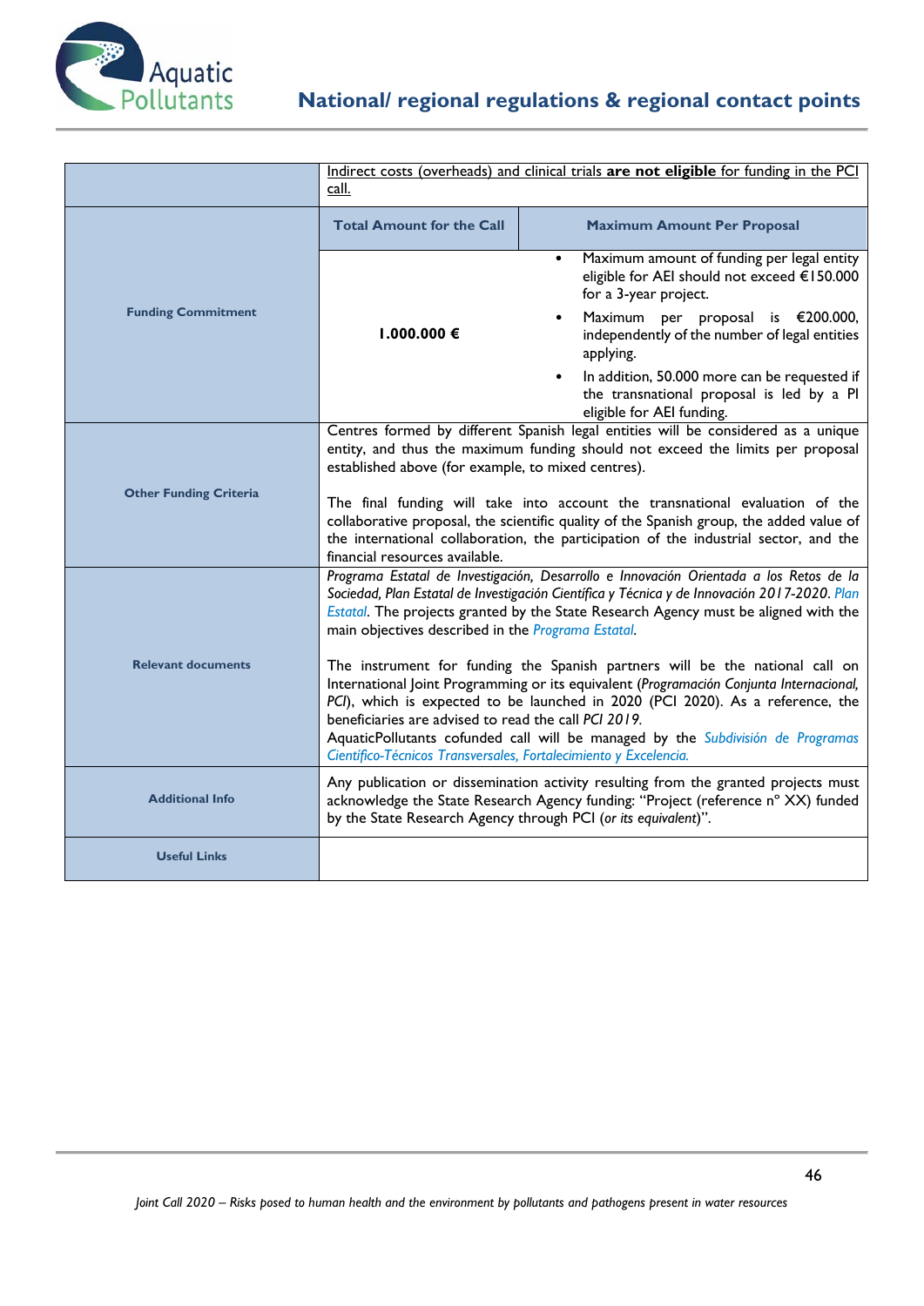| | | |
|---|---|---|
| | Indirect costs (overheads) and clinical trials **are not eligible** for funding in the PCI call. | |
| **Funding Commitment** | **Total Amount for the Call** | **Maximum Amount Per Proposal** |
| | **1.000.000 €** | • Maximum amount of funding per legal entity eligible for AEI should not exceed €150.000 for a 3-year project.<br>• Maximum per proposal is €200.000, independently of the number of legal entities applying.<br>• In addition, 50.000 more can be requested if the transnational proposal is led by a PI eligible for AEI funding. |
| **Other Funding Criteria** | Centres formed by different Spanish legal entities will be considered as a unique entity, and thus the maximum funding should not exceed the limits per proposal established above (for example, to mixed centres).<br><br>The final funding will take into account the transnational evaluation of the collaborative proposal, the scientific quality of the Spanish group, the added value of the international collaboration, the participation of the industrial sector, and the financial resources available. | |
| **Relevant documents** | *Programa Estatal de Investigación, Desarrollo e Innovación Orientada a los Retos de la Sociedad, Plan Estatal de Investigación Científica y Técnica y de Innovación 2017-2020*. Plan Estatal. The projects granted by the State Research Agency must be aligned with the main objectives described in the Programa Estatal.<br><br>The instrument for funding the Spanish partners will be the national call on International Joint Programming or its equivalent (*Programación Conjunta Internacional, PCI*), which is expected to be launched in 2020 (PCI 2020). As a reference, the beneficiaries are advised to read the call *PCI 2019*.<br>AquaticPollutants cofunded call will be managed by the *Subdivisión de Programas Científico-Técnicos Transversales, Fortalecimiento y Excelencia.* | |
| **Additional Info** | Any publication or dissemination activity resulting from the granted projects must acknowledge the State Research Agency funding: "Project (reference nº XX) funded by the State Research Agency through PCI (*or its equivalent*)". | |
| **Useful Links** | | |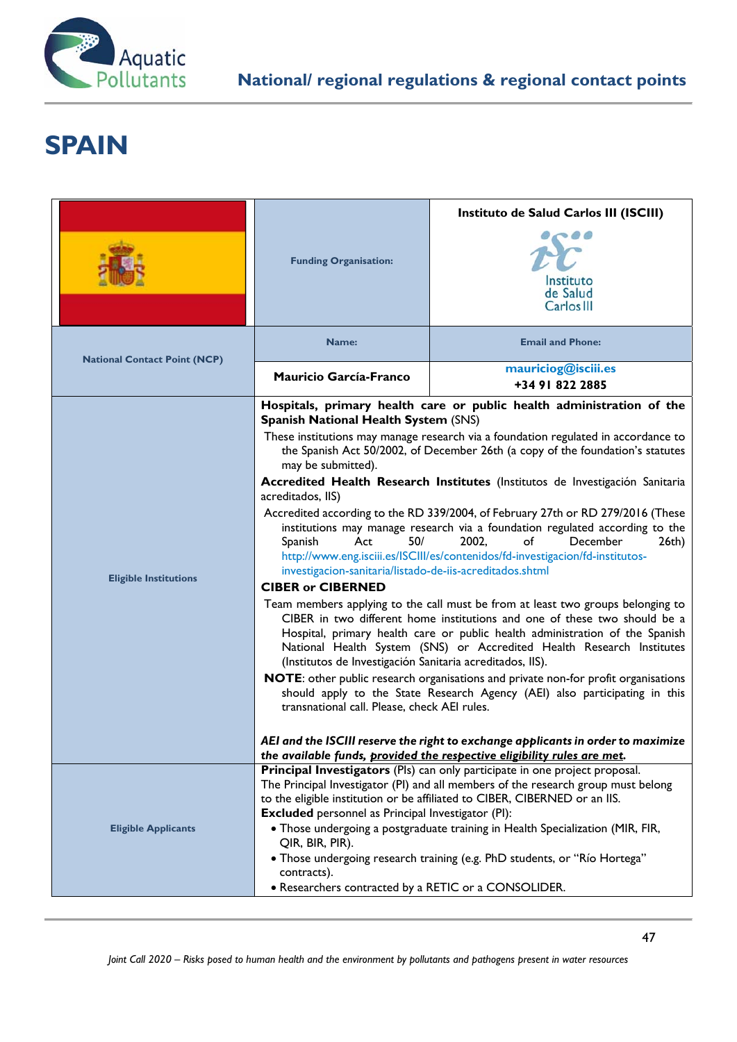# SPAIN

| | Funding Organisation: | Instituto de Salud Carlos III (ISCIII) |
|---|---|---|
| National Contact Point (NCP) | Name: | Email and Phone: |
| | Mauricio García-Franco | mauriciog@isciii.es<br>+34 91 822 2885 |
| Eligible Institutions | **Hospitals, primary health care or public health administration of the Spanish National Health System** (SNS)<br>These institutions may manage research via a foundation regulated in accordance to the Spanish Act 50/2002, of December 26th (a copy of the foundation's statutes may be submitted).<br>**Accredited Health Research Institutes** (Institutos de Investigación Sanitaria acreditados, IIS)<br>Accredited according to the RD 339/2004, of February 27th or RD 279/2016 (These institutions may manage research via a foundation regulated according to the Spanish Act 50/ 2002, of December 26th) http://www.eng.isciii.es/ISCIII/es/contenidos/fd-investigacion/fd-institutos-investigacion-sanitaria/listado-de-iis-acreditados.shtml<br>**CIBER or CIBERNED**<br>Team members applying to the call must be from at least two groups belonging to CIBER in two different home institutions and one of these two should be a Hospital, primary health care or public health administration of the Spanish National Health System (SNS) or Accredited Health Research Institutes (Institutos de Investigación Sanitaria acreditados, IIS).<br>**NOTE**: other public research organisations and private non-for profit organisations should apply to the State Research Agency (AEI) also participating in this transnational call. Please, check AEI rules.<br><br>***AEI and the ISCIII reserve the right to exchange applicants in order to maximize the available funds, provided the respective eligibility rules are met.*** | |
| Eligible Applicants | **Principal Investigators** (PIs) can only participate in one project proposal.<br>The Principal Investigator (PI) and all members of the research group must belong to the eligible institution or be affiliated to CIBER, CIBERNED or an IIS.<br>**Excluded** personnel as Principal Investigator (PI):<br>• Those undergoing a postgraduate training in Health Specialization (MIR, FIR, QIR, BIR, PIR).<br>• Those undergoing research training (e.g. PhD students, or "Río Hortega" contracts).<br>• Researchers contracted by a RETIC or a CONSOLIDER. | |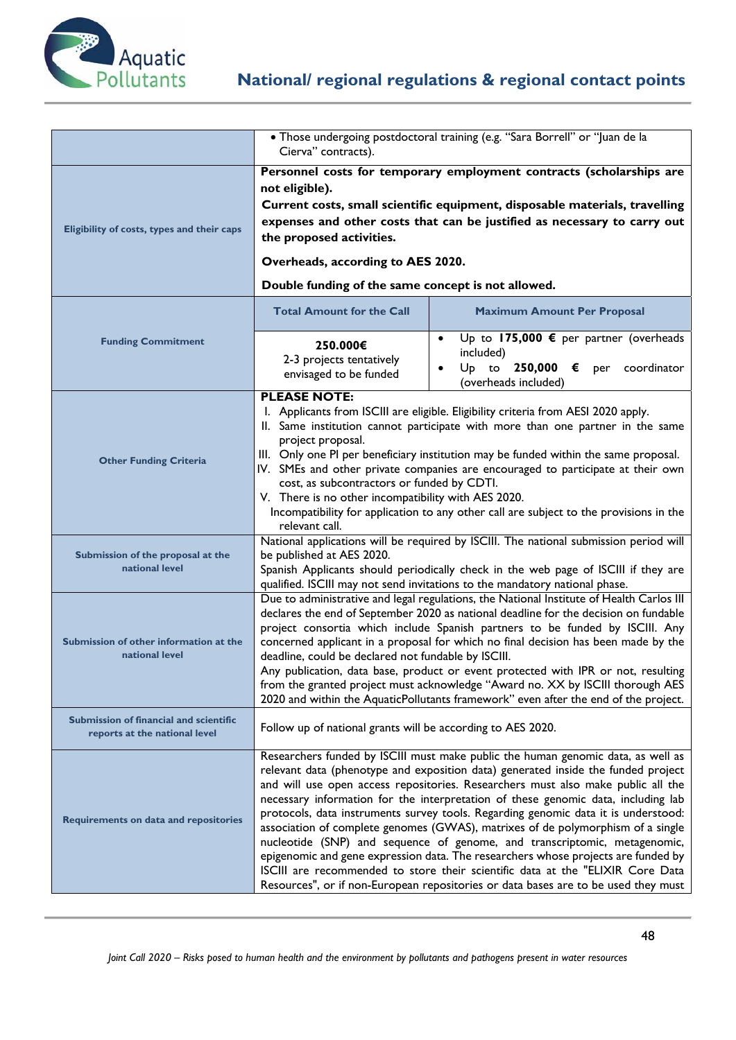| | |
|---|---|
| | • Those undergoing postdoctoral training (e.g. "Sara Borrell" or "Juan de la Cierva" contracts). |
| **Eligibility of costs, types and their caps** | **Personnel costs for temporary employment contracts (scholarships are not eligible).** **Current costs, small scientific equipment, disposable materials, travelling expenses and other costs that can be justified as necessary to carry out the proposed activities.** **Overheads, according to AES 2020.** **Double funding of the same concept is not allowed.** |
| **Funding Commitment** | **Total Amount for the Call:** **250.000€** 2-3 projects tentatively envisaged to be funded. **Maximum Amount Per Proposal:** • Up to **175,000 €** per partner (overheads included) • Up to **250,000 €** per coordinator (overheads included) |
| **Other Funding Criteria** | **PLEASE NOTE:** I. Applicants from ISCIII are eligible. Eligibility criteria from AESI 2020 apply. II. Same institution cannot participate with more than one partner in the same project proposal. III. Only one PI per beneficiary institution may be funded within the same proposal. IV. SMEs and other private companies are encouraged to participate at their own cost, as subcontractors or funded by CDTI. V. There is no other incompatibility with AES 2020. Incompatibility for application to any other call are subject to the provisions in the relevant call. |
| **Submission of the proposal at the national level** | National applications will be required by ISCIII. The national submission period will be published at AES 2020. Spanish Applicants should periodically check in the web page of ISCIII if they are qualified. ISCIII may not send invitations to the mandatory national phase. |
| **Submission of other information at the national level** | Due to administrative and legal regulations, the National Institute of Health Carlos III declares the end of September 2020 as national deadline for the decision on fundable project consortia which include Spanish partners to be funded by ISCIII. Any concerned applicant in a proposal for which no final decision has been made by the deadline, could be declared not fundable by ISCIII. Any publication, data base, product or event protected with IPR or not, resulting from the granted project must acknowledge "Award no. XX by ISCIII thorough AES 2020 and within the AquaticPollutants framework" even after the end of the project. |
| **Submission of financial and scientific reports at the national level** | Follow up of national grants will be according to AES 2020. |
| **Requirements on data and repositories** | Researchers funded by ISCIII must make public the human genomic data, as well as relevant data (phenotype and exposition data) generated inside the funded project and will use open access repositories. Researchers must also make public all the necessary information for the interpretation of these genomic data, including lab protocols, data instruments survey tools. Regarding genomic data it is understood: association of complete genomes (GWAS), matrixes of de polymorphism of a single nucleotide (SNP) and sequence of genome, and transcriptomic, metagenomic, epigenomic and gene expression data. The researchers whose projects are funded by ISCIII are recommended to store their scientific data at the "ELIXIR Core Data Resources", or if non-European repositories or data bases are to be used they must |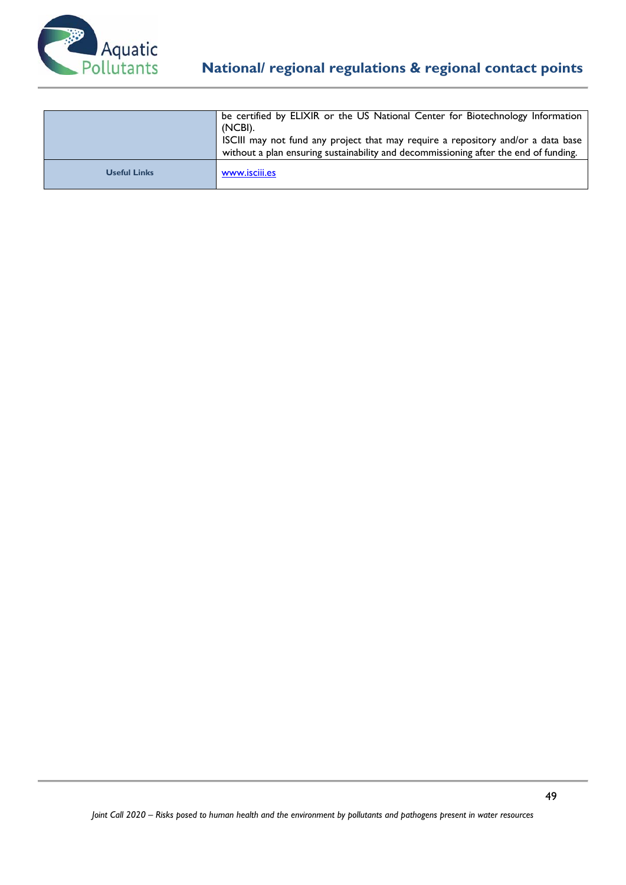| | |
|---|---|
| | be certified by ELIXIR or the US National Center for Biotechnology Information (NCBI).<br>ISCIII may not fund any project that may require a repository and/or a data base without a plan ensuring sustainability and decommissioning after the end of funding. |
| **Useful Links** | [www.isciii.es](http://www.isciii.es) |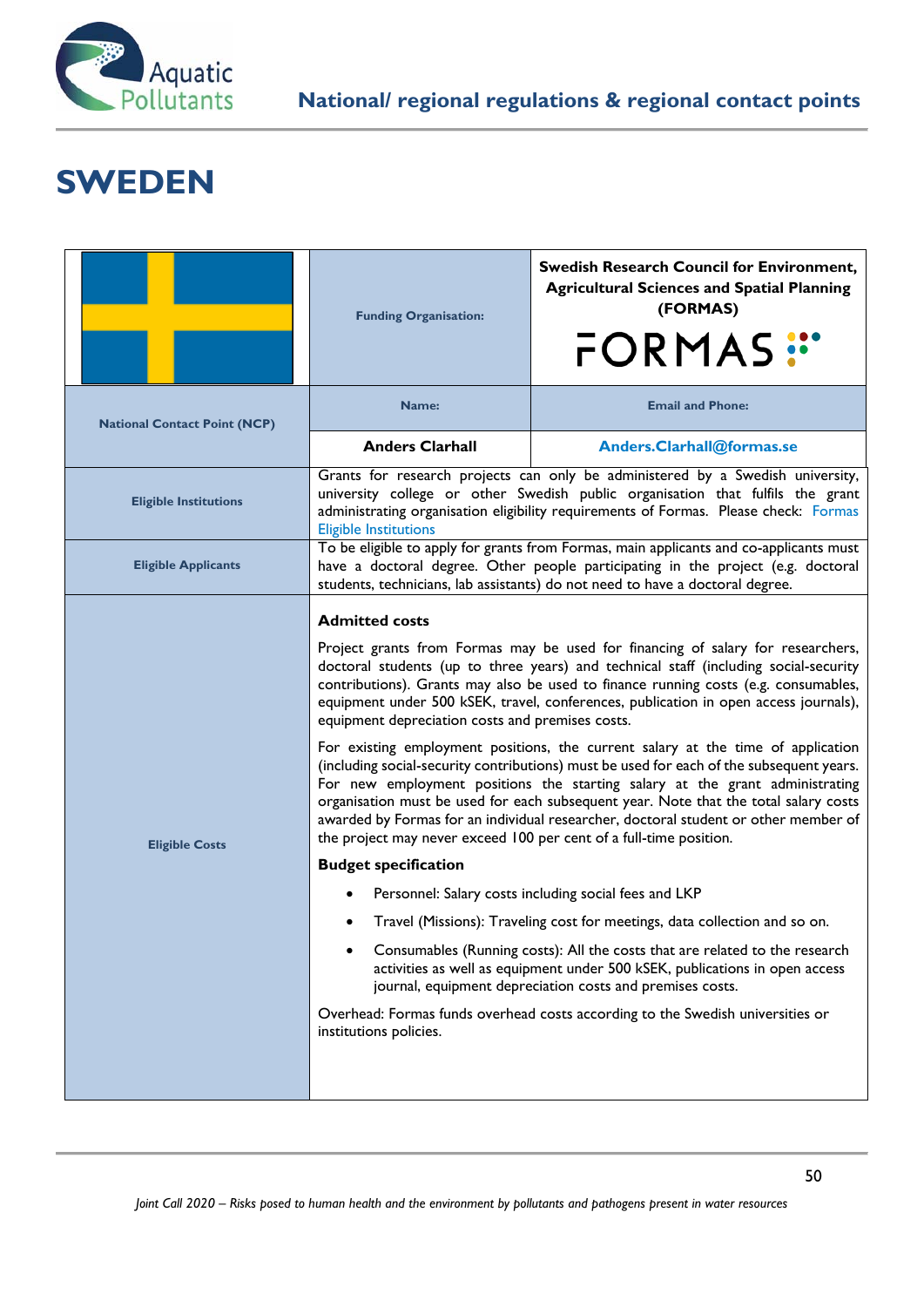# SWEDEN

| | | |
|---|---|---|
| | **Funding Organisation:** | **Swedish Research Council for Environment, Agricultural Sciences and Spatial Planning (FORMAS)** FORMAS |
| **National Contact Point (NCP)** | **Name:** | **Email and Phone:** |
| | **Anders Clarhall** | **Anders.Clarhall@formas.se** |
| **Eligible Institutions** | Grants for research projects can only be administered by a Swedish university, university college or other Swedish public organisation that fulfils the grant administrating organisation eligibility requirements of Formas. Please check: Formas Eligible Institutions | |
| **Eligible Applicants** | To be eligible to apply for grants from Formas, main applicants and co-applicants must have a doctoral degree. Other people participating in the project (e.g. doctoral students, technicians, lab assistants) do not need to have a doctoral degree. | |
| **Eligible Costs** | **Admitted costs**<br><br>Project grants from Formas may be used for financing of salary for researchers, doctoral students (up to three years) and technical staff (including social-security contributions). Grants may also be used to finance running costs (e.g. consumables, equipment under 500 kSEK, travel, conferences, publication in open access journals), equipment depreciation costs and premises costs.<br><br>For existing employment positions, the current salary at the time of application (including social-security contributions) must be used for each of the subsequent years. For new employment positions the starting salary at the grant administrating organisation must be used for each subsequent year. Note that the total salary costs awarded by Formas for an individual researcher, doctoral student or other member of the project may never exceed 100 per cent of a full-time position.<br><br>**Budget specification**<br><br>• Personnel: Salary costs including social fees and LKP<br>• Travel (Missions): Traveling cost for meetings, data collection and so on.<br>• Consumables (Running costs): All the costs that are related to the research activities as well as equipment under 500 kSEK, publications in open access journal, equipment depreciation costs and premises costs.<br><br>Overhead: Formas funds overhead costs according to the Swedish universities or institutions policies. | |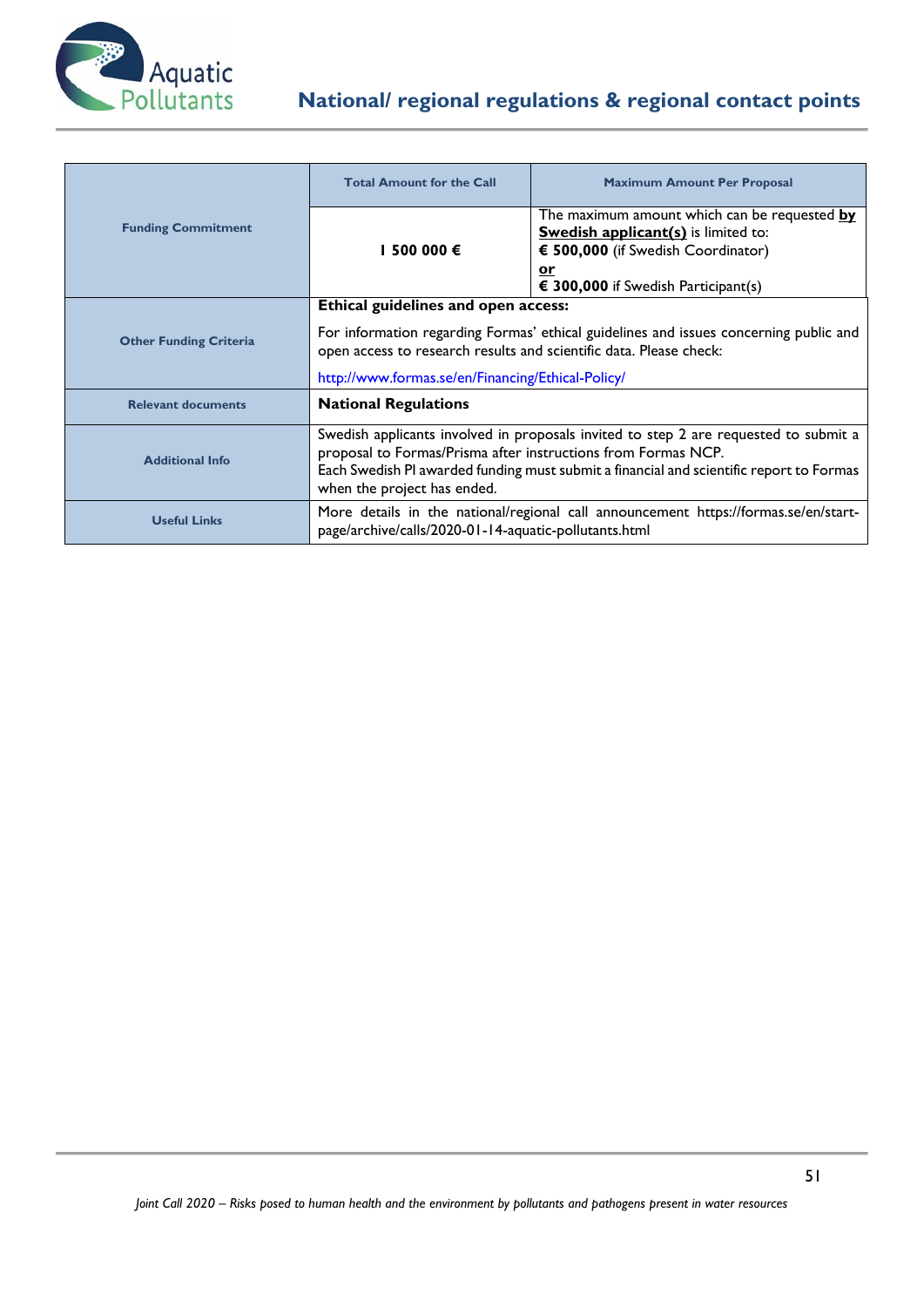| Funding Commitment | Total Amount for the Call | Maximum Amount Per Proposal |
|---|---|---|
| | **1 500 000 €** | The maximum amount which can be requested **by Swedish applicant(s)** is limited to: **€ 500,000** (if Swedish Coordinator) **or** **€ 300,000** if Swedish Participant(s) |
| Other Funding Criteria | **Ethical guidelines and open access:** For information regarding Formas' ethical guidelines and issues concerning public and open access to research results and scientific data. Please check: http://www.formas.se/en/Financing/Ethical-Policy/ | |
| Relevant documents | **National Regulations** | |
| Additional Info | Swedish applicants involved in proposals invited to step 2 are requested to submit a proposal to Formas/Prisma after instructions from Formas NCP. Each Swedish PI awarded funding must submit a financial and scientific report to Formas when the project has ended. | |
| Useful Links | More details in the national/regional call announcement https://formas.se/en/start-page/archive/calls/2020-01-14-aquatic-pollutants.html | |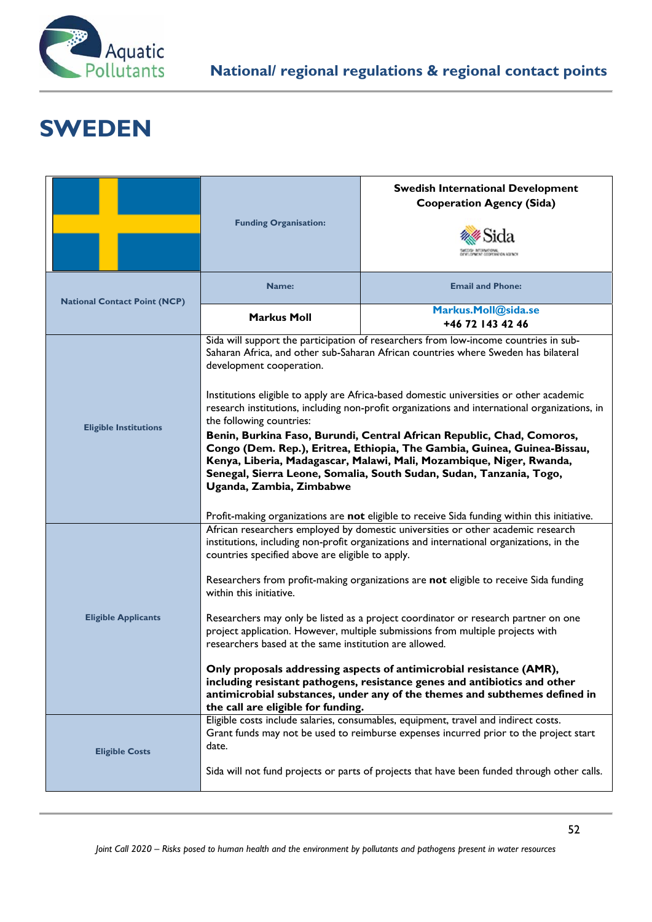# SWEDEN

| | Funding Organisation: | Swedish International Development Cooperation Agency (Sida) |
|---|---|---|
| National Contact Point (NCP) | Name: | Email and Phone: |
| | **Markus Moll** | **Markus.Moll@sida.se** **+46 72 143 42 46** |
| Eligible Institutions | Sida will support the participation of researchers from low-income countries in sub-Saharan Africa, and other sub-Saharan African countries where Sweden has bilateral development cooperation.<br><br>Institutions eligible to apply are Africa-based domestic universities or other academic research institutions, including non-profit organizations and international organizations, in the following countries:<br>**Benin, Burkina Faso, Burundi, Central African Republic, Chad, Comoros, Congo (Dem. Rep.), Eritrea, Ethiopia, The Gambia, Guinea, Guinea-Bissau, Kenya, Liberia, Madagascar, Malawi, Mali, Mozambique, Niger, Rwanda, Senegal, Sierra Leone, Somalia, South Sudan, Sudan, Tanzania, Togo, Uganda, Zambia, Zimbabwe**<br><br>Profit-making organizations are **not** eligible to receive Sida funding within this initiative. | |
| Eligible Applicants | African researchers employed by domestic universities or other academic research institutions, including non-profit organizations and international organizations, in the countries specified above are eligible to apply.<br><br>Researchers from profit-making organizations are **not** eligible to receive Sida funding within this initiative.<br><br>Researchers may only be listed as a project coordinator or research partner on one project application. However, multiple submissions from multiple projects with researchers based at the same institution are allowed.<br><br>**Only proposals addressing aspects of antimicrobial resistance (AMR), including resistant pathogens, resistance genes and antibiotics and other antimicrobial substances, under any of the themes and subthemes defined in the call are eligible for funding.** | |
| Eligible Costs | Eligible costs include salaries, consumables, equipment, travel and indirect costs. Grant funds may not be used to reimburse expenses incurred prior to the project start date.<br><br>Sida will not fund projects or parts of projects that have been funded through other calls. | |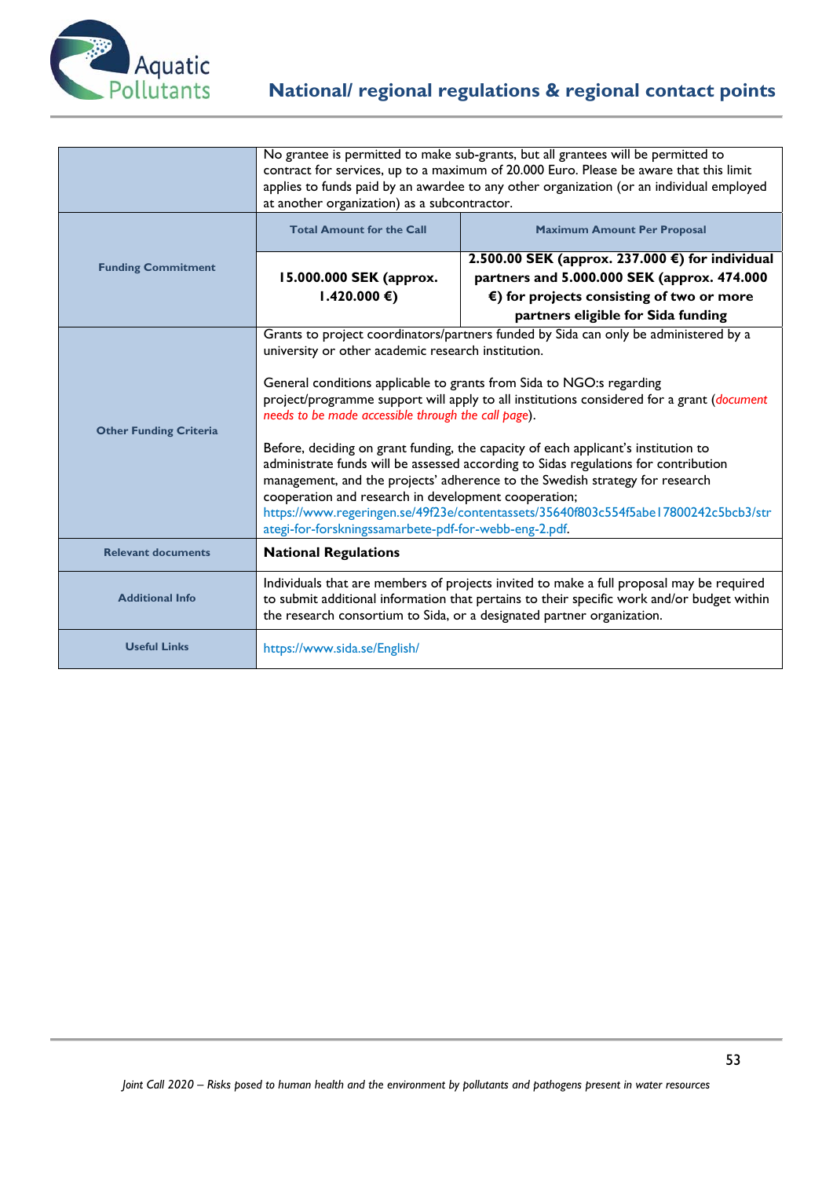| | | |
|---|---|---|
| | No grantee is permitted to make sub-grants, but all grantees will be permitted to contract for services, up to a maximum of 20.000 Euro. Please be aware that this limit applies to funds paid by an awardee to any other organization (or an individual employed at another organization) as a subcontractor. | |
| **Funding Commitment** | **Total Amount for the Call** | **Maximum Amount Per Proposal** |
| | **15.000.000 SEK (approx. 1.420.000 €)** | **2.500.00 SEK (approx. 237.000 €) for individual partners and 5.000.000 SEK (approx. 474.000 €) for projects consisting of two or more partners eligible for Sida funding** |
| **Other Funding Criteria** | Grants to project coordinators/partners funded by Sida can only be administered by a university or other academic research institution.<br><br>General conditions applicable to grants from Sida to NGO:s regarding project/programme support will apply to all institutions considered for a grant (*document needs to be made accessible through the call page*).<br><br>Before, deciding on grant funding, the capacity of each applicant's institution to administrate funds will be assessed according to Sidas regulations for contribution management, and the projects' adherence to the Swedish strategy for research cooperation and research in development cooperation; https://www.regeringen.se/49f23e/contentassets/35640f803c554f5abe17800242c5bcb3/strategi-for-forskningssamarbete-pdf-for-webb-eng-2.pdf. | |
| **Relevant documents** | **National Regulations** | |
| **Additional Info** | Individuals that are members of projects invited to make a full proposal may be required to submit additional information that pertains to their specific work and/or budget within the research consortium to Sida, or a designated partner organization. | |
| **Useful Links** | https://www.sida.se/English/ | |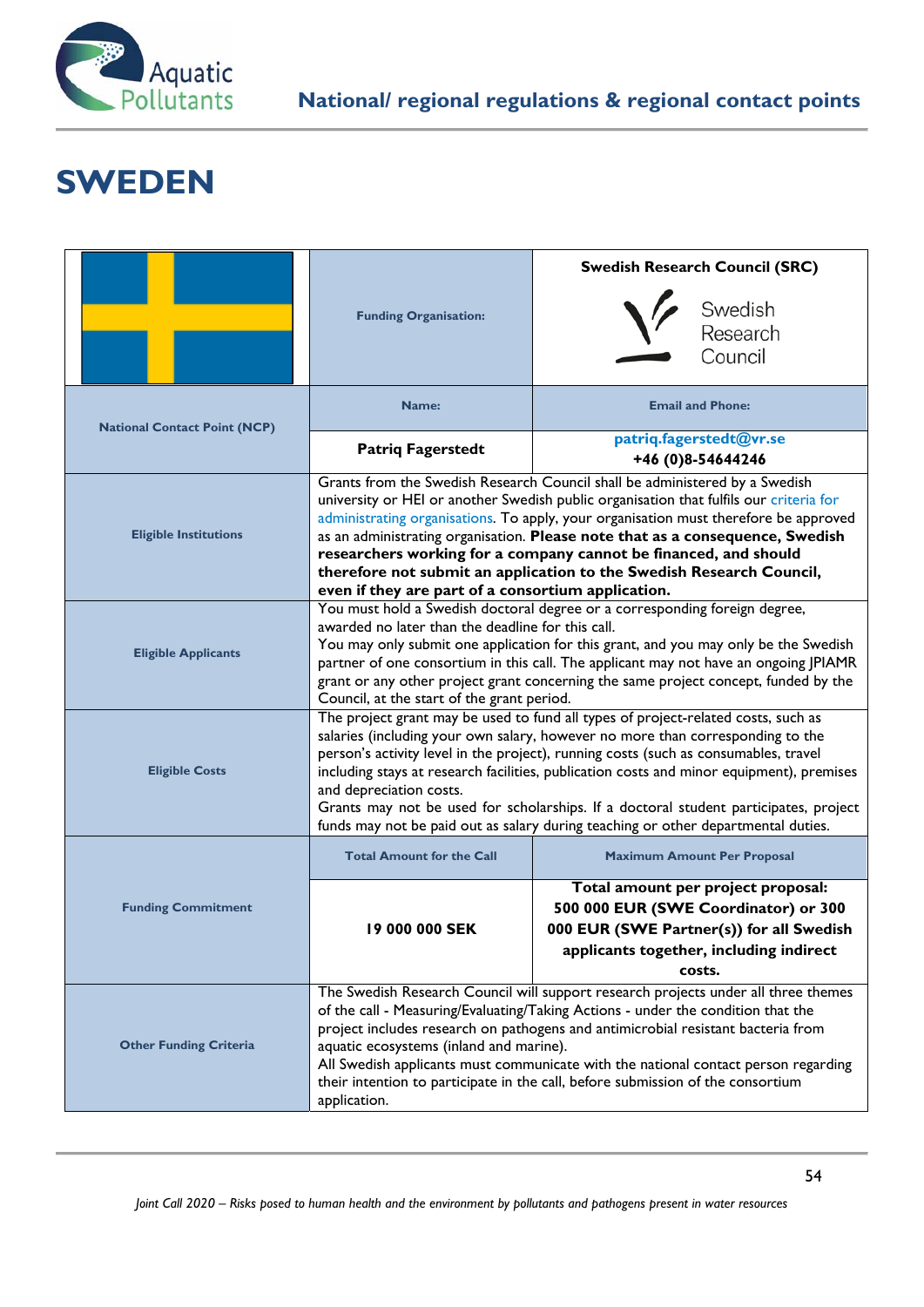# SWEDEN

| | Funding Organisation: | Swedish Research Council (SRC) |
|---|---|---|
| National Contact Point (NCP) | Name: | Email and Phone: |
| | **Patriq Fagerstedt** | **patriq.fagerstedt@vr.se** **+46 (0)8-54644246** |
| Eligible Institutions | Grants from the Swedish Research Council shall be administered by a Swedish university or HEI or another Swedish public organisation that fulfils our criteria for administrating organisations. To apply, your organisation must therefore be approved as an administrating organisation. **Please note that as a consequence, Swedish researchers working for a company cannot be financed, and should therefore not submit an application to the Swedish Research Council, even if they are part of a consortium application.** | |
| Eligible Applicants | You must hold a Swedish doctoral degree or a corresponding foreign degree, awarded no later than the deadline for this call. You may only submit one application for this grant, and you may only be the Swedish partner of one consortium in this call. The applicant may not have an ongoing JPIAMR grant or any other project grant concerning the same project concept, funded by the Council, at the start of the grant period. | |
| Eligible Costs | The project grant may be used to fund all types of project-related costs, such as salaries (including your own salary, however no more than corresponding to the person's activity level in the project), running costs (such as consumables, travel including stays at research facilities, publication costs and minor equipment), premises and depreciation costs. Grants may not be used for scholarships. If a doctoral student participates, project funds may not be paid out as salary during teaching or other departmental duties. | |
| Funding Commitment | Total Amount for the Call | Maximum Amount Per Proposal |
| | **19 000 000 SEK** | **Total amount per project proposal: 500 000 EUR (SWE Coordinator) or 300 000 EUR (SWE Partner(s)) for all Swedish applicants together, including indirect costs.** |
| Other Funding Criteria | The Swedish Research Council will support research projects under all three themes of the call - Measuring/Evaluating/Taking Actions - under the condition that the project includes research on pathogens and antimicrobial resistant bacteria from aquatic ecosystems (inland and marine). All Swedish applicants must communicate with the national contact person regarding their intention to participate in the call, before submission of the consortium application. | |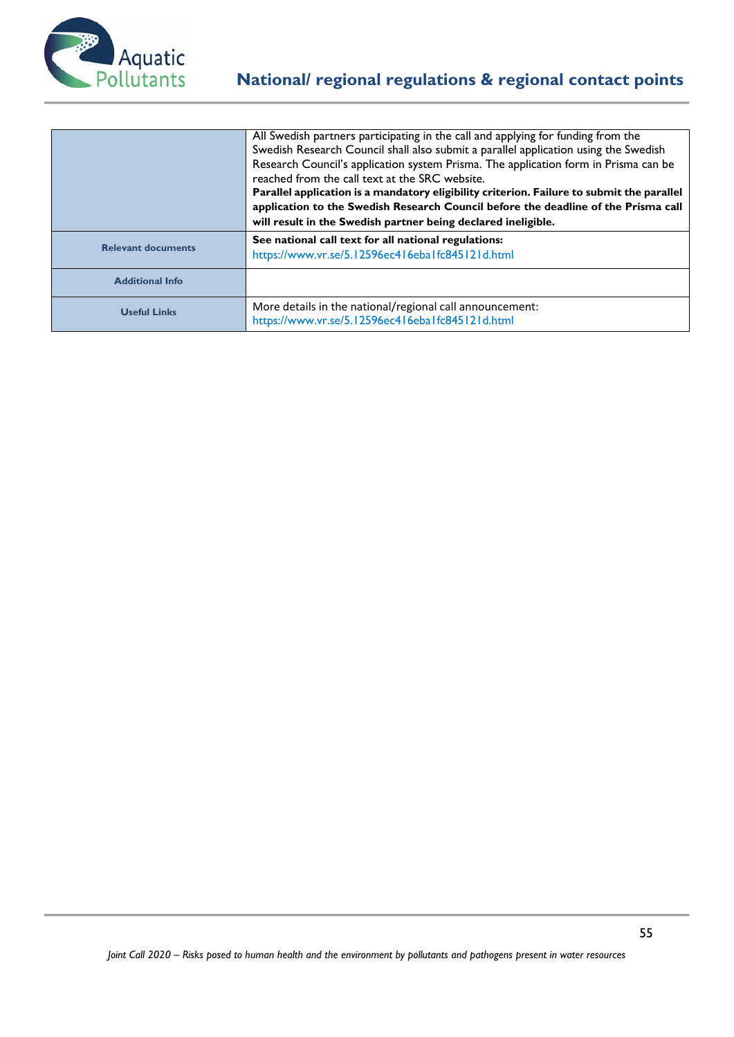| | |
|---|---|
| | All Swedish partners participating in the call and applying for funding from the Swedish Research Council shall also submit a parallel application using the Swedish Research Council's application system Prisma. The application form in Prisma can be reached from the call text at the SRC website. **Parallel application is a mandatory eligibility criterion. Failure to submit the parallel application to the Swedish Research Council before the deadline of the Prisma call will result in the Swedish partner being declared ineligible.** |
| **Relevant documents** | **See national call text for all national regulations:** https://www.vr.se/5.12596ec416eba1fc845121d.html |
| **Additional Info** | |
| **Useful Links** | More details in the national/regional call announcement: https://www.vr.se/5.12596ec416eba1fc845121d.html |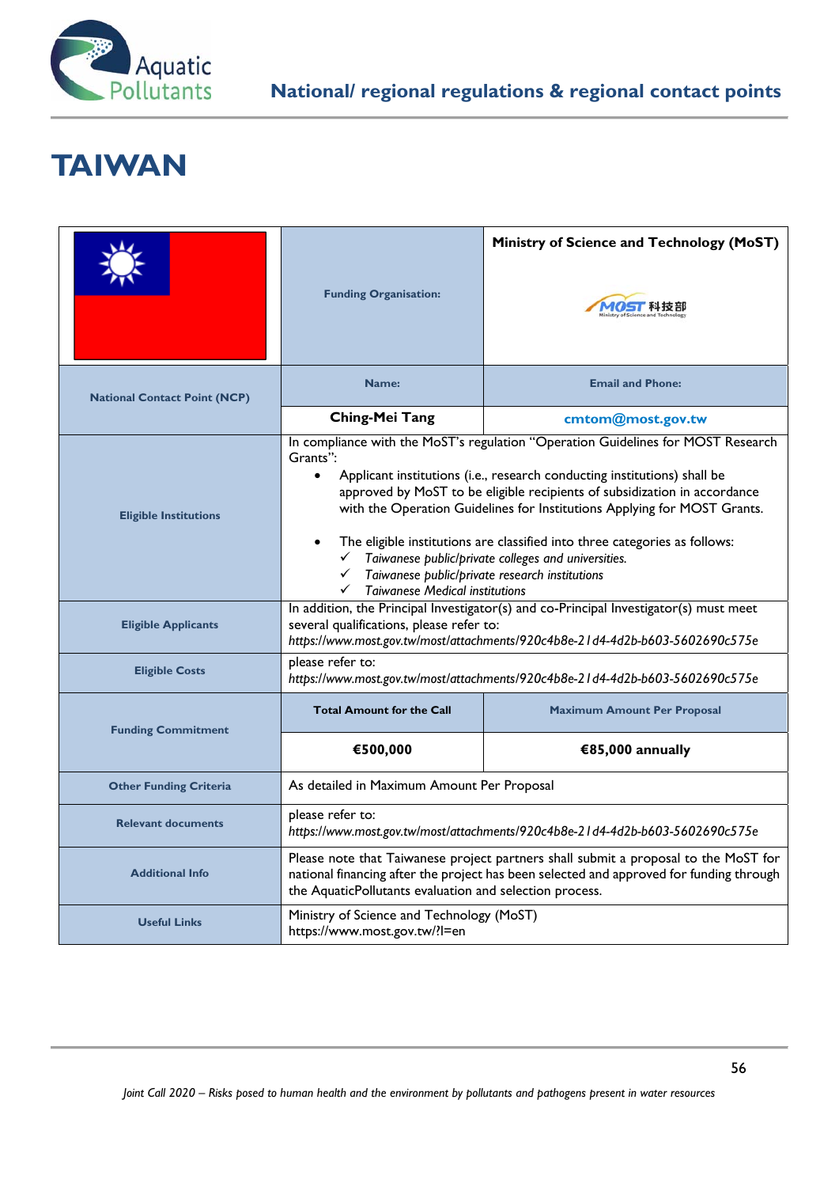# TAIWAN

| | Funding Organisation: | Ministry of Science and Technology (MoST) |
|---|---|---|
| National Contact Point (NCP) | Name: | Email and Phone: |
| | Ching-Mei Tang | cmtom@most.gov.tw |
| Eligible Institutions | In compliance with the MoST's regulation "Operation Guidelines for MOST Research Grants":<br>• Applicant institutions (i.e., research conducting institutions) shall be approved by MoST to be eligible recipients of subsidization in accordance with the Operation Guidelines for Institutions Applying for MOST Grants.<br>• The eligible institutions are classified into three categories as follows:<br>✓ *Taiwanese public/private colleges and universities.*<br>✓ *Taiwanese public/private research institutions*<br>✓ *Taiwanese Medical institutions* | |
| Eligible Applicants | In addition, the Principal Investigator(s) and co-Principal Investigator(s) must meet several qualifications, please refer to: *https://www.most.gov.tw/most/attachments/920c4b8e-21d4-4d2b-b603-5602690c575e* | |
| Eligible Costs | please refer to: *https://www.most.gov.tw/most/attachments/920c4b8e-21d4-4d2b-b603-5602690c575e* | |
| Funding Commitment | Total Amount for the Call | Maximum Amount Per Proposal |
| | €500,000 | €85,000 annually |
| Other Funding Criteria | As detailed in Maximum Amount Per Proposal | |
| Relevant documents | please refer to: *https://www.most.gov.tw/most/attachments/920c4b8e-21d4-4d2b-b603-5602690c575e* | |
| Additional Info | Please note that Taiwanese project partners shall submit a proposal to the MoST for national financing after the project has been selected and approved for funding through the AquaticPollutants evaluation and selection process. | |
| Useful Links | Ministry of Science and Technology (MoST)<br>https://www.most.gov.tw/?l=en | |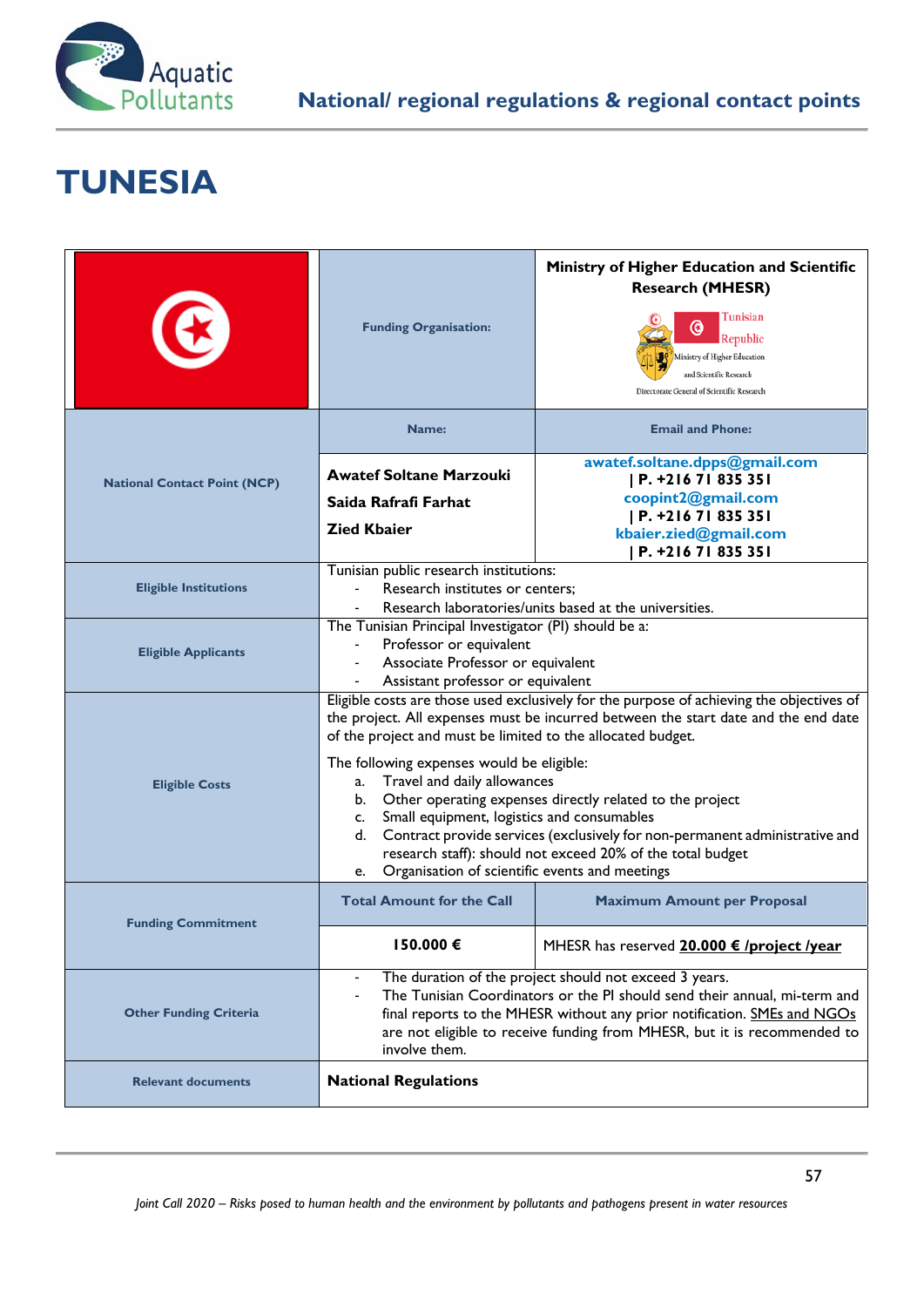# TUNESIA

| | Funding Organisation: | Ministry of Higher Education and Scientific Research (MHESR)<br>Tunisian Republic<br>Ministry of Higher Education and Scientific Research<br>Directorate General of Scientific Research |
|---|---|---|
| National Contact Point (NCP) | **Name:** | **Email and Phone:** |
| | **Awatef Soltane Marzouki**<br>**Saida Rafrafi Farhat**<br>**Zied Kbaier** | awatef.soltane.dpps@gmail.com \| P. +216 71 835 351<br>coopint2@gmail.com \| P. +216 71 835 351<br>kbaier.zied@gmail.com \| P. +216 71 835 351 |
| Eligible Institutions | Tunisian public research institutions:<br>- Research institutes or centers;<br>- Research laboratories/units based at the universities. | |
| Eligible Applicants | The Tunisian Principal Investigator (PI) should be a:<br>- Professor or equivalent<br>- Associate Professor or equivalent<br>- Assistant professor or equivalent | |
| Eligible Costs | Eligible costs are those used exclusively for the purpose of achieving the objectives of the project. All expenses must be incurred between the start date and the end date of the project and must be limited to the allocated budget.<br><br>The following expenses would be eligible:<br>a. Travel and daily allowances<br>b. Other operating expenses directly related to the project<br>c. Small equipment, logistics and consumables<br>d. Contract provide services (exclusively for non-permanent administrative and research staff): should not exceed 20% of the total budget<br>e. Organisation of scientific events and meetings | |
| Funding Commitment | **Total Amount for the Call** | **Maximum Amount per Proposal** |
| | **150.000 €** | MHESR has reserved **20.000 € /project /year** |
| Other Funding Criteria | - The duration of the project should not exceed 3 years.<br>- The Tunisian Coordinators or the PI should send their annual, mi-term and final reports to the MHESR without any prior notification. SMEs and NGOs are not eligible to receive funding from MHESR, but it is recommended to involve them. | |
| Relevant documents | **National Regulations** | |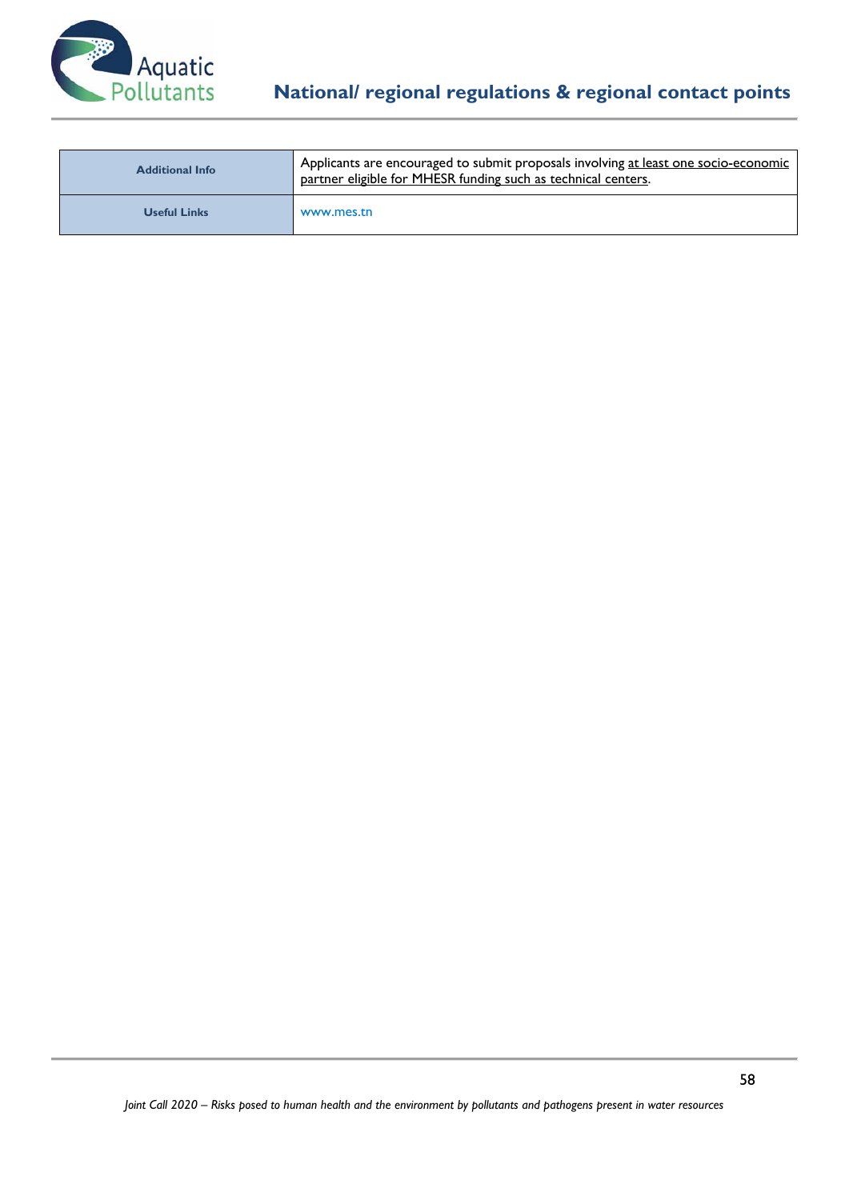| Additional Info | Applicants are encouraged to submit proposals involving at least one socio-economic partner eligible for MHESR funding such as technical centers. |
|---|---|
| Useful Links | www.mes.tn |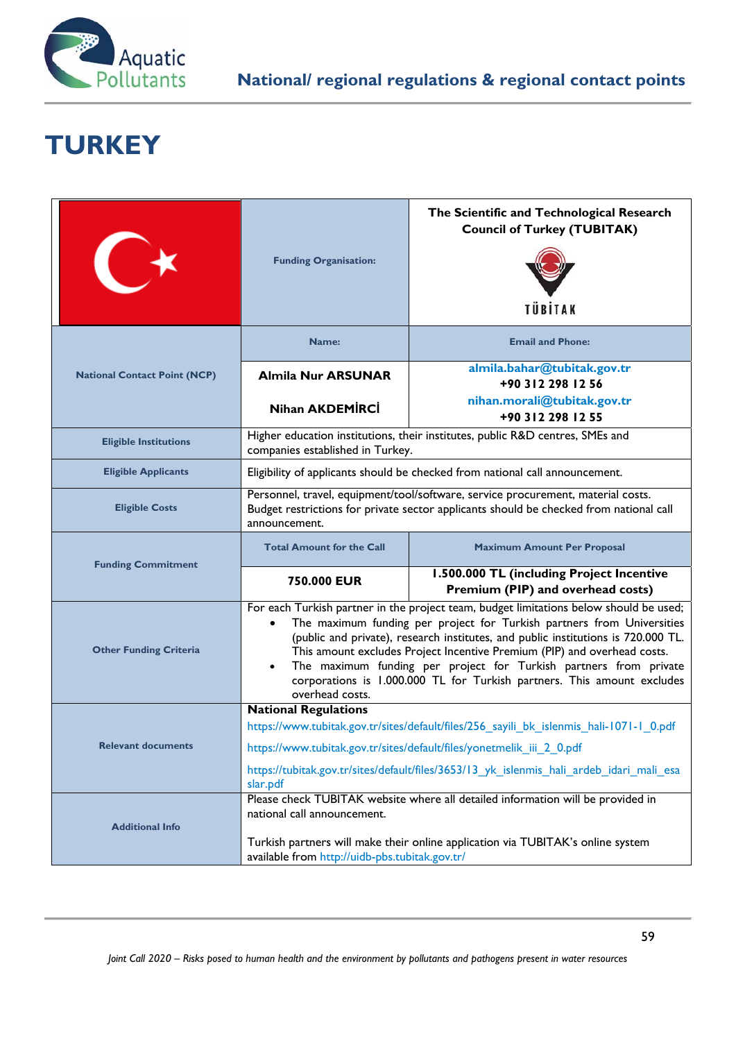# TURKEY

| | Funding Organisation: | The Scientific and Technological Research Council of Turkey (TUBITAK) |
|---|---|---|
| National Contact Point (NCP) | Name: | Email and Phone: |
| | Almila Nur ARSUNAR | almila.bahar@tubitak.gov.tr<br>+90 312 298 12 56 |
| | Nihan AKDEMİRCİ | nihan.morali@tubitak.gov.tr<br>+90 312 298 12 55 |
| Eligible Institutions | Higher education institutions, their institutes, public R&D centres, SMEs and companies established in Turkey. | |
| Eligible Applicants | Eligibility of applicants should be checked from national call announcement. | |
| Eligible Costs | Personnel, travel, equipment/tool/software, service procurement, material costs. Budget restrictions for private sector applicants should be checked from national call announcement. | |
| Funding Commitment | Total Amount for the Call | Maximum Amount Per Proposal |
| | 750.000 EUR | 1.500.000 TL (including Project Incentive Premium (PIP) and overhead costs) |
| Other Funding Criteria | For each Turkish partner in the project team, budget limitations below should be used;<br>• The maximum funding per project for Turkish partners from Universities (public and private), research institutes, and public institutions is 720.000 TL. This amount excludes Project Incentive Premium (PIP) and overhead costs.<br>• The maximum funding per project for Turkish partners from private corporations is 1.000.000 TL for Turkish partners. This amount excludes overhead costs. | |
| Relevant documents | **National Regulations**<br>https://www.tubitak.gov.tr/sites/default/files/256_sayili_bk_islenmis_hali-1071-1_0.pdf<br>https://www.tubitak.gov.tr/sites/default/files/yonetmelik_iii_2_0.pdf<br>https://tubitak.gov.tr/sites/default/files/3653/13_yk_islenmis_hali_ardeb_idari_mali_esaslar.pdf | |
| Additional Info | Please check TUBITAK website where all detailed information will be provided in national call announcement.<br><br>Turkish partners will make their online application via TUBITAK's online system available from http://uidb-pbs.tubitak.gov.tr/ | |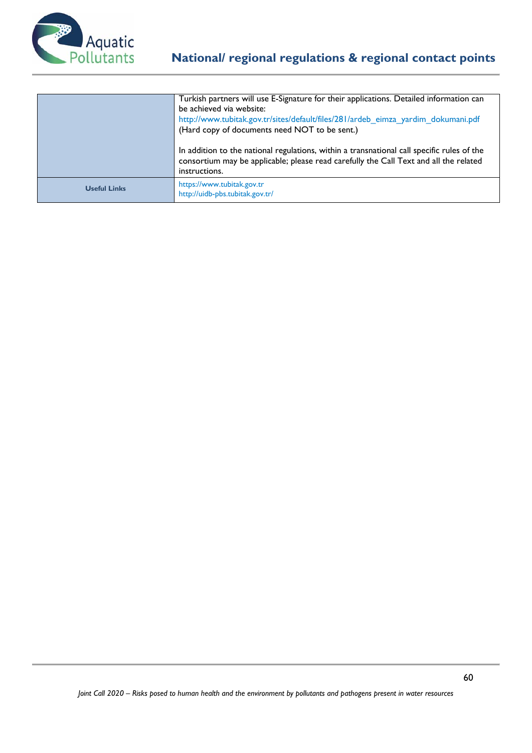| | |
|---|---|
| | Turkish partners will use E-Signature for their applications. Detailed information can be achieved via website: http://www.tubitak.gov.tr/sites/default/files/281/ardeb_eimza_yardim_dokumani.pdf (Hard copy of documents need NOT to be sent.)<br><br>In addition to the national regulations, within a transnational call specific rules of the consortium may be applicable; please read carefully the Call Text and all the related instructions. |
| **Useful Links** | https://www.tubitak.gov.tr<br>http://uidb-pbs.tubitak.gov.tr/ |